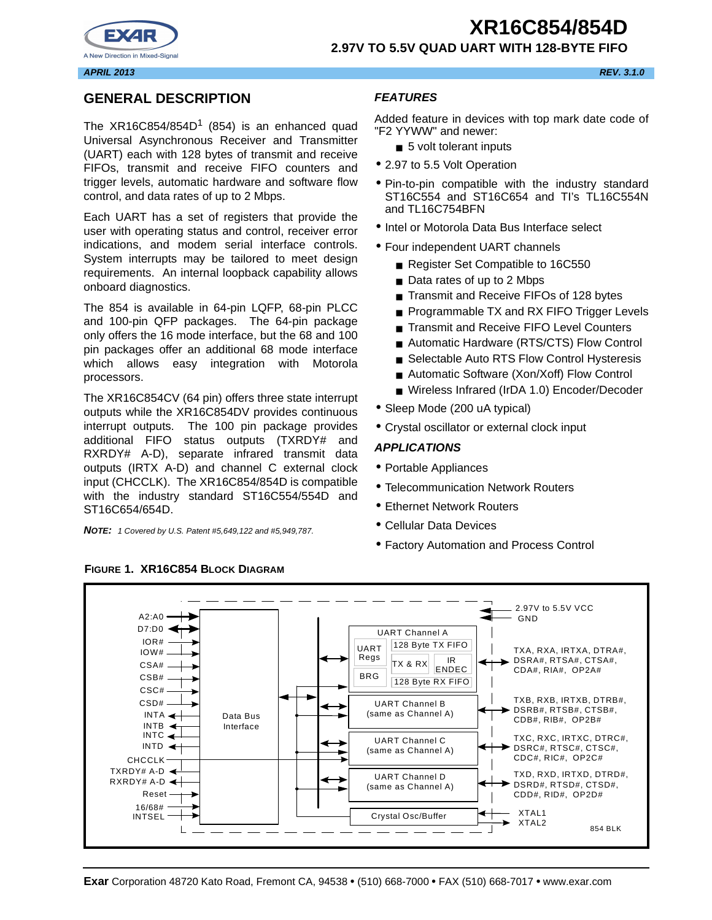# XR16C854/854D

## 2.97V TO 5.5V QUAD UART WITH 128-BYTE FIFO

*APRIL 2013* *REV. 3.1.0*

## GENERAL DESCRIPTION

The XR16C854/854D[1] (854) is an enhanced quad Universal Asynchronous Receiver and Transmitter (UART) each with 128 bytes of transmit and receive FIFOs, transmit and receive FIFO counters and trigger levels, automatic hardware and software flow control, and data rates of up to 2 Mbps.

Each UART has a set of registers that provide the user with operating status and control, receiver error indications, and modem serial interface controls. System interrupts may be tailored to meet design requirements. An internal loopback capability allows onboard diagnostics.

The 854 is available in 64-pin LQFP, 68-pin PLCC and 100-pin QFP packages. The 64-pin package only offers the 16 mode interface, but the 68 and 100 pin packages offer an additional 68 mode interface which allows easy integration with Motorola processors.

The XR16C854CV (64 pin) offers three state interrupt outputs while the XR16C854DV provides continuous interrupt outputs. The 100 pin package provides additional FIFO status outputs (TXRDY# and RXRDY# A-D), separate infrared transmit data outputs (IRTX A-D) and channel C external clock input (CHCCLK). The XR16C854/854D is compatible with the industry standard ST16C554/554D and ST16C654/654D.

**NOTE:** *1 Covered by U.S. Patent #5,649,122 and #5,949,787.*

## *FEATURES*

Added feature in devices with top mark date code of "F2 YYWW" and newer:

- 5 volt tolerant inputs

- 2.97 to 5.5 Volt Operation
- Pin-to-pin compatible with the industry standard ST16C554 and ST16C654 and TI's TL16C554N and TL16C754BFN
- Intel or Motorola Data Bus Interface select
- Four independent UART channels
  - Register Set Compatible to 16C550
  - Data rates of up to 2 Mbps
  - Transmit and Receive FIFOs of 128 bytes
  - Programmable TX and RX FIFO Trigger Levels
  - Transmit and Receive FIFO Level Counters
  - Automatic Hardware (RTS/CTS) Flow Control
  - Selectable Auto RTS Flow Control Hysteresis
  - Automatic Software (Xon/Xoff) Flow Control
  - Wireless Infrared (IrDA 1.0) Encoder/Decoder
- Sleep Mode (200 uA typical)
- Crystal oscillator or external clock input

## *APPLICATIONS*

- Portable Appliances
- Telecommunication Network Routers
- Ethernet Network Routers
- Cellular Data Devices
- Factory Automation and Process Control

**FIGURE 1. XR16C854 BLOCK DIAGRAM**

A2:A0, D7:D0, IOR#, IOW#, CSA#, CSB#, CSC#, CSD#, INTA, INTB, INTC, INTD, CHCCLK, TXRDY# A-D, RXRDY# A-D, Reset, 16/68#, INTSEL — Data Bus Interface

UART Channel A: UART Regs, BRG, 128 Byte TX FIFO, TX & RX, IR ENDEC, 128 Byte RX FIFO

UART Channel B (same as Channel A)

UART Channel C (same as Channel A)

UART Channel D (same as Channel A)

Crystal Osc/Buffer

2.97V to 5.5V VCC, GND

TXA, RXA, IRTXA, DTRA#, DSRA#, RTSA#, CTSA#, CDA#, RIA#, OP2A#

TXB, RXB, IRTXB, DTRB#, DSRB#, RTSB#, CTSB#, CDB#, RIB#, OP2B#

TXC, RXC, IRTXC, DTRC#, DSRC#, RTSC#, CTSC#, CDC#, RIC#, OP2C#

TXD, RXD, IRTXD, DTRD#, DSRD#, RTSD#, CTSD#, CDD#, RID#, OP2D#

XTAL1, XTAL2

854 BLK

**Exar** Corporation 48720 Kato Road, Fremont CA, 94538 • (510) 668-7000 • FAX (510) 668-7017 • www.exar.com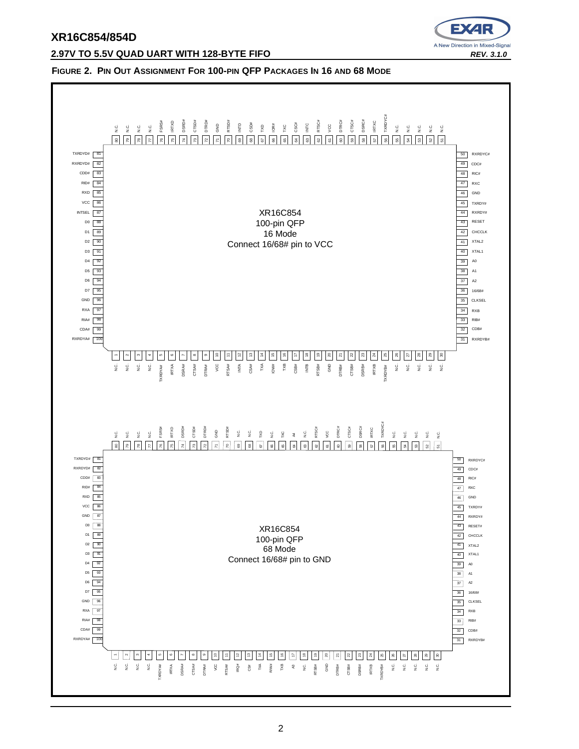**FIGURE 2. PIN OUT ASSIGNMENT FOR 100-PIN QFP PACKAGES IN 16 AND 68 MODE**

**XR16C854 100-pin QFP 16 Mode — Connect 16/68# pin to VCC**

| Pin | Name | Pin | Name | Pin | Name | Pin | Name |
|---|---|---|---|---|---|---|---|
| 1 | N.C. | 26 | N.C. | 51 | N.C. | 76 | FSRS# |
| 2 | N.C. | 27 | N.C. | 52 | N.C. | 77 | N.C. |
| 3 | N.C. | 28 | N.C. | 53 | N.C. | 78 | N.C. |
| 4 | N.C. | 29 | N.C. | 54 | N.C. | 79 | N.C. |
| 5 | TXRDYA# | 30 | N.C. | 55 | N.C. | 80 | N.C. |
| 6 | IRTXA | 31 | RXRDYB# | 56 | TXRDYC# | 81 | TXRDYD# |
| 7 | DSRA# | 32 | CDB# | 57 | IRTXC | 82 | RXRDYD# |
| 8 | CTSA# | 33 | RIB# | 58 | DSRC# | 83 | CDD# |
| 9 | DTRA# | 34 | RXB | 59 | CTSC# | 84 | RID# |
| 10 | VCC | 35 | CLKSEL | 60 | DTRC# | 85 | RXD |
| 11 | RTSA# | 36 | 16/68# | 61 | VCC | 86 | VCC |
| 12 | INTA | 37 | A2 | 62 | RTSC# | 87 | INTSEL |
| 13 | CSA# | 38 | A1 | 63 | INTC | 88 | D0 |
| 14 | TXA | 39 | A0 | 64 | CSC# | 89 | D1 |
| 15 | IOW# | 40 | XTAL1 | 65 | TXC | 90 | D2 |
| 16 | TXB | 41 | XTAL2 | 66 | IOR# | 91 | D3 |
| 17 | CSB# | 42 | CHCCLK | 67 | TXD | 92 | D4 |
| 18 | INTB | 43 | RESET | 68 | CSD# | 93 | D5 |
| 19 | RTSB# | 44 | RXRDY# | 69 | INTD | 94 | D6 |
| 20 | GND | 45 | TXRDY# | 70 | RTSD# | 95 | D7 |
| 21 | DTRB# | 46 | GND | 71 | GND | 96 | GND |
| 22 | CTSB# | 47 | RXC | 72 | DTRD# | 97 | RXA |
| 23 | DSRB# | 48 | RIC# | 73 | CTSD# | 98 | RIA# |
| 24 | IRTXB | 49 | CDC# | 74 | DSRD# | 99 | CDA# |
| 25 | TXRDYB# | 50 | RXRDYC# | 75 | IRTXD | 100 | RXRDYA# |

**XR16C854 100-pin QFP 68 Mode — Connect 16/68# pin to GND**

| Pin | Name | Pin | Name | Pin | Name | Pin | Name |
|---|---|---|---|---|---|---|---|
| 1 | N.C. | 26 | N.C. | 51 | N.C. | 76 | FSRS# |
| 2 | N.C. | 27 | N.C. | 52 | N.C. | 77 | N.C. |
| 3 | N.C. | 28 | N.C. | 53 | N.C. | 78 | N.C. |
| 4 | N.C. | 29 | N.C. | 54 | N.C. | 79 | N.C. |
| 5 | TXRDYA# | 30 | N.C. | 55 | N.C. | 80 | N.C. |
| 6 | IRTXA | 31 | RXRDYB# | 56 | TXRDYC# | 81 | TXRDYD# |
| 7 | DSRA# | 32 | CDB# | 57 | IRTXC | 82 | RXRDYD# |
| 8 | CTSA# | 33 | RIB# | 58 | DSRC# | 83 | CDD# |
| 9 | DTRA# | 34 | RXB | 59 | CTSC# | 84 | RID# |
| 10 | VCC | 35 | CLKSEL | 60 | DTRC# | 85 | RXD |
| 11 | RTSA# | 36 | 16/68# | 61 | VCC | 86 | VCC |
| 12 | IRQ# | 37 | A2 | 62 | RTSC# | 87 | GND |
| 13 | CS# | 38 | A1 | 63 | N.C. | 88 | D0 |
| 14 | TXA | 39 | A0 | 64 | A4 | 89 | D1 |
| 15 | R/W# | 40 | XTAL1 | 65 | TXC | 90 | D2 |
| 16 | TXB | 41 | XTAL2 | 66 | N.C. | 91 | D3 |
| 17 | A3 | 42 | CHCCLK | 67 | TXD | 92 | D4 |
| 18 | N.C. | 43 | RESET# | 68 | N.C. | 93 | D5 |
| 19 | RTSB# | 44 | RXRDY# | 69 | N.C. | 94 | D6 |
| 20 | GND | 45 | TXRDY# | 70 | RTSD# | 95 | D7 |
| 21 | DTRB# | 46 | GND | 71 | GND | 96 | GND |
| 22 | CTSB# | 47 | RXC | 72 | DTRD# | 97 | RXA |
| 23 | DSRB# | 48 | RIC# | 73 | CTSD# | 98 | RIA# |
| 24 | IRTXB | 49 | CDC# | 74 | DSRD# | 99 | CDA# |
| 25 | TXRDYB# | 50 | RXRDYC# | 75 | IRTXD | 100 | RXRDYA# |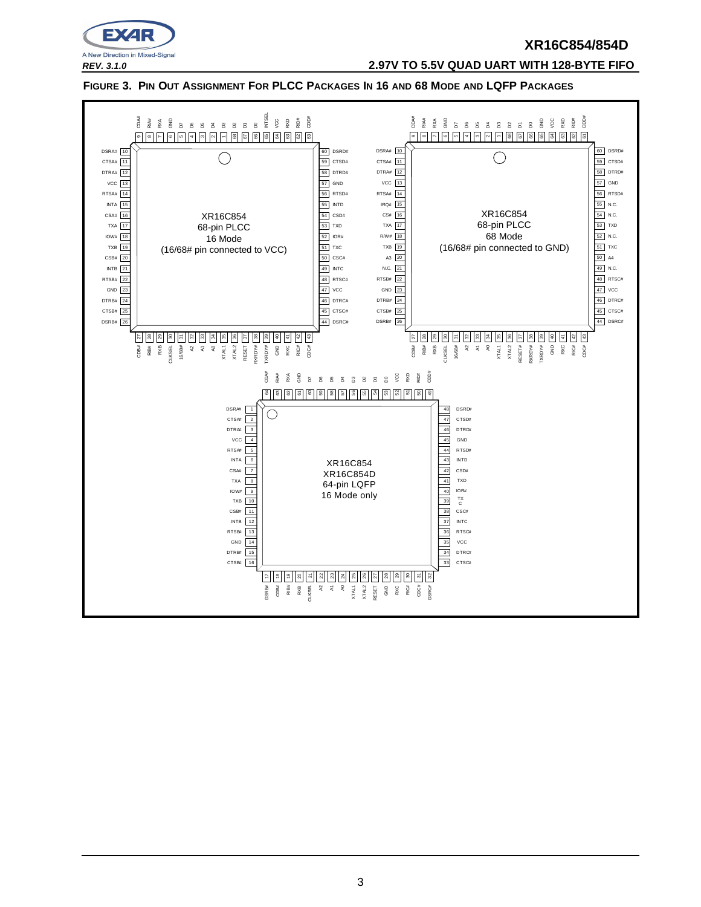## FIGURE 3. PIN OUT ASSIGNMENT FOR PLCC PACKAGES IN 16 AND 68 MODE AND LQFP PACKAGES

XR16C854
68-pin PLCC
16 Mode
(16/68# pin connected to VCC)

XR16C854
68-pin PLCC
68 Mode
(16/68# pin connected to GND)

XR16C854
XR16C854D
64-pin LQFP
16 Mode only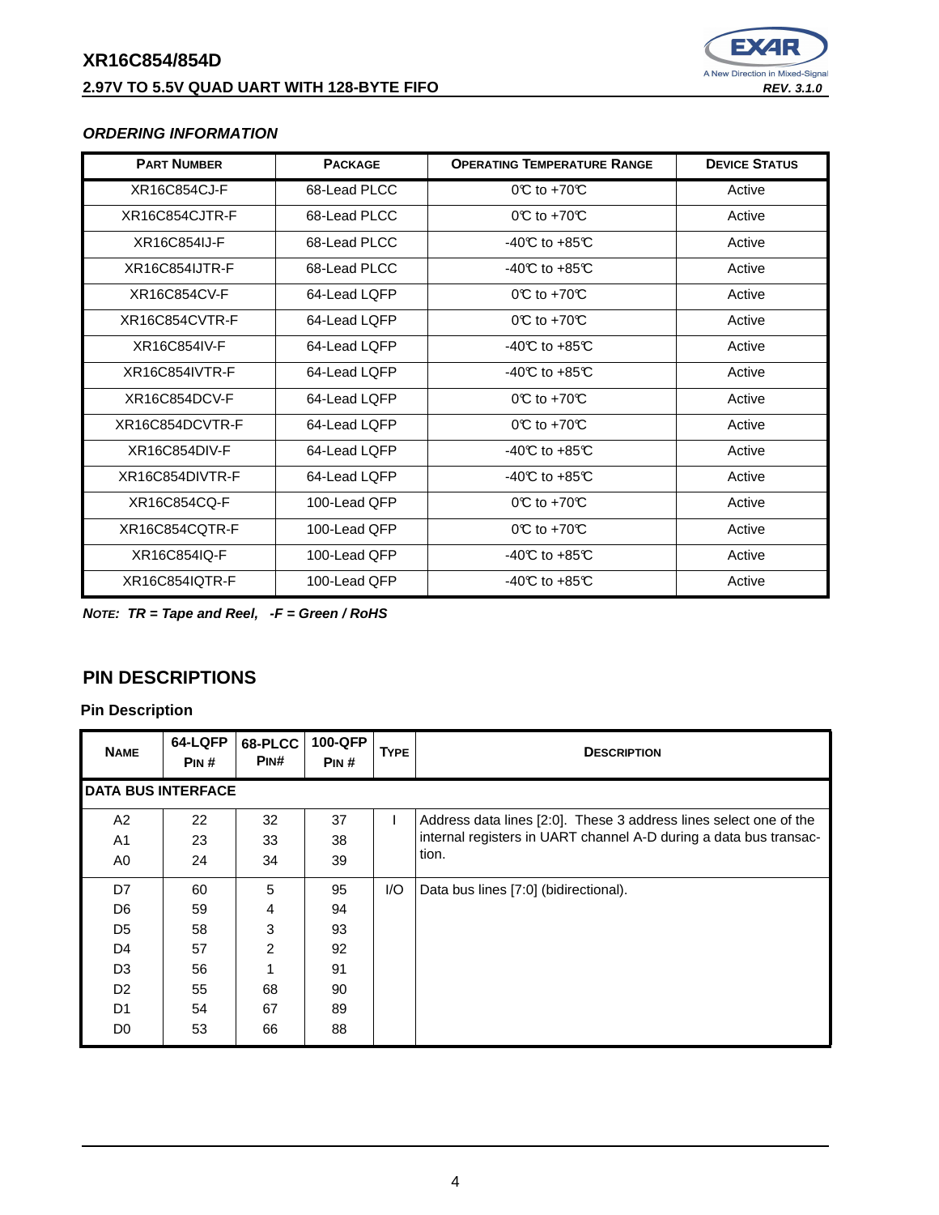### *ORDERING INFORMATION*

| PART NUMBER | PACKAGE | OPERATING TEMPERATURE RANGE | DEVICE STATUS |
|---|---|---|---|
| XR16C854CJ-F | 68-Lead PLCC | 0°C to +70°C | Active |
| XR16C854CJTR-F | 68-Lead PLCC | 0°C to +70°C | Active |
| XR16C854IJ-F | 68-Lead PLCC | -40°C to +85°C | Active |
| XR16C854IJTR-F | 68-Lead PLCC | -40°C to +85°C | Active |
| XR16C854CV-F | 64-Lead LQFP | 0°C to +70°C | Active |
| XR16C854CVTR-F | 64-Lead LQFP | 0°C to +70°C | Active |
| XR16C854IV-F | 64-Lead LQFP | -40°C to +85°C | Active |
| XR16C854IVTR-F | 64-Lead LQFP | -40°C to +85°C | Active |
| XR16C854DCV-F | 64-Lead LQFP | 0°C to +70°C | Active |
| XR16C854DCVTR-F | 64-Lead LQFP | 0°C to +70°C | Active |
| XR16C854DIV-F | 64-Lead LQFP | -40°C to +85°C | Active |
| XR16C854DIVTR-F | 64-Lead LQFP | -40°C to +85°C | Active |
| XR16C854CQ-F | 100-Lead QFP | 0°C to +70°C | Active |
| XR16C854CQTR-F | 100-Lead QFP | 0°C to +70°C | Active |
| XR16C854IQ-F | 100-Lead QFP | -40°C to +85°C | Active |
| XR16C854IQTR-F | 100-Lead QFP | -40°C to +85°C | Active |

***NOTE: TR = Tape and Reel, -F = Green / RoHS***

## PIN DESCRIPTIONS

### Pin Description

| NAME | 64-LQFP PIN # | 68-PLCC PIN# | 100-QFP PIN # | TYPE | DESCRIPTION |
|---|---|---|---|---|---|
| **DATA BUS INTERFACE** | | | | | |
| A2<br>A1<br>A0 | 22<br>23<br>24 | 32<br>33<br>34 | 37<br>38<br>39 | I | Address data lines [2:0]. These 3 address lines select one of the internal registers in UART channel A-D during a data bus transaction. |
| D7<br>D6<br>D5<br>D4<br>D3<br>D2<br>D1<br>D0 | 60<br>59<br>58<br>57<br>56<br>55<br>54<br>53 | 5<br>4<br>3<br>2<br>1<br>68<br>67<br>66 | 95<br>94<br>93<br>92<br>91<br>90<br>89<br>88 | I/O | Data bus lines [7:0] (bidirectional). |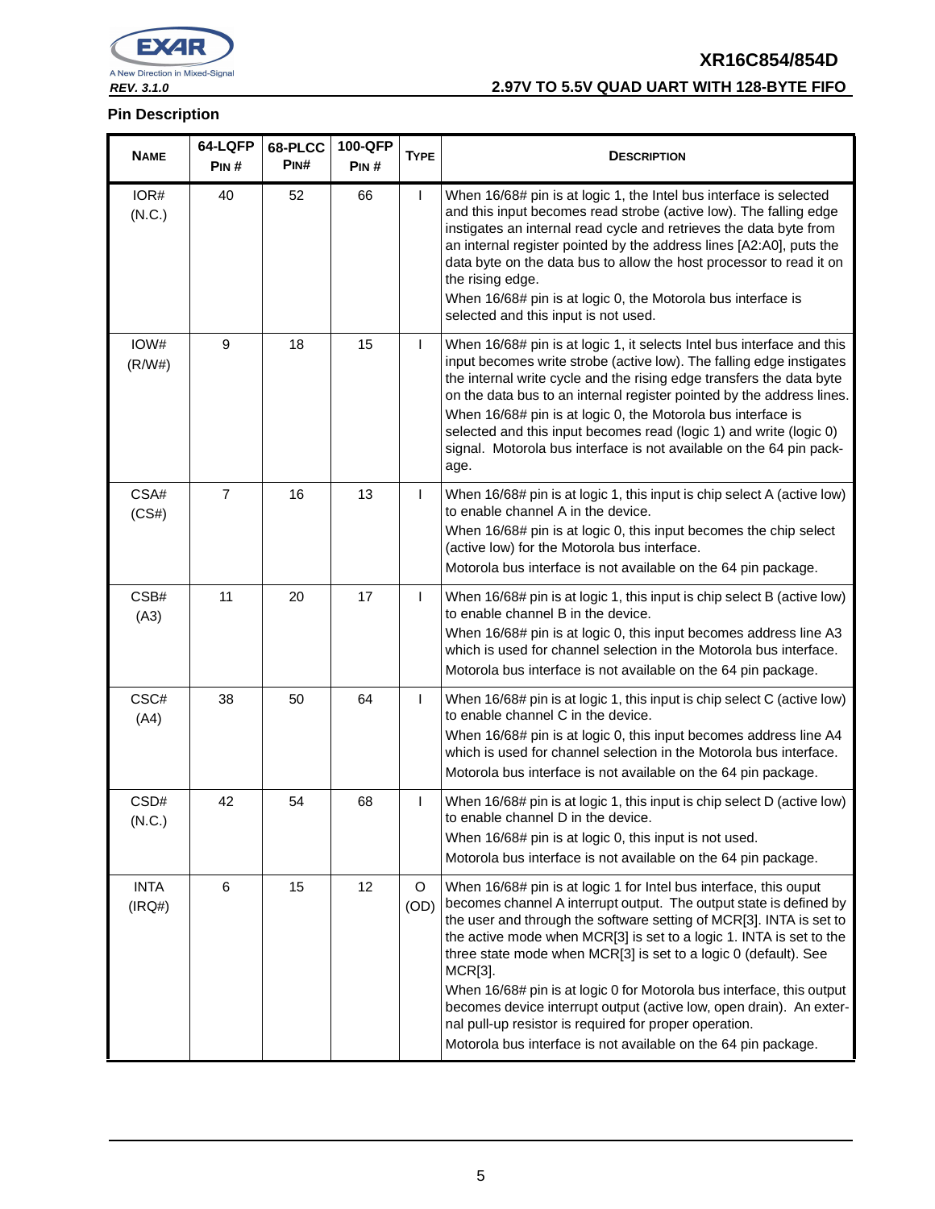## Pin Description

| NAME | 64-LQFP PIN # | 68-PLCC PIN# | 100-QFP PIN # | TYPE | DESCRIPTION |
|---|---|---|---|---|---|
| IOR# (N.C.) | 40 | 52 | 66 | I | When 16/68# pin is at logic 1, the Intel bus interface is selected and this input becomes read strobe (active low). The falling edge instigates an internal read cycle and retrieves the data byte from an internal register pointed by the address lines [A2:A0], puts the data byte on the data bus to allow the host processor to read it on the rising edge. When 16/68# pin is at logic 0, the Motorola bus interface is selected and this input is not used. |
| IOW# (R/W#) | 9 | 18 | 15 | I | When 16/68# pin is at logic 1, it selects Intel bus interface and this input becomes write strobe (active low). The falling edge instigates the internal write cycle and the rising edge transfers the data byte on the data bus to an internal register pointed by the address lines. When 16/68# pin is at logic 0, the Motorola bus interface is selected and this input becomes read (logic 1) and write (logic 0) signal. Motorola bus interface is not available on the 64 pin package. |
| CSA# (CS#) | 7 | 16 | 13 | I | When 16/68# pin is at logic 1, this input is chip select A (active low) to enable channel A in the device. When 16/68# pin is at logic 0, this input becomes the chip select (active low) for the Motorola bus interface. Motorola bus interface is not available on the 64 pin package. |
| CSB# (A3) | 11 | 20 | 17 | I | When 16/68# pin is at logic 1, this input is chip select B (active low) to enable channel B in the device. When 16/68# pin is at logic 0, this input becomes address line A3 which is used for channel selection in the Motorola bus interface. Motorola bus interface is not available on the 64 pin package. |
| CSC# (A4) | 38 | 50 | 64 | I | When 16/68# pin is at logic 1, this input is chip select C (active low) to enable channel C in the device. When 16/68# pin is at logic 0, this input becomes address line A4 which is used for channel selection in the Motorola bus interface. Motorola bus interface is not available on the 64 pin package. |
| CSD# (N.C.) | 42 | 54 | 68 | I | When 16/68# pin is at logic 1, this input is chip select D (active low) to enable channel D in the device. When 16/68# pin is at logic 0, this input is not used. Motorola bus interface is not available on the 64 pin package. |
| INTA (IRQ#) | 6 | 15 | 12 | O (OD) | When 16/68# pin is at logic 1 for Intel bus interface, this ouput becomes channel A interrupt output. The output state is defined by the user and through the software setting of MCR[3]. INTA is set to the active mode when MCR[3] is set to a logic 1. INTA is set to the three state mode when MCR[3] is set to a logic 0 (default). See MCR[3]. When 16/68# pin is at logic 0 for Motorola bus interface, this output becomes device interrupt output (active low, open drain). An external pull-up resistor is required for proper operation. Motorola bus interface is not available on the 64 pin package. |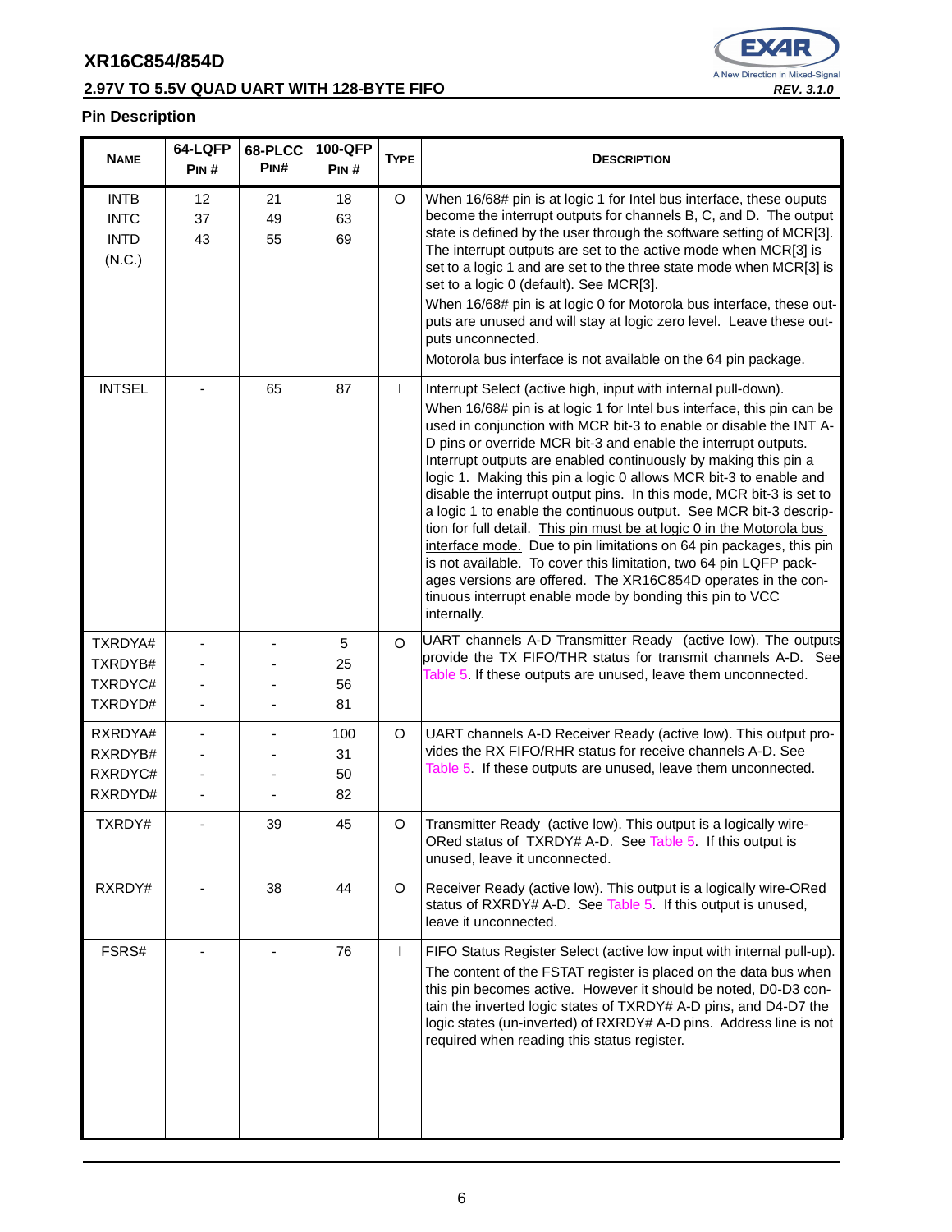## Pin Description

| NAME | 64-LQFP PIN # | 68-PLCC PIN# | 100-QFP PIN # | TYPE | DESCRIPTION |
|---|---|---|---|---|---|
| INTB<br>INTC<br>INTD<br>(N.C.) | 12<br>37<br>43 | 21<br>49<br>55 | 18<br>63<br>69 | O | When 16/68# pin is at logic 1 for Intel bus interface, these ouputs become the interrupt outputs for channels B, C, and D. The output state is defined by the user through the software setting of MCR[3]. The interrupt outputs are set to the active mode when MCR[3] is set to a logic 1 and are set to the three state mode when MCR[3] is set to a logic 0 (default). See MCR[3].<br>When 16/68# pin is at logic 0 for Motorola bus interface, these outputs are unused and will stay at logic zero level. Leave these outputs unconnected.<br>Motorola bus interface is not available on the 64 pin package. |
| INTSEL | - | 65 | 87 | I | Interrupt Select (active high, input with internal pull-down).<br>When 16/68# pin is at logic 1 for Intel bus interface, this pin can be used in conjunction with MCR bit-3 to enable or disable the INT A-D pins or override MCR bit-3 and enable the interrupt outputs. Interrupt outputs are enabled continuously by making this pin a logic 1. Making this pin a logic 0 allows MCR bit-3 to enable and disable the interrupt output pins. In this mode, MCR bit-3 is set to a logic 1 to enable the continuous output. See MCR bit-3 description for full detail. This pin must be at logic 0 in the Motorola bus interface mode. Due to pin limitations on 64 pin packages, this pin is not available. To cover this limitation, two 64 pin LQFP packages versions are offered. The XR16C854D operates in the continuous interrupt enable mode by bonding this pin to VCC internally. |
| TXRDYA#<br>TXRDYB#<br>TXRDYC#<br>TXRDYD# | -<br>-<br>-<br>- | -<br>-<br>-<br>- | 5<br>25<br>56<br>81 | O | UART channels A-D Transmitter Ready (active low). The outputs provide the TX FIFO/THR status for transmit channels A-D. See Table 5. If these outputs are unused, leave them unconnected. |
| RXRDYA#<br>RXRDYB#<br>RXRDYC#<br>RXRDYD# | -<br>-<br>-<br>- | -<br>-<br>-<br>- | 100<br>31<br>50<br>82 | O | UART channels A-D Receiver Ready (active low). This output provides the RX FIFO/RHR status for receive channels A-D. See Table 5. If these outputs are unused, leave them unconnected. |
| TXRDY# | - | 39 | 45 | O | Transmitter Ready (active low). This output is a logically wire-ORed status of TXRDY# A-D. See Table 5. If this output is unused, leave it unconnected. |
| RXRDY# | - | 38 | 44 | O | Receiver Ready (active low). This output is a logically wire-ORed status of RXRDY# A-D. See Table 5. If this output is unused, leave it unconnected. |
| FSRS# | - | - | 76 | I | FIFO Status Register Select (active low input with internal pull-up). The content of the FSTAT register is placed on the data bus when this pin becomes active. However it should be noted, D0-D3 contain the inverted logic states of TXRDY# A-D pins, and D4-D7 the logic states (un-inverted) of RXRDY# A-D pins. Address line is not required when reading this status register. |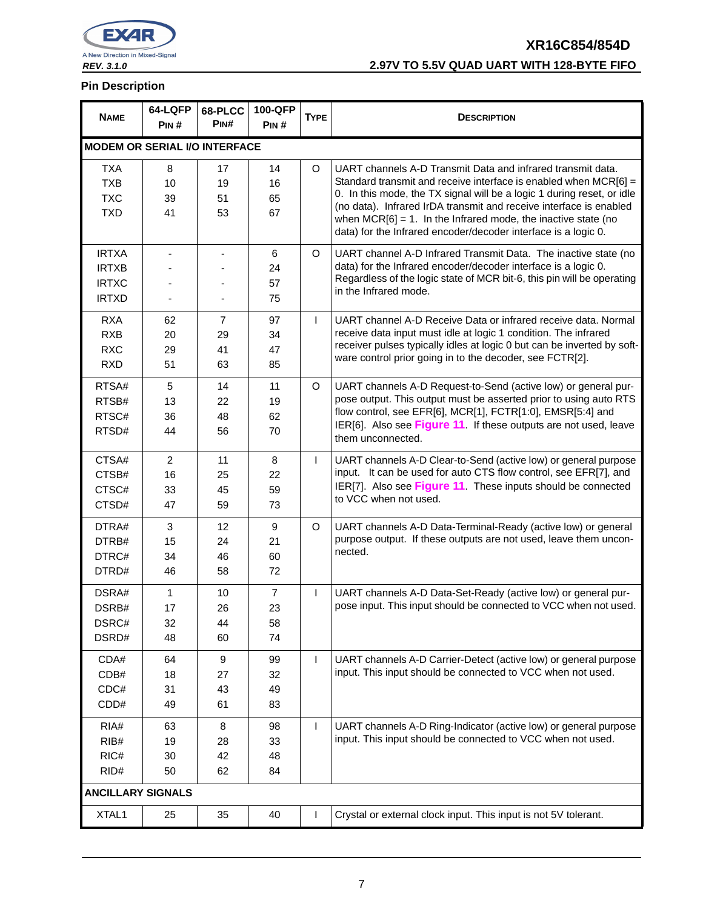## Pin Description

| NAME | 64-LQFP PIN # | 68-PLCC PIN# | 100-QFP PIN # | TYPE | DESCRIPTION |
|---|---|---|---|---|---|
| **MODEM OR SERIAL I/O INTERFACE** | | | | | |
| TXA<br>TXB<br>TXC<br>TXD | 8<br>10<br>39<br>41 | 17<br>19<br>51<br>53 | 14<br>16<br>65<br>67 | O | UART channels A-D Transmit Data and infrared transmit data. Standard transmit and receive interface is enabled when MCR[6] = 0. In this mode, the TX signal will be a logic 1 during reset, or idle (no data). Infrared IrDA transmit and receive interface is enabled when MCR[6] = 1. In the Infrared mode, the inactive state (no data) for the Infrared encoder/decoder interface is a logic 0. |
| IRTXA<br>IRTXB<br>IRTXC<br>IRTXD | -<br>-<br>-<br>- | -<br>-<br>-<br>- | 6<br>24<br>57<br>75 | O | UART channel A-D Infrared Transmit Data. The inactive state (no data) for the Infrared encoder/decoder interface is a logic 0. Regardless of the logic state of MCR bit-6, this pin will be operating in the Infrared mode. |
| RXA<br>RXB<br>RXC<br>RXD | 62<br>20<br>29<br>51 | 7<br>29<br>41<br>63 | 97<br>34<br>47<br>85 | I | UART channel A-D Receive Data or infrared receive data. Normal receive data input must idle at logic 1 condition. The infrared receiver pulses typically idles at logic 0 but can be inverted by software control prior going in to the decoder, see FCTR[2]. |
| RTSA#<br>RTSB#<br>RTSC#<br>RTSD# | 5<br>13<br>36<br>44 | 14<br>22<br>48<br>56 | 11<br>19<br>62<br>70 | O | UART channels A-D Request-to-Send (active low) or general purpose output. This output must be asserted prior to using auto RTS flow control, see EFR[6], MCR[1], FCTR[1:0], EMSR[5:4] and IER[6]. Also see **Figure 11**. If these outputs are not used, leave them unconnected. |
| CTSA#<br>CTSB#<br>CTSC#<br>CTSD# | 2<br>16<br>33<br>47 | 11<br>25<br>45<br>59 | 8<br>22<br>59<br>73 | I | UART channels A-D Clear-to-Send (active low) or general purpose input. It can be used for auto CTS flow control, see EFR[7], and IER[7]. Also see **Figure 11**. These inputs should be connected to VCC when not used. |
| DTRA#<br>DTRB#<br>DTRC#<br>DTRD# | 3<br>15<br>34<br>46 | 12<br>24<br>46<br>58 | 9<br>21<br>60<br>72 | O | UART channels A-D Data-Terminal-Ready (active low) or general purpose output. If these outputs are not used, leave them unconnected. |
| DSRA#<br>DSRB#<br>DSRC#<br>DSRD# | 1<br>17<br>32<br>48 | 10<br>26<br>44<br>60 | 7<br>23<br>58<br>74 | I | UART channels A-D Data-Set-Ready (active low) or general purpose input. This input should be connected to VCC when not used. |
| CDA#<br>CDB#<br>CDC#<br>CDD# | 64<br>18<br>31<br>49 | 9<br>27<br>43<br>61 | 99<br>32<br>49<br>83 | I | UART channels A-D Carrier-Detect (active low) or general purpose input. This input should be connected to VCC when not used. |
| RIA#<br>RIB#<br>RIC#<br>RID# | 63<br>19<br>30<br>50 | 8<br>28<br>42<br>62 | 98<br>33<br>48<br>84 | I | UART channels A-D Ring-Indicator (active low) or general purpose input. This input should be connected to VCC when not used. |
| **ANCILLARY SIGNALS** | | | | | |
| XTAL1 | 25 | 35 | 40 | I | Crystal or external clock input. This input is not 5V tolerant. |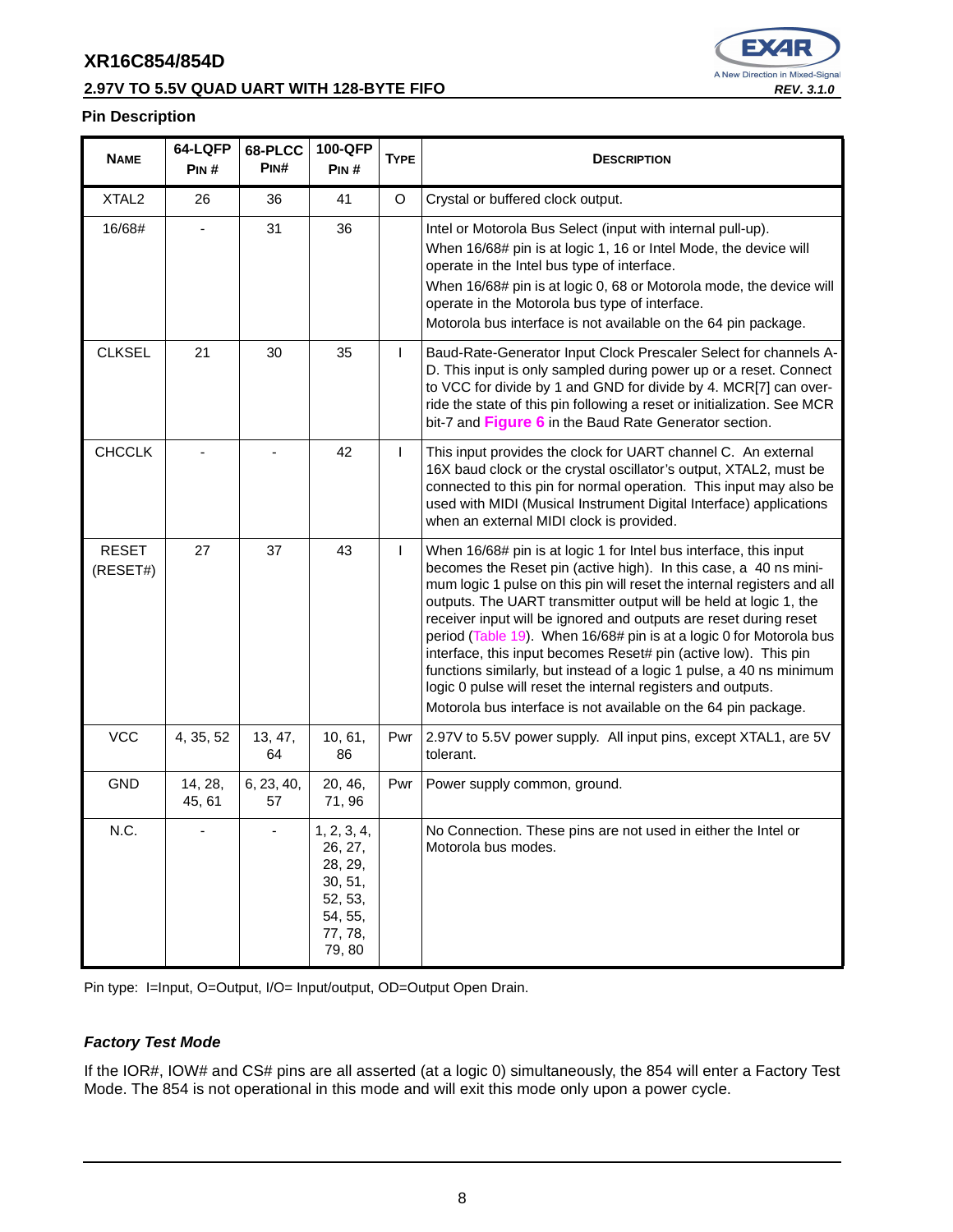### Pin Description

| NAME | 64-LQFP PIN # | 68-PLCC PIN# | 100-QFP PIN # | TYPE | DESCRIPTION |
|---|---|---|---|---|---|
| XTAL2 | 26 | 36 | 41 | O | Crystal or buffered clock output. |
| 16/68# | - | 31 | 36 | | Intel or Motorola Bus Select (input with internal pull-up). When 16/68# pin is at logic 1, 16 or Intel Mode, the device will operate in the Intel bus type of interface. When 16/68# pin is at logic 0, 68 or Motorola mode, the device will operate in the Motorola bus type of interface. Motorola bus interface is not available on the 64 pin package. |
| CLKSEL | 21 | 30 | 35 | I | Baud-Rate-Generator Input Clock Prescaler Select for channels A-D. This input is only sampled during power up or a reset. Connect to VCC for divide by 1 and GND for divide by 4. MCR[7] can over-ride the state of this pin following a reset or initialization. See MCR bit-7 and **Figure 6** in the Baud Rate Generator section. |
| CHCCLK | - | - | 42 | I | This input provides the clock for UART channel C. An external 16X baud clock or the crystal oscillator's output, XTAL2, must be connected to this pin for normal operation. This input may also be used with MIDI (Musical Instrument Digital Interface) applications when an external MIDI clock is provided. |
| RESET (RESET#) | 27 | 37 | 43 | I | When 16/68# pin is at logic 1 for Intel bus interface, this input becomes the Reset pin (active high). In this case, a 40 ns minimum logic 1 pulse on this pin will reset the internal registers and all outputs. The UART transmitter output will be held at logic 1, the receiver input will be ignored and outputs are reset during reset period (Table 19). When 16/68# pin is at a logic 0 for Motorola bus interface, this input becomes Reset# pin (active low). This pin functions similarly, but instead of a logic 1 pulse, a 40 ns minimum logic 0 pulse will reset the internal registers and outputs. Motorola bus interface is not available on the 64 pin package. |
| VCC | 4, 35, 52 | 13, 47, 64 | 10, 61, 86 | Pwr | 2.97V to 5.5V power supply. All input pins, except XTAL1, are 5V tolerant. |
| GND | 14, 28, 45, 61 | 6, 23, 40, 57 | 20, 46, 71, 96 | Pwr | Power supply common, ground. |
| N.C. | - | - | 1, 2, 3, 4, 26, 27, 28, 29, 30, 51, 52, 53, 54, 55, 77, 78, 79, 80 | | No Connection. These pins are not used in either the Intel or Motorola bus modes. |

Pin type: I=Input, O=Output, I/O= Input/output, OD=Output Open Drain.

#### *Factory Test Mode*

If the IOR#, IOW# and CS# pins are all asserted (at a logic 0) simultaneously, the 854 will enter a Factory Test Mode. The 854 is not operational in this mode and will exit this mode only upon a power cycle.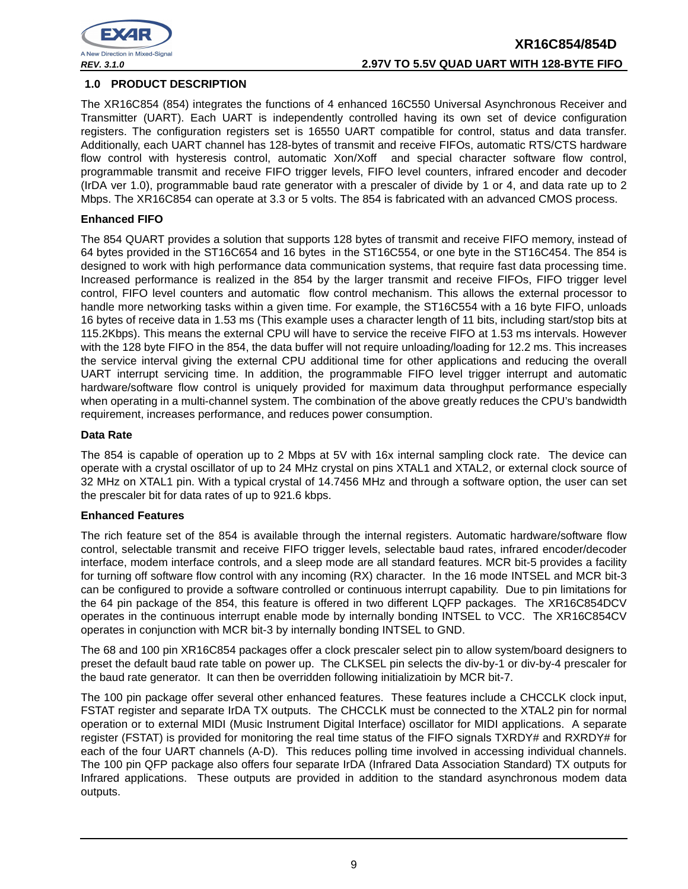## 1.0 PRODUCT DESCRIPTION

The XR16C854 (854) integrates the functions of 4 enhanced 16C550 Universal Asynchronous Receiver and Transmitter (UART). Each UART is independently controlled having its own set of device configuration registers. The configuration registers set is 16550 UART compatible for control, status and data transfer. Additionally, each UART channel has 128-bytes of transmit and receive FIFOs, automatic RTS/CTS hardware flow control with hysteresis control, automatic Xon/Xoff and special character software flow control, programmable transmit and receive FIFO trigger levels, FIFO level counters, infrared encoder and decoder (IrDA ver 1.0), programmable baud rate generator with a prescaler of divide by 1 or 4, and data rate up to 2 Mbps. The XR16C854 can operate at 3.3 or 5 volts. The 854 is fabricated with an advanced CMOS process.

**Enhanced FIFO**

The 854 QUART provides a solution that supports 128 bytes of transmit and receive FIFO memory, instead of 64 bytes provided in the ST16C654 and 16 bytes in the ST16C554, or one byte in the ST16C454. The 854 is designed to work with high performance data communication systems, that require fast data processing time. Increased performance is realized in the 854 by the larger transmit and receive FIFOs, FIFO trigger level control, FIFO level counters and automatic flow control mechanism. This allows the external processor to handle more networking tasks within a given time. For example, the ST16C554 with a 16 byte FIFO, unloads 16 bytes of receive data in 1.53 ms (This example uses a character length of 11 bits, including start/stop bits at 115.2Kbps). This means the external CPU will have to service the receive FIFO at 1.53 ms intervals. However with the 128 byte FIFO in the 854, the data buffer will not require unloading/loading for 12.2 ms. This increases the service interval giving the external CPU additional time for other applications and reducing the overall UART interrupt servicing time. In addition, the programmable FIFO level trigger interrupt and automatic hardware/software flow control is uniquely provided for maximum data throughput performance especially when operating in a multi-channel system. The combination of the above greatly reduces the CPU's bandwidth requirement, increases performance, and reduces power consumption.

**Data Rate**

The 854 is capable of operation up to 2 Mbps at 5V with 16x internal sampling clock rate. The device can operate with a crystal oscillator of up to 24 MHz crystal on pins XTAL1 and XTAL2, or external clock source of 32 MHz on XTAL1 pin. With a typical crystal of 14.7456 MHz and through a software option, the user can set the prescaler bit for data rates of up to 921.6 kbps.

**Enhanced Features**

The rich feature set of the 854 is available through the internal registers. Automatic hardware/software flow control, selectable transmit and receive FIFO trigger levels, selectable baud rates, infrared encoder/decoder interface, modem interface controls, and a sleep mode are all standard features. MCR bit-5 provides a facility for turning off software flow control with any incoming (RX) character. In the 16 mode INTSEL and MCR bit-3 can be configured to provide a software controlled or continuous interrupt capability. Due to pin limitations for the 64 pin package of the 854, this feature is offered in two different LQFP packages. The XR16C854DCV operates in the continuous interrupt enable mode by internally bonding INTSEL to VCC. The XR16C854CV operates in conjunction with MCR bit-3 by internally bonding INTSEL to GND.

The 68 and 100 pin XR16C854 packages offer a clock prescaler select pin to allow system/board designers to preset the default baud rate table on power up. The CLKSEL pin selects the div-by-1 or div-by-4 prescaler for the baud rate generator. It can then be overridden following initializatioin by MCR bit-7.

The 100 pin package offer several other enhanced features. These features include a CHCCLK clock input, FSTAT register and separate IrDA TX outputs. The CHCCLK must be connected to the XTAL2 pin for normal operation or to external MIDI (Music Instrument Digital Interface) oscillator for MIDI applications. A separate register (FSTAT) is provided for monitoring the real time status of the FIFO signals TXRDY# and RXRDY# for each of the four UART channels (A-D). This reduces polling time involved in accessing individual channels. The 100 pin QFP package also offers four separate IrDA (Infrared Data Association Standard) TX outputs for Infrared applications. These outputs are provided in addition to the standard asynchronous modem data outputs.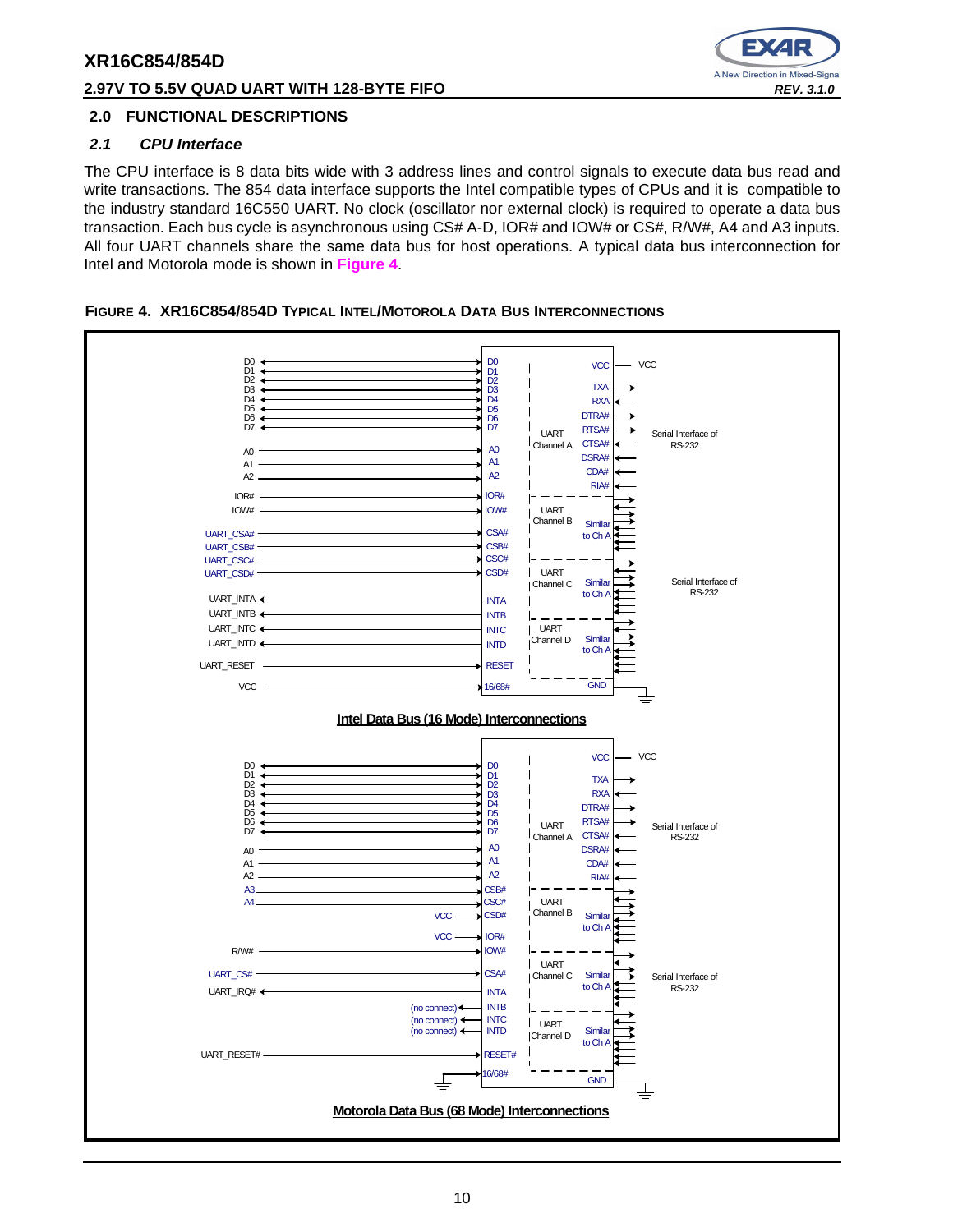## 2.0 FUNCTIONAL DESCRIPTIONS

### *2.1 CPU Interface*

The CPU interface is 8 data bits wide with 3 address lines and control signals to execute data bus read and write transactions. The 854 data interface supports the Intel compatible types of CPUs and it is compatible to the industry standard 16C550 UART. No clock (oscillator nor external clock) is required to operate a data bus transaction. Each bus cycle is asynchronous using CS# A-D, IOR# and IOW# or CS#, R/W#, A4 and A3 inputs. All four UART channels share the same data bus for host operations. A typical data bus interconnection for Intel and Motorola mode is shown in **Figure 4**.

**FIGURE 4. XR16C854/854D TYPICAL INTEL/MOTOROLA DATA BUS INTERCONNECTIONS**

**Intel Data Bus (16 Mode) Interconnections**

**Motorola Data Bus (68 Mode) Interconnections**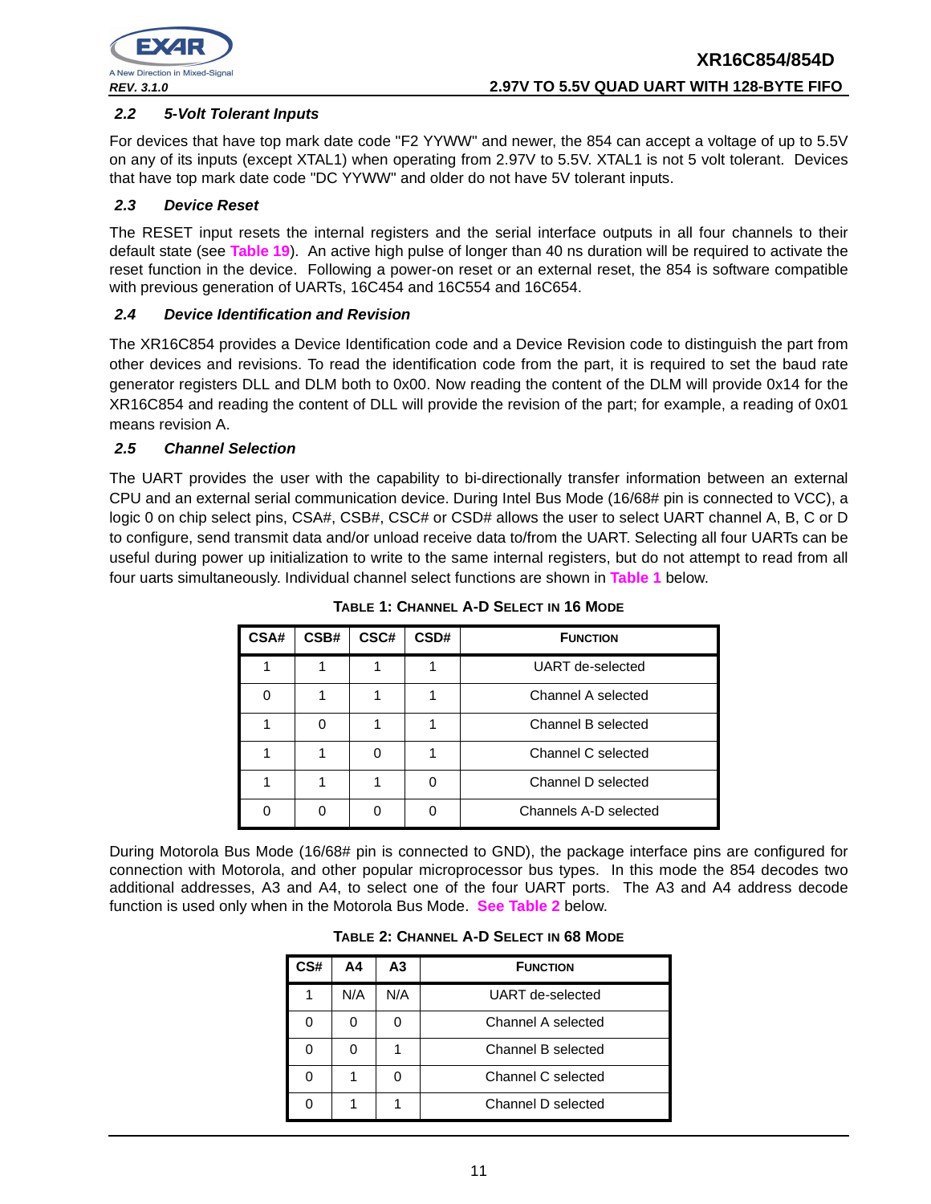### 2.2 5-Volt Tolerant Inputs

For devices that have top mark date code "F2 YYWW" and newer, the 854 can accept a voltage of up to 5.5V on any of its inputs (except XTAL1) when operating from 2.97V to 5.5V. XTAL1 is not 5 volt tolerant. Devices that have top mark date code "DC YYWW" and older do not have 5V tolerant inputs.

### 2.3 Device Reset

The RESET input resets the internal registers and the serial interface outputs in all four channels to their default state (see **Table 19**). An active high pulse of longer than 40 ns duration will be required to activate the reset function in the device. Following a power-on reset or an external reset, the 854 is software compatible with previous generation of UARTs, 16C454 and 16C554 and 16C654.

### 2.4 Device Identification and Revision

The XR16C854 provides a Device Identification code and a Device Revision code to distinguish the part from other devices and revisions. To read the identification code from the part, it is required to set the baud rate generator registers DLL and DLM both to 0x00. Now reading the content of the DLM will provide 0x14 for the XR16C854 and reading the content of DLL will provide the revision of the part; for example, a reading of 0x01 means revision A.

### 2.5 Channel Selection

The UART provides the user with the capability to bi-directionally transfer information between an external CPU and an external serial communication device. During Intel Bus Mode (16/68# pin is connected to VCC), a logic 0 on chip select pins, CSA#, CSB#, CSC# or CSD# allows the user to select UART channel A, B, C or D to configure, send transmit data and/or unload receive data to/from the UART. Selecting all four UARTs can be useful during power up initialization to write to the same internal registers, but do not attempt to read from all four uarts simultaneously. Individual channel select functions are shown in **Table 1** below.

**TABLE 1: CHANNEL A-D SELECT IN 16 MODE**

| CSA# | CSB# | CSC# | CSD# | FUNCTION |
|---|---|---|---|---|
| 1 | 1 | 1 | 1 | UART de-selected |
| 0 | 1 | 1 | 1 | Channel A selected |
| 1 | 0 | 1 | 1 | Channel B selected |
| 1 | 1 | 0 | 1 | Channel C selected |
| 1 | 1 | 1 | 0 | Channel D selected |
| 0 | 0 | 0 | 0 | Channels A-D selected |

During Motorola Bus Mode (16/68# pin is connected to GND), the package interface pins are configured for connection with Motorola, and other popular microprocessor bus types. In this mode the 854 decodes two additional addresses, A3 and A4, to select one of the four UART ports. The A3 and A4 address decode function is used only when in the Motorola Bus Mode. **See Table 2** below.

**TABLE 2: CHANNEL A-D SELECT IN 68 MODE**

| CS# | A4 | A3 | FUNCTION |
|---|---|---|---|
| 1 | N/A | N/A | UART de-selected |
| 0 | 0 | 0 | Channel A selected |
| 0 | 0 | 1 | Channel B selected |
| 0 | 1 | 0 | Channel C selected |
| 0 | 1 | 1 | Channel D selected |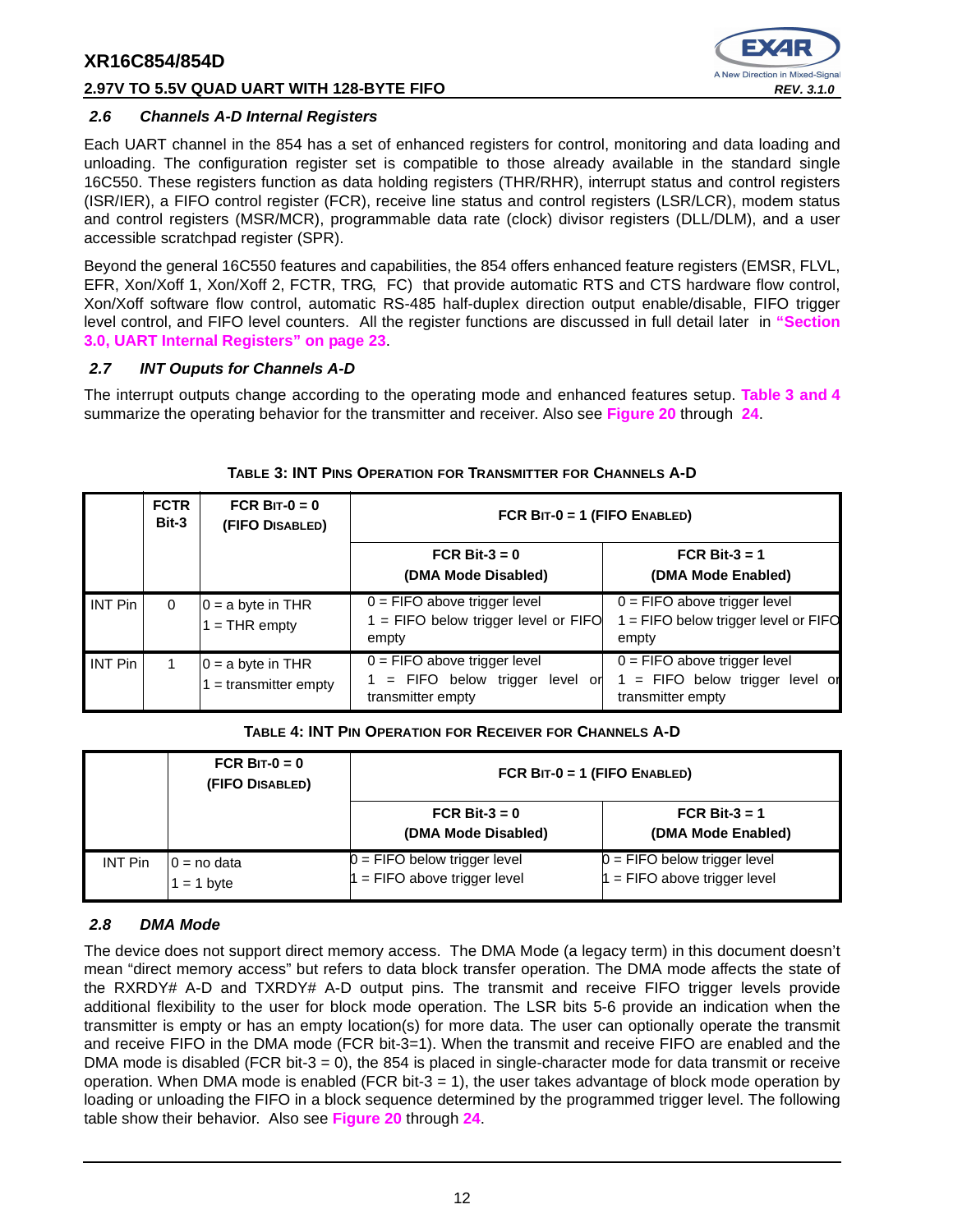### 2.6 Channels A-D Internal Registers

Each UART channel in the 854 has a set of enhanced registers for control, monitoring and data loading and unloading. The configuration register set is compatible to those already available in the standard single 16C550. These registers function as data holding registers (THR/RHR), interrupt status and control registers (ISR/IER), a FIFO control register (FCR), receive line status and control registers (LSR/LCR), modem status and control registers (MSR/MCR), programmable data rate (clock) divisor registers (DLL/DLM), and a user accessible scratchpad register (SPR).

Beyond the general 16C550 features and capabilities, the 854 offers enhanced feature registers (EMSR, FLVL, EFR, Xon/Xoff 1, Xon/Xoff 2, FCTR, TRG, FC) that provide automatic RTS and CTS hardware flow control, Xon/Xoff software flow control, automatic RS-485 half-duplex direction output enable/disable, FIFO trigger level control, and FIFO level counters. All the register functions are discussed in full detail later in **"Section 3.0, UART Internal Registers" on page 23**.

### 2.7 INT Ouputs for Channels A-D

The interrupt outputs change according to the operating mode and enhanced features setup. **Table 3 and 4** summarize the operating behavior for the transmitter and receiver. Also see **Figure 20** through **24**.

**TABLE 3: INT PINS OPERATION FOR TRANSMITTER FOR CHANNELS A-D**

| | FCTR Bit-3 | FCR BIT-0 = 0 (FIFO DISABLED) | FCR BIT-0 = 1 (FIFO ENABLED) | |
|---|---|---|---|---|
| | | | FCR Bit-3 = 0 (DMA Mode Disabled) | FCR Bit-3 = 1 (DMA Mode Enabled) |
| INT Pin | 0 | 0 = a byte in THR<br>1 = THR empty | 0 = FIFO above trigger level<br>1 = FIFO below trigger level or FIFO empty | 0 = FIFO above trigger level<br>1 = FIFO below trigger level or FIFO empty |
| INT Pin | 1 | 0 = a byte in THR<br>1 = transmitter empty | 0 = FIFO above trigger level<br>1 = FIFO below trigger level or transmitter empty | 0 = FIFO above trigger level<br>1 = FIFO below trigger level or transmitter empty |

**TABLE 4: INT PIN OPERATION FOR RECEIVER FOR CHANNELS A-D**

| | FCR BIT-0 = 0 (FIFO DISABLED) | FCR BIT-0 = 1 (FIFO ENABLED) | |
|---|---|---|---|
| | | FCR Bit-3 = 0 (DMA Mode Disabled) | FCR Bit-3 = 1 (DMA Mode Enabled) |
| INT Pin | 0 = no data<br>1 = 1 byte | 0 = FIFO below trigger level<br>1 = FIFO above trigger level | 0 = FIFO below trigger level<br>1 = FIFO above trigger level |

### 2.8 DMA Mode

The device does not support direct memory access. The DMA Mode (a legacy term) in this document doesn't mean "direct memory access" but refers to data block transfer operation. The DMA mode affects the state of the RXRDY# A-D and TXRDY# A-D output pins. The transmit and receive FIFO trigger levels provide additional flexibility to the user for block mode operation. The LSR bits 5-6 provide an indication when the transmitter is empty or has an empty location(s) for more data. The user can optionally operate the transmit and receive FIFO in the DMA mode (FCR bit-3=1). When the transmit and receive FIFO are enabled and the DMA mode is disabled (FCR bit-3 = 0), the 854 is placed in single-character mode for data transmit or receive operation. When DMA mode is enabled (FCR bit-3 = 1), the user takes advantage of block mode operation by loading or unloading the FIFO in a block sequence determined by the programmed trigger level. The following table show their behavior. Also see **Figure 20** through **24**.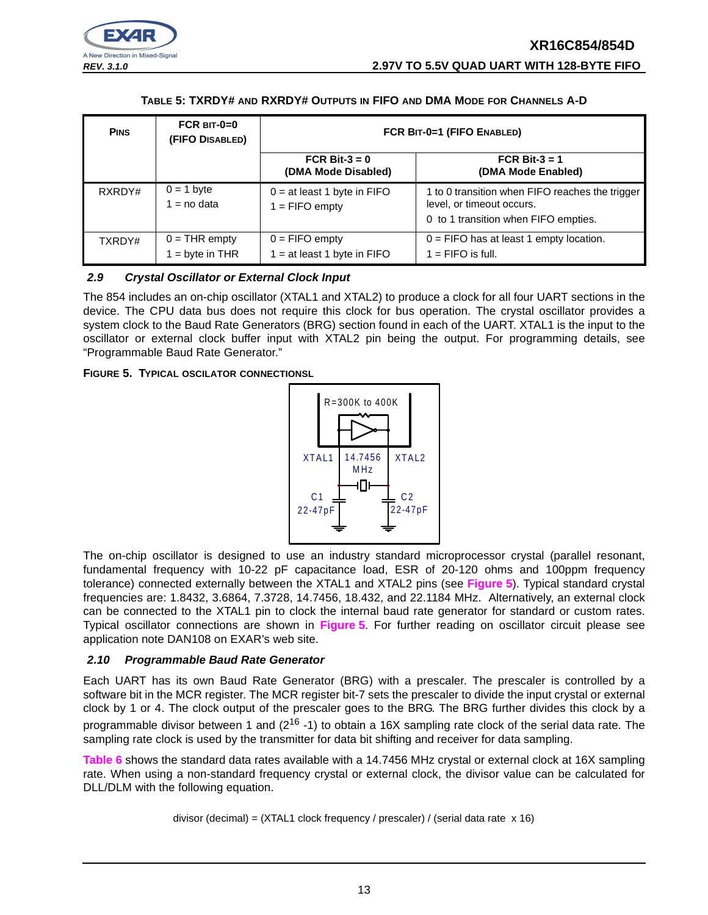**TABLE 5: TXRDY# AND RXRDY# OUTPUTS IN FIFO AND DMA MODE FOR CHANNELS A-D**

| PINS | FCR BIT-0=0 (FIFO DISABLED) | FCR BIT-0=1 (FIFO ENABLED) | |
|---|---|---|---|
| | | FCR Bit-3 = 0 (DMA Mode Disabled) | FCR Bit-3 = 1 (DMA Mode Enabled) |
| RXRDY# | 0 = 1 byte<br>1 = no data | 0 = at least 1 byte in FIFO<br>1 = FIFO empty | 1 to 0 transition when FIFO reaches the trigger level, or timeout occurs.<br>0 to 1 transition when FIFO empties. |
| TXRDY# | 0 = THR empty<br>1 = byte in THR | 0 = FIFO empty<br>1 = at least 1 byte in FIFO | 0 = FIFO has at least 1 empty location.<br>1 = FIFO is full. |

### 2.9 Crystal Oscillator or External Clock Input

The 854 includes an on-chip oscillator (XTAL1 and XTAL2) to produce a clock for all four UART sections in the device. The CPU data bus does not require this clock for bus operation. The crystal oscillator provides a system clock to the Baud Rate Generators (BRG) section found in each of the UART. XTAL1 is the input to the oscillator or external clock buffer input with XTAL2 pin being the output. For programming details, see "Programmable Baud Rate Generator."

**FIGURE 5. TYPICAL OSCILATOR CONNECTIONSL**

R=300K to 400K

XTAL1 14.7456 MHz XTAL2

C1 22-47pF C2 22-47pF

The on-chip oscillator is designed to use an industry standard microprocessor crystal (parallel resonant, fundamental frequency with 10-22 pF capacitance load, ESR of 20-120 ohms and 100ppm frequency tolerance) connected externally between the XTAL1 and XTAL2 pins (see Figure 5). Typical standard crystal frequencies are: 1.8432, 3.6864, 7.3728, 14.7456, 18.432, and 22.1184 MHz. Alternatively, an external clock can be connected to the XTAL1 pin to clock the internal baud rate generator for standard or custom rates. Typical oscillator connections are shown in Figure 5. For further reading on oscillator circuit please see application note DAN108 on EXAR's web site.

### 2.10 Programmable Baud Rate Generator

Each UART has its own Baud Rate Generator (BRG) with a prescaler. The prescaler is controlled by a software bit in the MCR register. The MCR register bit-7 sets the prescaler to divide the input crystal or external clock by 1 or 4. The clock output of the prescaler goes to the BRG. The BRG further divides this clock by a programmable divisor between 1 and ($2^{16}$ -1) to obtain a 16X sampling rate clock of the serial data rate. The sampling rate clock is used by the transmitter for data bit shifting and receiver for data sampling.

Table 6 shows the standard data rates available with a 14.7456 MHz crystal or external clock at 16X sampling rate. When using a non-standard frequency crystal or external clock, the divisor value can be calculated for DLL/DLM with the following equation.

divisor (decimal) = (XTAL1 clock frequency / prescaler) / (serial data rate x 16)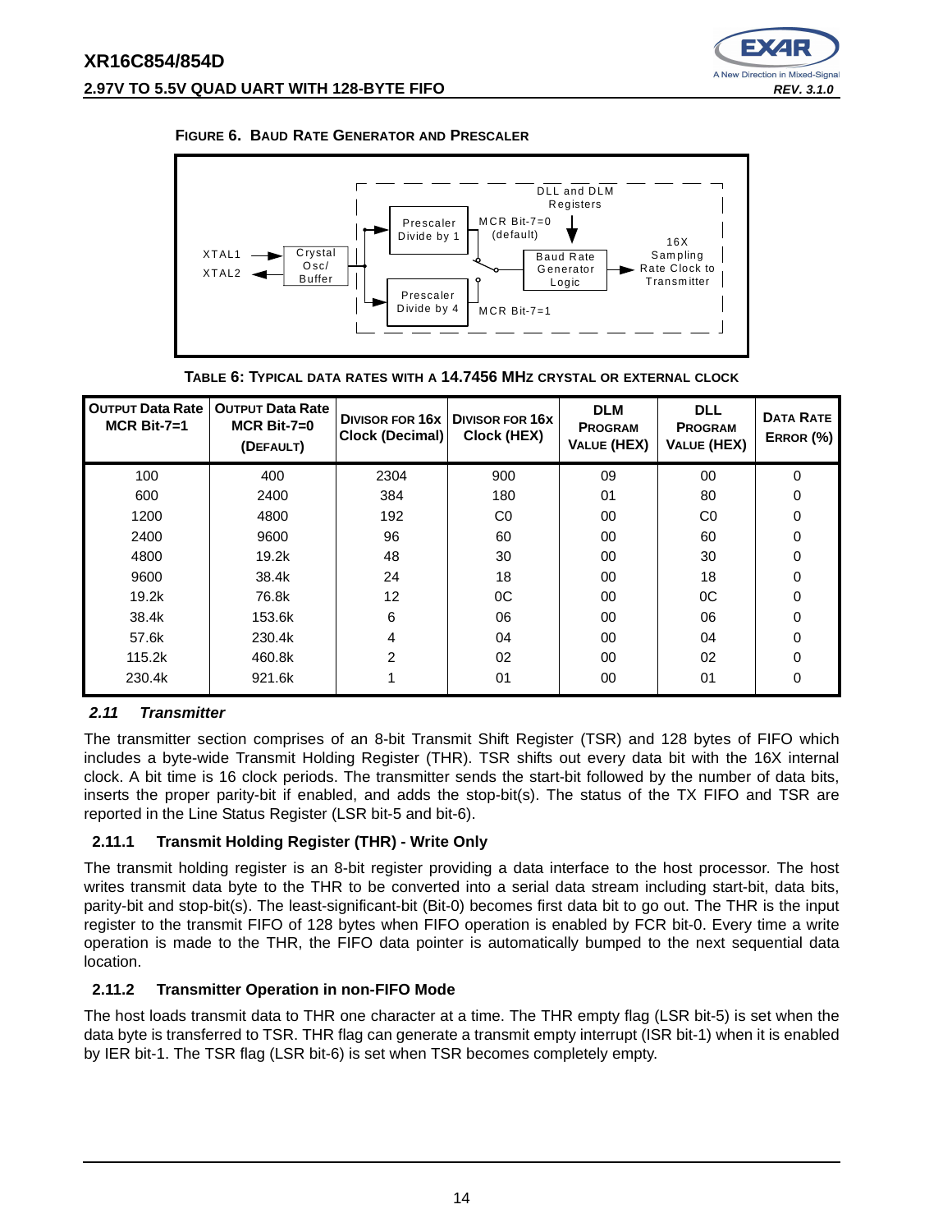**FIGURE 6. BAUD RATE GENERATOR AND PRESCALER**

XTAL1, XTAL2, Crystal Osc/Buffer, Prescaler Divide by 1, MCR Bit-7=0 (default), DLL and DLM Registers, Baud Rate Generator Logic, 16X Sampling Rate Clock to Transmitter, Prescaler Divide by 4, MCR Bit-7=1

**TABLE 6: TYPICAL DATA RATES WITH A 14.7456 MHZ CRYSTAL OR EXTERNAL CLOCK**

| OUTPUT Data Rate MCR Bit-7=1 | OUTPUT Data Rate MCR Bit-7=0 (DEFAULT) | DIVISOR FOR 16x Clock (Decimal) | DIVISOR FOR 16x Clock (HEX) | DLM PROGRAM VALUE (HEX) | DLL PROGRAM VALUE (HEX) | DATA RATE ERROR (%) |
|---|---|---|---|---|---|---|
| 100 | 400 | 2304 | 900 | 09 | 00 | 0 |
| 600 | 2400 | 384 | 180 | 01 | 80 | 0 |
| 1200 | 4800 | 192 | C0 | 00 | C0 | 0 |
| 2400 | 9600 | 96 | 60 | 00 | 60 | 0 |
| 4800 | 19.2k | 48 | 30 | 00 | 30 | 0 |
| 9600 | 38.4k | 24 | 18 | 00 | 18 | 0 |
| 19.2k | 76.8k | 12 | 0C | 00 | 0C | 0 |
| 38.4k | 153.6k | 6 | 06 | 00 | 06 | 0 |
| 57.6k | 230.4k | 4 | 04 | 00 | 04 | 0 |
| 115.2k | 460.8k | 2 | 02 | 00 | 02 | 0 |
| 230.4k | 921.6k | 1 | 01 | 00 | 01 | 0 |

### *2.11 Transmitter*

The transmitter section comprises of an 8-bit Transmit Shift Register (TSR) and 128 bytes of FIFO which includes a byte-wide Transmit Holding Register (THR). TSR shifts out every data bit with the 16X internal clock. A bit time is 16 clock periods. The transmitter sends the start-bit followed by the number of data bits, inserts the proper parity-bit if enabled, and adds the stop-bit(s). The status of the TX FIFO and TSR are reported in the Line Status Register (LSR bit-5 and bit-6).

#### 2.11.1 Transmit Holding Register (THR) - Write Only

The transmit holding register is an 8-bit register providing a data interface to the host processor. The host writes transmit data byte to the THR to be converted into a serial data stream including start-bit, data bits, parity-bit and stop-bit(s). The least-significant-bit (Bit-0) becomes first data bit to go out. The THR is the input register to the transmit FIFO of 128 bytes when FIFO operation is enabled by FCR bit-0. Every time a write operation is made to the THR, the FIFO data pointer is automatically bumped to the next sequential data location.

#### 2.11.2 Transmitter Operation in non-FIFO Mode

The host loads transmit data to THR one character at a time. The THR empty flag (LSR bit-5) is set when the data byte is transferred to TSR. THR flag can generate a transmit empty interrupt (ISR bit-1) when it is enabled by IER bit-1. The TSR flag (LSR bit-6) is set when TSR becomes completely empty.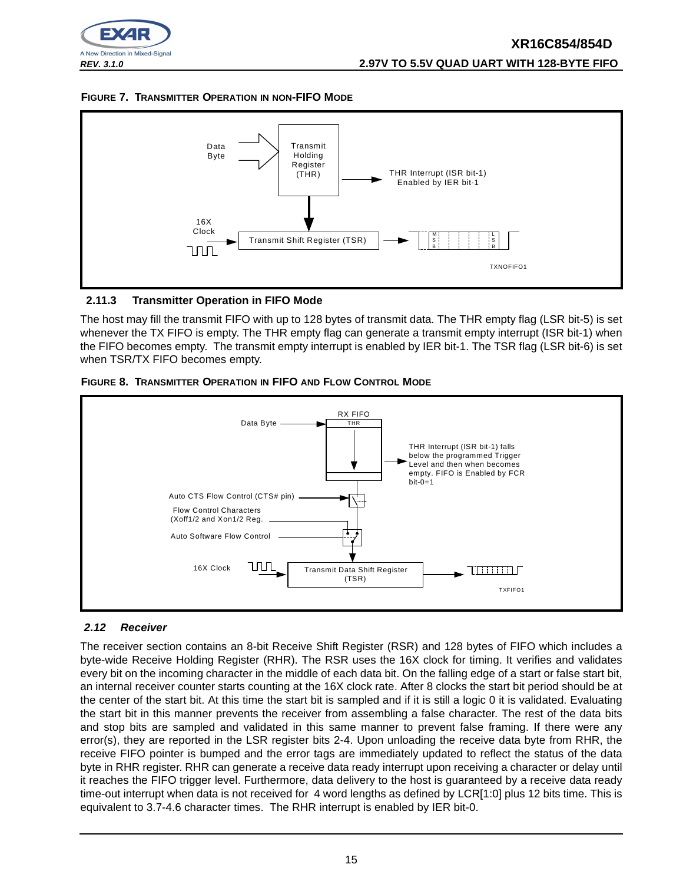**FIGURE 7. TRANSMITTER OPERATION IN NON-FIFO MODE**

### 2.11.3 Transmitter Operation in FIFO Mode

The host may fill the transmit FIFO with up to 128 bytes of transmit data. The THR empty flag (LSR bit-5) is set whenever the TX FIFO is empty. The THR empty flag can generate a transmit empty interrupt (ISR bit-1) when the FIFO becomes empty. The transmit empty interrupt is enabled by IER bit-1. The TSR flag (LSR bit-6) is set when TSR/TX FIFO becomes empty.

**FIGURE 8. TRANSMITTER OPERATION IN FIFO AND FLOW CONTROL MODE**

## *2.12 Receiver*

The receiver section contains an 8-bit Receive Shift Register (RSR) and 128 bytes of FIFO which includes a byte-wide Receive Holding Register (RHR). The RSR uses the 16X clock for timing. It verifies and validates every bit on the incoming character in the middle of each data bit. On the falling edge of a start or false start bit, an internal receiver counter starts counting at the 16X clock rate. After 8 clocks the start bit period should be at the center of the start bit. At this time the start bit is sampled and if it is still a logic 0 it is validated. Evaluating the start bit in this manner prevents the receiver from assembling a false character. The rest of the data bits and stop bits are sampled and validated in this same manner to prevent false framing. If there were any error(s), they are reported in the LSR register bits 2-4. Upon unloading the receive data byte from RHR, the receive FIFO pointer is bumped and the error tags are immediately updated to reflect the status of the data byte in RHR register. RHR can generate a receive data ready interrupt upon receiving a character or delay until it reaches the FIFO trigger level. Furthermore, data delivery to the host is guaranteed by a receive data ready time-out interrupt when data is not received for 4 word lengths as defined by LCR[1:0] plus 12 bits time. This is equivalent to 3.7-4.6 character times. The RHR interrupt is enabled by IER bit-0.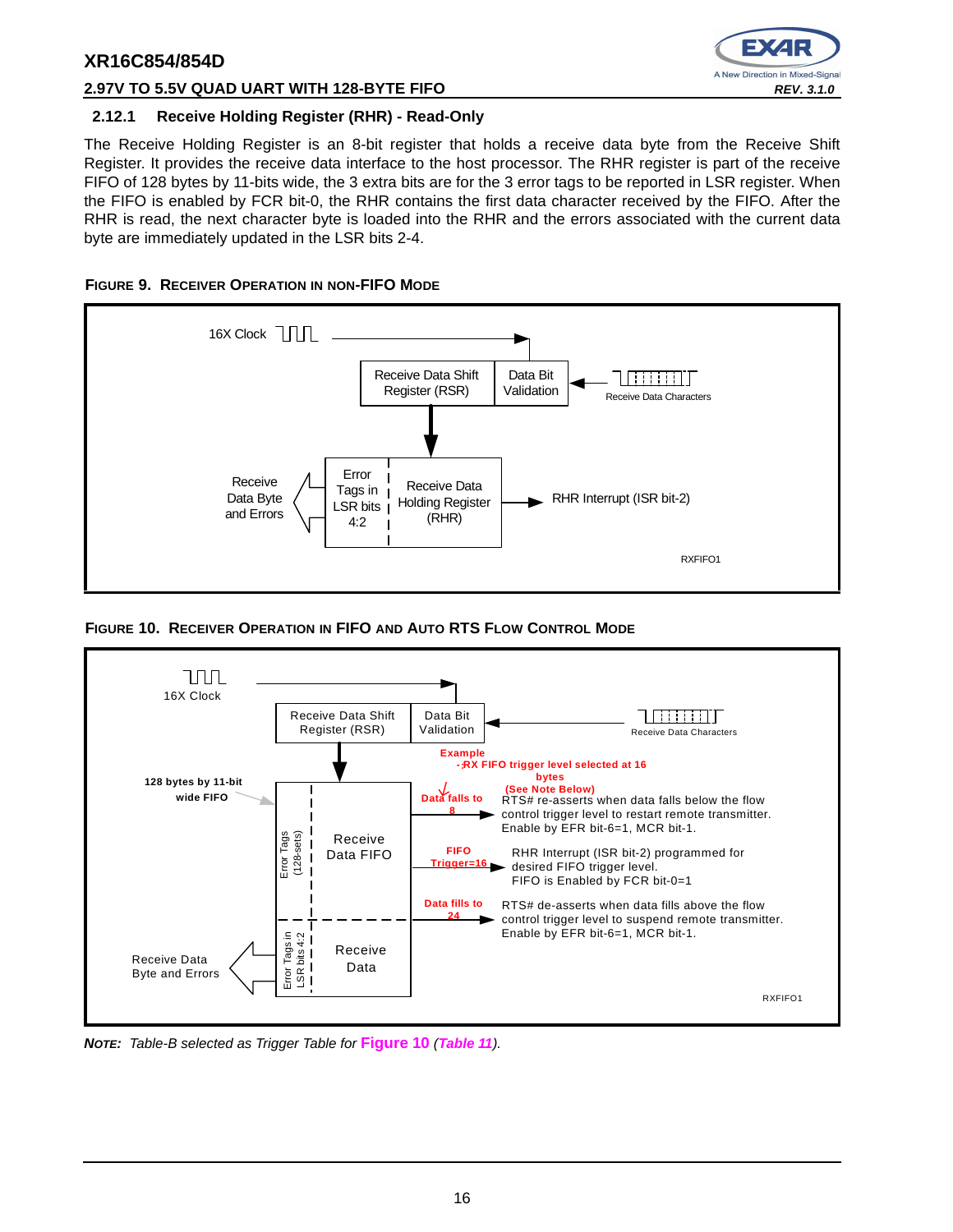### 2.12.1 Receive Holding Register (RHR) - Read-Only

The Receive Holding Register is an 8-bit register that holds a receive data byte from the Receive Shift Register. It provides the receive data interface to the host processor. The RHR register is part of the receive FIFO of 128 bytes by 11-bits wide, the 3 extra bits are for the 3 error tags to be reported in LSR register. When the FIFO is enabled by FCR bit-0, the RHR contains the first data character received by the FIFO. After the RHR is read, the next character byte is loaded into the RHR and the errors associated with the current data byte are immediately updated in the LSR bits 2-4.

**FIGURE 9. RECEIVER OPERATION IN NON-FIFO MODE**

16X Clock

Receive Data Shift Register (RSR)

Data Bit Validation

Receive Data Characters

Receive Data Byte and Errors

Error Tags in LSR bits 4:2

Receive Data Holding Register (RHR)

RHR Interrupt (ISR bit-2)

RXFIFO1

**FIGURE 10. RECEIVER OPERATION IN FIFO AND AUTO RTS FLOW CONTROL MODE**

16X Clock

Receive Data Shift Register (RSR)

Data Bit Validation

Receive Data Characters

Example
- RX FIFO trigger level selected at 16 bytes
(See Note Below)

128 bytes by 11-bit wide FIFO

Error Tags (128-sets)

Receive Data FIFO

Data falls to 8

RTS# re-asserts when data falls below the flow control trigger level to restart remote transmitter. Enable by EFR bit-6=1, MCR bit-1.

FIFO Trigger=16

RHR Interrupt (ISR bit-2) programmed for desired FIFO trigger level. FIFO is Enabled by FCR bit-0=1

Data fills to 24

RTS# de-asserts when data fills above the flow control trigger level to suspend remote transmitter. Enable by EFR bit-6=1, MCR bit-1.

Receive Data Byte and Errors

Error Tags in LSR bits 4:2

Receive Data

RXFIFO1

***NOTE:*** *Table-B selected as Trigger Table for* **Figure 10** *(**Table 11**).*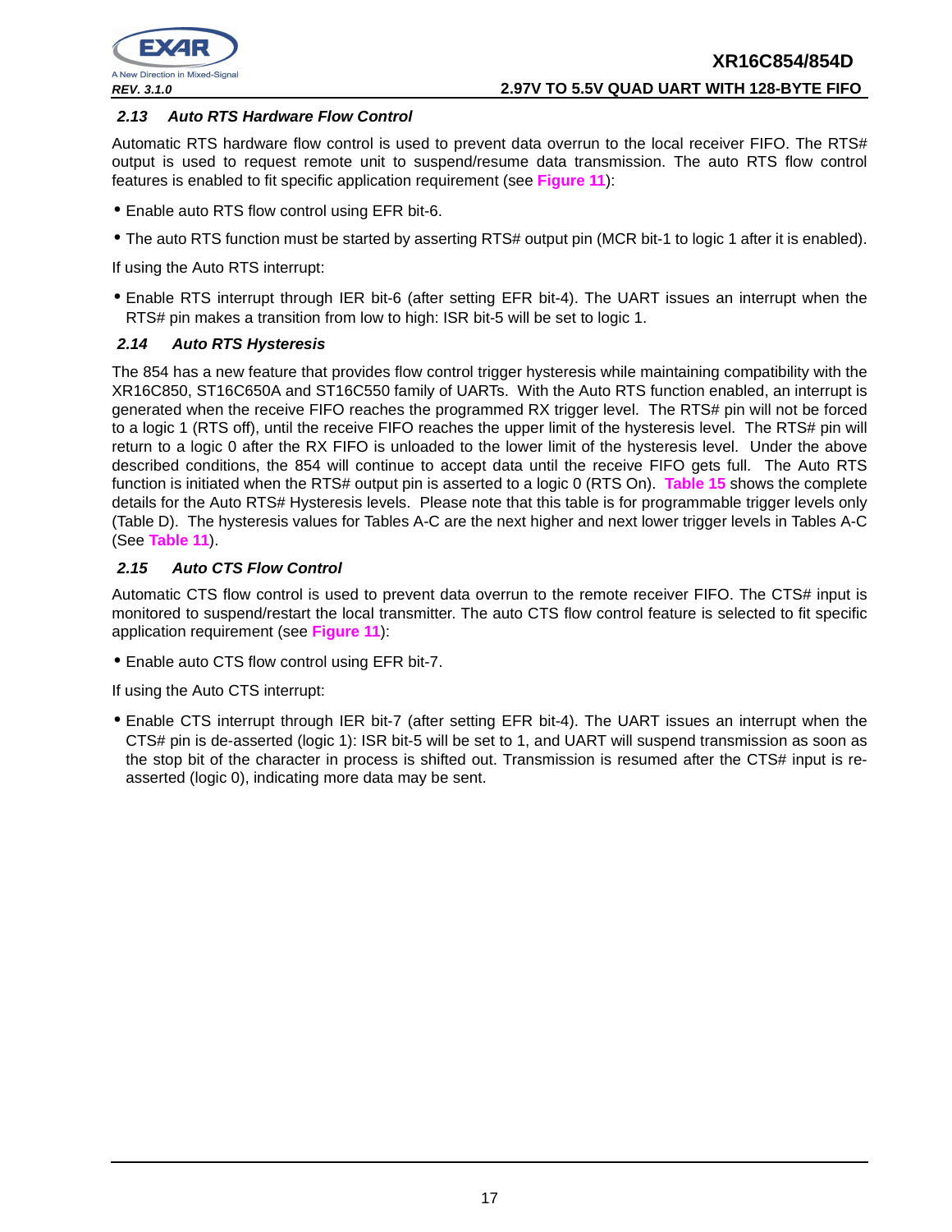### 2.13 Auto RTS Hardware Flow Control

Automatic RTS hardware flow control is used to prevent data overrun to the local receiver FIFO. The RTS# output is used to request remote unit to suspend/resume data transmission. The auto RTS flow control features is enabled to fit specific application requirement (see **Figure 11**):

- Enable auto RTS flow control using EFR bit-6.
- The auto RTS function must be started by asserting RTS# output pin (MCR bit-1 to logic 1 after it is enabled).

If using the Auto RTS interrupt:

- Enable RTS interrupt through IER bit-6 (after setting EFR bit-4). The UART issues an interrupt when the RTS# pin makes a transition from low to high: ISR bit-5 will be set to logic 1.

### 2.14 Auto RTS Hysteresis

The 854 has a new feature that provides flow control trigger hysteresis while maintaining compatibility with the XR16C850, ST16C650A and ST16C550 family of UARTs. With the Auto RTS function enabled, an interrupt is generated when the receive FIFO reaches the programmed RX trigger level. The RTS# pin will not be forced to a logic 1 (RTS off), until the receive FIFO reaches the upper limit of the hysteresis level. The RTS# pin will return to a logic 0 after the RX FIFO is unloaded to the lower limit of the hysteresis level. Under the above described conditions, the 854 will continue to accept data until the receive FIFO gets full. The Auto RTS function is initiated when the RTS# output pin is asserted to a logic 0 (RTS On). **Table 15** shows the complete details for the Auto RTS# Hysteresis levels. Please note that this table is for programmable trigger levels only (Table D). The hysteresis values for Tables A-C are the next higher and next lower trigger levels in Tables A-C (See **Table 11**).

### 2.15 Auto CTS Flow Control

Automatic CTS flow control is used to prevent data overrun to the remote receiver FIFO. The CTS# input is monitored to suspend/restart the local transmitter. The auto CTS flow control feature is selected to fit specific application requirement (see **Figure 11**):

- Enable auto CTS flow control using EFR bit-7.

If using the Auto CTS interrupt:

- Enable CTS interrupt through IER bit-7 (after setting EFR bit-4). The UART issues an interrupt when the CTS# pin is de-asserted (logic 1): ISR bit-5 will be set to 1, and UART will suspend transmission as soon as the stop bit of the character in process is shifted out. Transmission is resumed after the CTS# input is re-asserted (logic 0), indicating more data may be sent.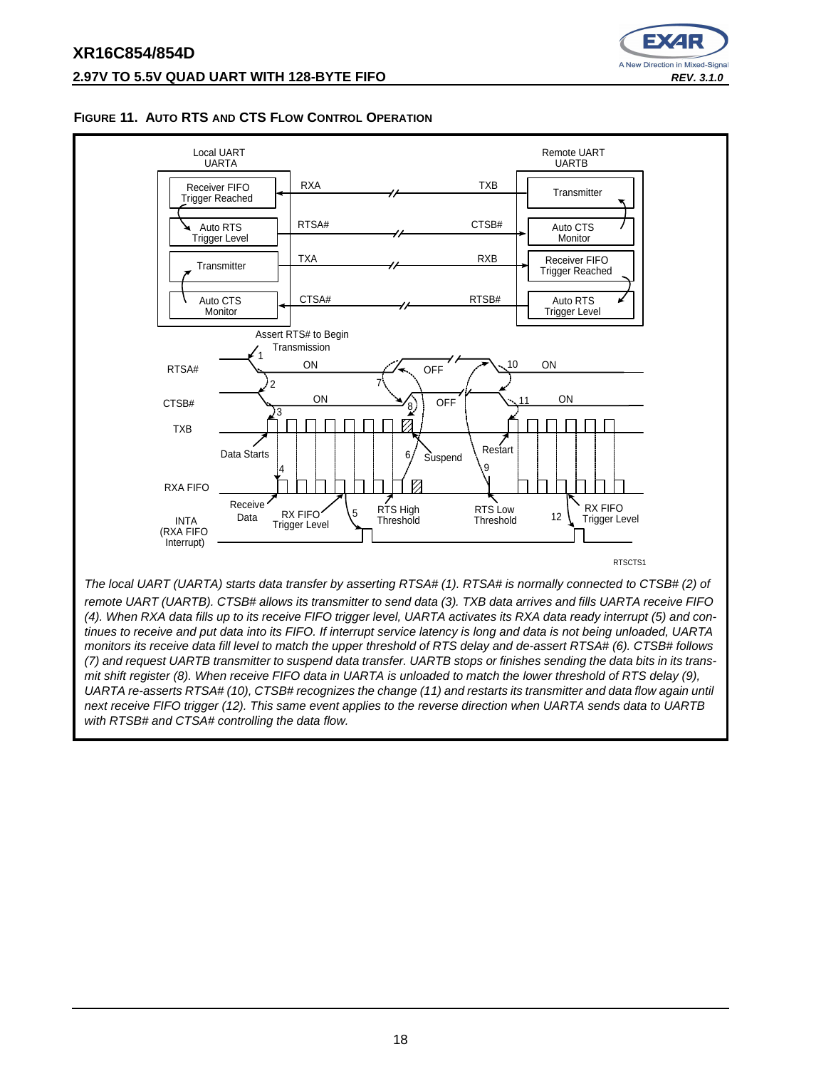**FIGURE 11. AUTO RTS AND CTS FLOW CONTROL OPERATION**

*The local UART (UARTA) starts data transfer by asserting RTSA# (1). RTSA# is normally connected to CTSB# (2) of remote UART (UARTB). CTSB# allows its transmitter to send data (3). TXB data arrives and fills UARTA receive FIFO (4). When RXA data fills up to its receive FIFO trigger level, UARTA activates its RXA data ready interrupt (5) and continues to receive and put data into its FIFO. If interrupt service latency is long and data is not being unloaded, UARTA monitors its receive data fill level to match the upper threshold of RTS delay and de-assert RTSA# (6). CTSB# follows (7) and request UARTB transmitter to suspend data transfer. UARTB stops or finishes sending the data bits in its transmit shift register (8). When receive FIFO data in UARTA is unloaded to match the lower threshold of RTS delay (9), UARTA re-asserts RTSA# (10), CTSB# recognizes the change (11) and restarts its transmitter and data flow again until next receive FIFO trigger (12). This same event applies to the reverse direction when UARTA sends data to UARTB with RTSB# and CTSA# controlling the data flow.*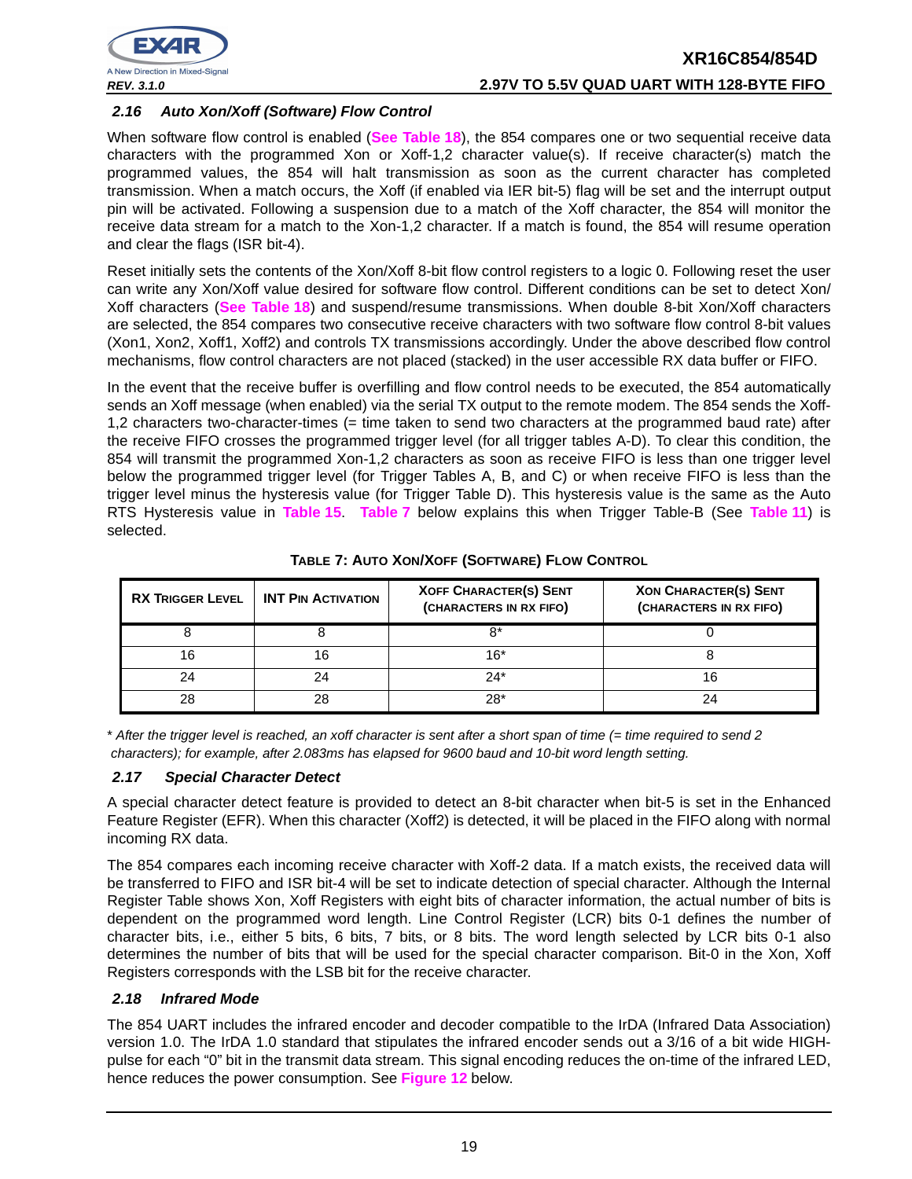### 2.16 Auto Xon/Xoff (Software) Flow Control

When software flow control is enabled (**See Table 18**), the 854 compares one or two sequential receive data characters with the programmed Xon or Xoff-1,2 character value(s). If receive character(s) match the programmed values, the 854 will halt transmission as soon as the current character has completed transmission. When a match occurs, the Xoff (if enabled via IER bit-5) flag will be set and the interrupt output pin will be activated. Following a suspension due to a match of the Xoff character, the 854 will monitor the receive data stream for a match to the Xon-1,2 character. If a match is found, the 854 will resume operation and clear the flags (ISR bit-4).

Reset initially sets the contents of the Xon/Xoff 8-bit flow control registers to a logic 0. Following reset the user can write any Xon/Xoff value desired for software flow control. Different conditions can be set to detect Xon/Xoff characters (**See Table 18**) and suspend/resume transmissions. When double 8-bit Xon/Xoff characters are selected, the 854 compares two consecutive receive characters with two software flow control 8-bit values (Xon1, Xon2, Xoff1, Xoff2) and controls TX transmissions accordingly. Under the above described flow control mechanisms, flow control characters are not placed (stacked) in the user accessible RX data buffer or FIFO.

In the event that the receive buffer is overfilling and flow control needs to be executed, the 854 automatically sends an Xoff message (when enabled) via the serial TX output to the remote modem. The 854 sends the Xoff-1,2 characters two-character-times (= time taken to send two characters at the programmed baud rate) after the receive FIFO crosses the programmed trigger level (for all trigger tables A-D). To clear this condition, the 854 will transmit the programmed Xon-1,2 characters as soon as receive FIFO is less than one trigger level below the programmed trigger level (for Trigger Tables A, B, and C) or when receive FIFO is less than the trigger level minus the hysteresis value (for Trigger Table D). This hysteresis value is the same as the Auto RTS Hysteresis value in **Table 15**. **Table 7** below explains this when Trigger Table-B (See **Table 11**) is selected.

**TABLE 7: AUTO XON/XOFF (SOFTWARE) FLOW CONTROL**

| RX TRIGGER LEVEL | INT PIN ACTIVATION | XOFF CHARACTER(S) SENT (CHARACTERS IN RX FIFO) | XON CHARACTER(S) SENT (CHARACTERS IN RX FIFO) |
|---|---|---|---|
| 8 | 8 | 8* | 0 |
| 16 | 16 | 16* | 8 |
| 24 | 24 | 24* | 16 |
| 28 | 28 | 28* | 24 |

\* *After the trigger level is reached, an xoff character is sent after a short span of time (= time required to send 2 characters); for example, after 2.083ms has elapsed for 9600 baud and 10-bit word length setting.*

### 2.17 Special Character Detect

A special character detect feature is provided to detect an 8-bit character when bit-5 is set in the Enhanced Feature Register (EFR). When this character (Xoff2) is detected, it will be placed in the FIFO along with normal incoming RX data.

The 854 compares each incoming receive character with Xoff-2 data. If a match exists, the received data will be transferred to FIFO and ISR bit-4 will be set to indicate detection of special character. Although the Internal Register Table shows Xon, Xoff Registers with eight bits of character information, the actual number of bits is dependent on the programmed word length. Line Control Register (LCR) bits 0-1 defines the number of character bits, i.e., either 5 bits, 6 bits, 7 bits, or 8 bits. The word length selected by LCR bits 0-1 also determines the number of bits that will be used for the special character comparison. Bit-0 in the Xon, Xoff Registers corresponds with the LSB bit for the receive character.

### 2.18 Infrared Mode

The 854 UART includes the infrared encoder and decoder compatible to the IrDA (Infrared Data Association) version 1.0. The IrDA 1.0 standard that stipulates the infrared encoder sends out a 3/16 of a bit wide HIGH-pulse for each "0" bit in the transmit data stream. This signal encoding reduces the on-time of the infrared LED, hence reduces the power consumption. See **Figure 12** below.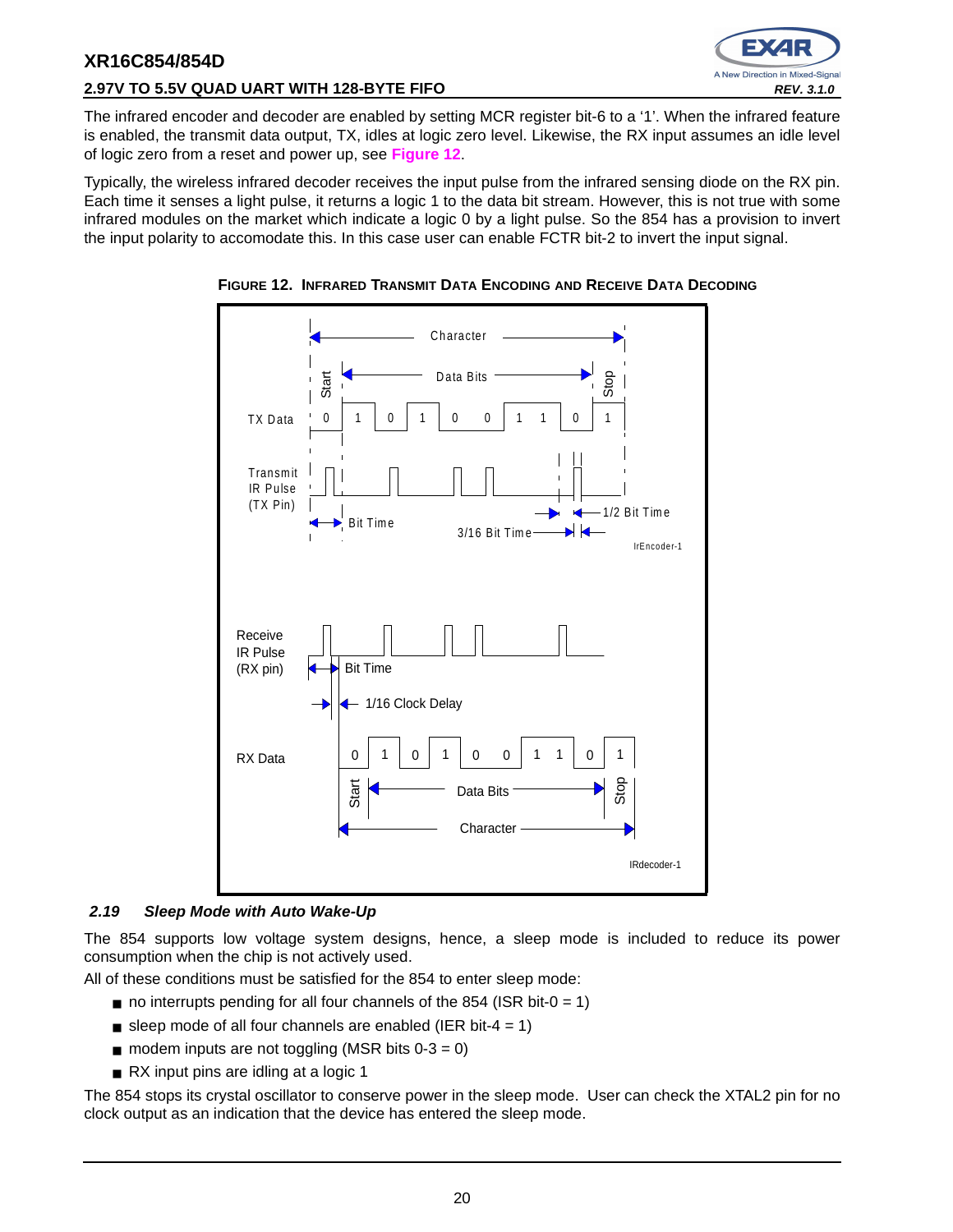The infrared encoder and decoder are enabled by setting MCR register bit-6 to a '1'. When the infrared feature is enabled, the transmit data output, TX, idles at logic zero level. Likewise, the RX input assumes an idle level of logic zero from a reset and power up, see **Figure 12**.

Typically, the wireless infrared decoder receives the input pulse from the infrared sensing diode on the RX pin. Each time it senses a light pulse, it returns a logic 1 to the data bit stream. However, this is not true with some infrared modules on the market which indicate a logic 0 by a light pulse. So the 854 has a provision to invert the input polarity to accomodate this. In this case user can enable FCTR bit-2 to invert the input signal.

**FIGURE 12. INFRARED TRANSMIT DATA ENCODING AND RECEIVE DATA DECODING**

### 2.19 Sleep Mode with Auto Wake-Up

The 854 supports low voltage system designs, hence, a sleep mode is included to reduce its power consumption when the chip is not actively used.

All of these conditions must be satisfied for the 854 to enter sleep mode:

- no interrupts pending for all four channels of the 854 (ISR bit-0 = 1)
- sleep mode of all four channels are enabled (IER bit-4 = 1)
- modem inputs are not toggling (MSR bits 0-3 = 0)
- RX input pins are idling at a logic 1

The 854 stops its crystal oscillator to conserve power in the sleep mode. User can check the XTAL2 pin for no clock output as an indication that the device has entered the sleep mode.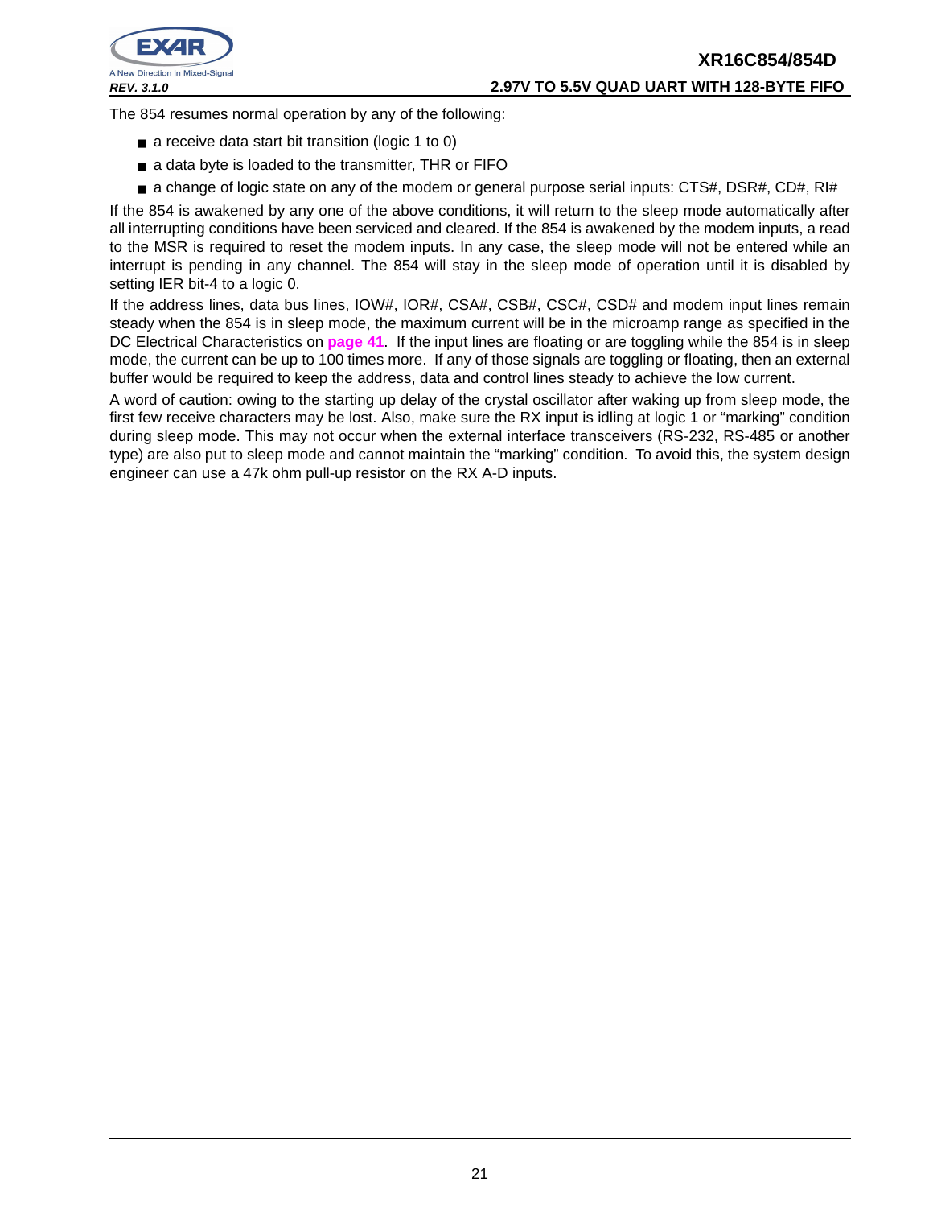The 854 resumes normal operation by any of the following:

- a receive data start bit transition (logic 1 to 0)
- a data byte is loaded to the transmitter, THR or FIFO
- a change of logic state on any of the modem or general purpose serial inputs: CTS#, DSR#, CD#, RI#

If the 854 is awakened by any one of the above conditions, it will return to the sleep mode automatically after all interrupting conditions have been serviced and cleared. If the 854 is awakened by the modem inputs, a read to the MSR is required to reset the modem inputs. In any case, the sleep mode will not be entered while an interrupt is pending in any channel. The 854 will stay in the sleep mode of operation until it is disabled by setting IER bit-4 to a logic 0.

If the address lines, data bus lines, IOW#, IOR#, CSA#, CSB#, CSC#, CSD# and modem input lines remain steady when the 854 is in sleep mode, the maximum current will be in the microamp range as specified in the DC Electrical Characteristics on **page 41**. If the input lines are floating or are toggling while the 854 is in sleep mode, the current can be up to 100 times more. If any of those signals are toggling or floating, then an external buffer would be required to keep the address, data and control lines steady to achieve the low current.

A word of caution: owing to the starting up delay of the crystal oscillator after waking up from sleep mode, the first few receive characters may be lost. Also, make sure the RX input is idling at logic 1 or "marking" condition during sleep mode. This may not occur when the external interface transceivers (RS-232, RS-485 or another type) are also put to sleep mode and cannot maintain the "marking" condition. To avoid this, the system design engineer can use a 47k ohm pull-up resistor on the RX A-D inputs.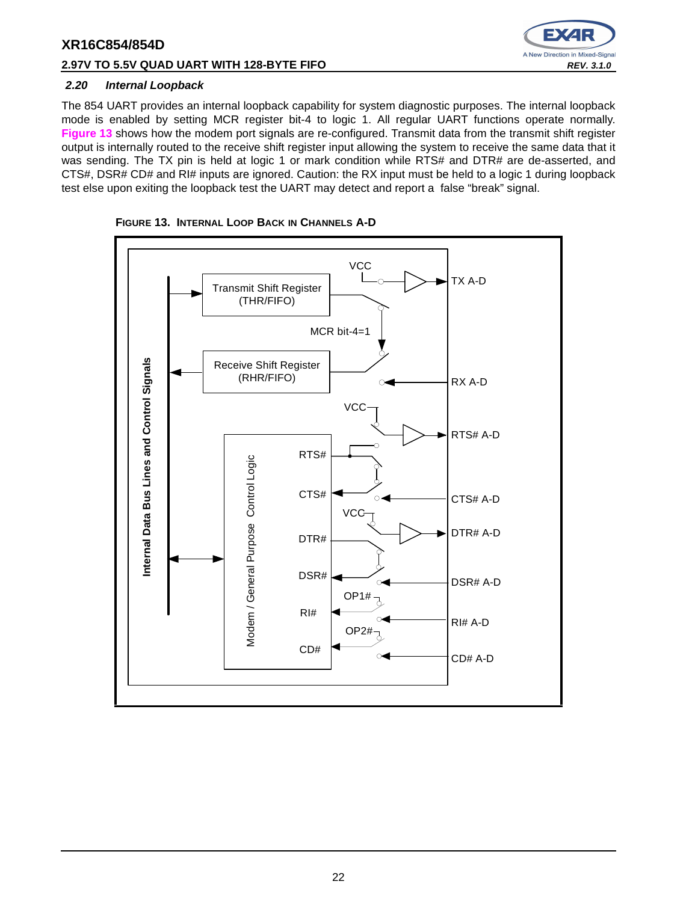### 2.20 Internal Loopback

The 854 UART provides an internal loopback capability for system diagnostic purposes. The internal loopback mode is enabled by setting MCR register bit-4 to logic 1. All regular UART functions operate normally. **Figure 13** shows how the modem port signals are re-configured. Transmit data from the transmit shift register output is internally routed to the receive shift register input allowing the system to receive the same data that it was sending. The TX pin is held at logic 1 or mark condition while RTS# and DTR# are de-asserted, and CTS#, DSR# CD# and RI# inputs are ignored. Caution: the RX input must be held to a logic 1 during loopback test else upon exiting the loopback test the UART may detect and report a false "break" signal.

**FIGURE 13. INTERNAL LOOP BACK IN CHANNELS A-D**

Internal Data Bus Lines and Control Signals

Transmit Shift Register (THR/FIFO)

Receive Shift Register (RHR/FIFO)

MCR bit-4=1

VCC

TX A-D

RX A-D

RTS# A-D

CTS# A-D

DTR# A-D

DSR# A-D

RI# A-D

CD# A-D

Modem / General Purpose Control Logic

RTS#

CTS#

DTR#

DSR#

RI#

CD#

OP1#

OP2#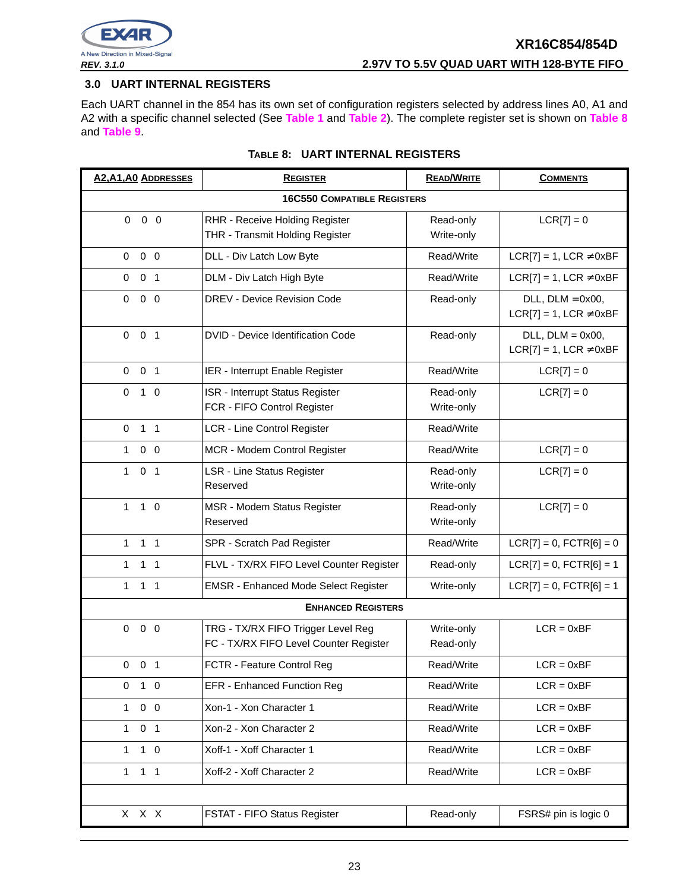## 3.0 UART INTERNAL REGISTERS

Each UART channel in the 854 has its own set of configuration registers selected by address lines A0, A1 and A2 with a specific channel selected (See Table 1 and Table 2). The complete register set is shown on Table 8 and Table 9.

**TABLE 8: UART INTERNAL REGISTERS**

| A2,A1,A0 ADDRESSES | REGISTER | READ/WRITE | COMMENTS |
|---|---|---|---|
| **16C550 COMPATIBLE REGISTERS** | | | |
| 0 0 0 | RHR - Receive Holding Register<br>THR - Transmit Holding Register | Read-only<br>Write-only | LCR[7] = 0 |
| 0 0 0 | DLL - Div Latch Low Byte | Read/Write | LCR[7] = 1, LCR ≠0xBF |
| 0 0 1 | DLM - Div Latch High Byte | Read/Write | LCR[7] = 1, LCR ≠0xBF |
| 0 0 0 | DREV - Device Revision Code | Read-only | DLL, DLM =0x00,<br>LCR[7] = 1, LCR ≠0xBF |
| 0 0 1 | DVID - Device Identification Code | Read-only | DLL, DLM = 0x00,<br>LCR[7] = 1, LCR ≠0xBF |
| 0 0 1 | IER - Interrupt Enable Register | Read/Write | LCR[7] = 0 |
| 0 1 0 | ISR - Interrupt Status Register<br>FCR - FIFO Control Register | Read-only<br>Write-only | LCR[7] = 0 |
| 0 1 1 | LCR - Line Control Register | Read/Write | |
| 1 0 0 | MCR - Modem Control Register | Read/Write | LCR[7] = 0 |
| 1 0 1 | LSR - Line Status Register<br>Reserved | Read-only<br>Write-only | LCR[7] = 0 |
| 1 1 0 | MSR - Modem Status Register<br>Reserved | Read-only<br>Write-only | LCR[7] = 0 |
| 1 1 1 | SPR - Scratch Pad Register | Read/Write | LCR[7] = 0, FCTR[6] = 0 |
| 1 1 1 | FLVL - TX/RX FIFO Level Counter Register | Read-only | LCR[7] = 0, FCTR[6] = 1 |
| 1 1 1 | EMSR - Enhanced Mode Select Register | Write-only | LCR[7] = 0, FCTR[6] = 1 |
| **ENHANCED REGISTERS** | | | |
| 0 0 0 | TRG - TX/RX FIFO Trigger Level Reg<br>FC - TX/RX FIFO Level Counter Register | Write-only<br>Read-only | LCR = 0xBF |
| 0 0 1 | FCTR - Feature Control Reg | Read/Write | LCR = 0xBF |
| 0 1 0 | EFR - Enhanced Function Reg | Read/Write | LCR = 0xBF |
| 1 0 0 | Xon-1 - Xon Character 1 | Read/Write | LCR = 0xBF |
| 1 0 1 | Xon-2 - Xon Character 2 | Read/Write | LCR = 0xBF |
| 1 1 0 | Xoff-1 - Xoff Character 1 | Read/Write | LCR = 0xBF |
| 1 1 1 | Xoff-2 - Xoff Character 2 | Read/Write | LCR = 0xBF |
| | | | |
| X X X | FSTAT - FIFO Status Register | Read-only | FSRS# pin is logic 0 |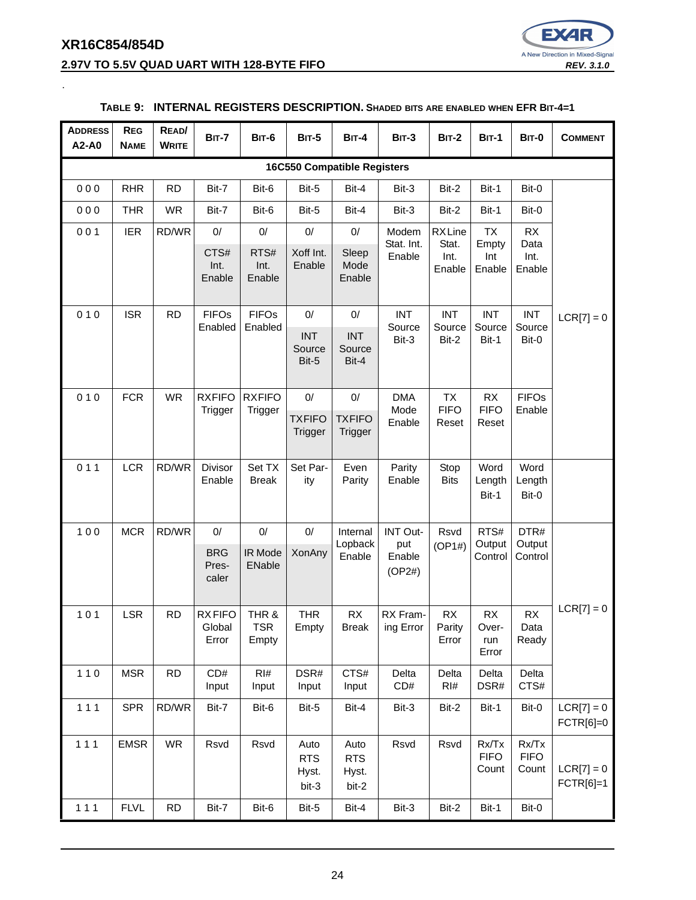**TABLE 9: INTERNAL REGISTERS DESCRIPTION.** SHADED BITS ARE ENABLED WHEN EFR BIT-4=1

| ADDRESS A2-A0 | REG NAME | READ/ WRITE | BIT-7 | BIT-6 | BIT-5 | BIT-4 | BIT-3 | BIT-2 | BIT-1 | BIT-0 | COMMENT |
|---|---|---|---|---|---|---|---|---|---|---|---|
| **16C550 Compatible Registers** | | | | | | | | | | | |
| 0 0 0 | RHR | RD | Bit-7 | Bit-6 | Bit-5 | Bit-4 | Bit-3 | Bit-2 | Bit-1 | Bit-0 | |
| 0 0 0 | THR | WR | Bit-7 | Bit-6 | Bit-5 | Bit-4 | Bit-3 | Bit-2 | Bit-1 | Bit-0 | |
| 0 0 1 | IER | RD/WR | 0/ CTS# Int. Enable | 0/ RTS# Int. Enable | 0/ Xoff Int. Enable | 0/ Sleep Mode Enable | Modem Stat. Int. Enable | RX Line Stat. Int. Enable | TX Empty Int Enable | RX Data Int. Enable | |
| 0 1 0 | ISR | RD | FIFOs Enabled | FIFOs Enabled | 0/ INT Source Bit-5 | 0/ INT Source Bit-4 | INT Source Bit-3 | INT Source Bit-2 | INT Source Bit-1 | INT Source Bit-0 | LCR[7] = 0 |
| 0 1 0 | FCR | WR | RXFIFO Trigger | RXFIFO Trigger | 0/ TXFIFO Trigger | 0/ TXFIFO Trigger | DMA Mode Enable | TX FIFO Reset | RX FIFO Reset | FIFOs Enable | |
| 0 1 1 | LCR | RD/WR | Divisor Enable | Set TX Break | Set Parity | Even Parity | Parity Enable | Stop Bits | Word Length Bit-1 | Word Length Bit-0 | |
| 1 0 0 | MCR | RD/WR | 0/ BRG Pres-caler | 0/ IR Mode ENable | 0/ XonAny | Internal Lopback Enable | INT Output Enable (OP2#) | Rsvd (OP1#) | RTS# Output Control | DTR# Output Control | |
| 1 0 1 | LSR | RD | RX FIFO Global Error | THR & TSR Empty | THR Empty | RX Break | RX Framing Error | RX Parity Error | RX Overrun Error | RX Data Ready | LCR[7] = 0 |
| 1 1 0 | MSR | RD | CD# Input | RI# Input | DSR# Input | CTS# Input | Delta CD# | Delta RI# | Delta DSR# | Delta CTS# | |
| 1 1 1 | SPR | RD/WR | Bit-7 | Bit-6 | Bit-5 | Bit-4 | Bit-3 | Bit-2 | Bit-1 | Bit-0 | LCR[7] = 0 FCTR[6]=0 |
| 1 1 1 | EMSR | WR | Rsvd | Rsvd | Auto RTS Hyst. bit-3 | Auto RTS Hyst. bit-2 | Rsvd | Rsvd | Rx/Tx FIFO Count | Rx/Tx FIFO Count | LCR[7] = 0 FCTR[6]=1 |
| 1 1 1 | FLVL | RD | Bit-7 | Bit-6 | Bit-5 | Bit-4 | Bit-3 | Bit-2 | Bit-1 | Bit-0 | |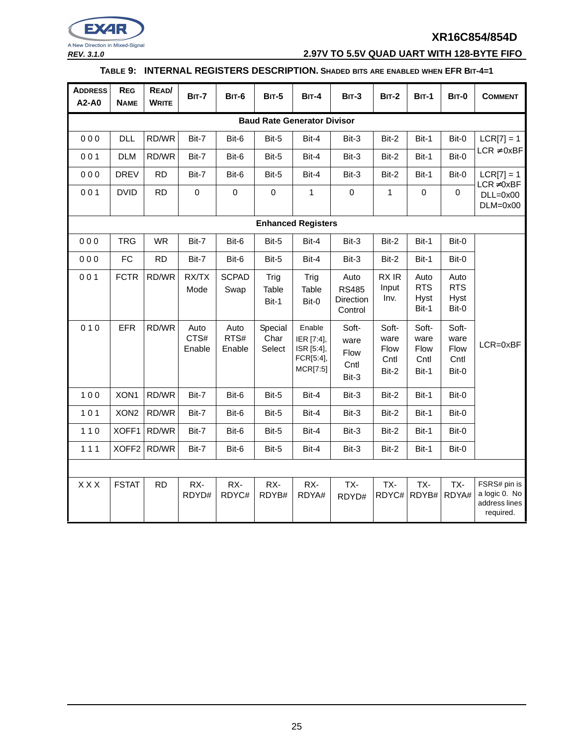**TABLE 9: INTERNAL REGISTERS DESCRIPTION. SHADED BITS ARE ENABLED WHEN EFR BIT-4=1**

| ADDRESS A2-A0 | REG NAME | READ/ WRITE | BIT-7 | BIT-6 | BIT-5 | BIT-4 | BIT-3 | BIT-2 | BIT-1 | BIT-0 | COMMENT |
|---|---|---|---|---|---|---|---|---|---|---|---|
| **Baud Rate Generator Divisor** | | | | | | | | | | | |
| 0 0 0 | DLL | RD/WR | Bit-7 | Bit-6 | Bit-5 | Bit-4 | Bit-3 | Bit-2 | Bit-1 | Bit-0 | LCR[7] = 1 LCR ≠0xBF |
| 0 0 1 | DLM | RD/WR | Bit-7 | Bit-6 | Bit-5 | Bit-4 | Bit-3 | Bit-2 | Bit-1 | Bit-0 | |
| 0 0 0 | DREV | RD | Bit-7 | Bit-6 | Bit-5 | Bit-4 | Bit-3 | Bit-2 | Bit-1 | Bit-0 | LCR[7] = 1 LCR ≠0xBF DLL=0x00 DLM=0x00 |
| 0 0 1 | DVID | RD | 0 | 0 | 0 | 1 | 0 | 1 | 0 | 0 | |
| **Enhanced Registers** | | | | | | | | | | | |
| 0 0 0 | TRG | WR | Bit-7 | Bit-6 | Bit-5 | Bit-4 | Bit-3 | Bit-2 | Bit-1 | Bit-0 | LCR=0xBF |
| 0 0 0 | FC | RD | Bit-7 | Bit-6 | Bit-5 | Bit-4 | Bit-3 | Bit-2 | Bit-1 | Bit-0 | |
| 0 0 1 | FCTR | RD/WR | RX/TX Mode | SCPAD Swap | Trig Table Bit-1 | Trig Table Bit-0 | Auto RS485 Direction Control | RX IR Input Inv. | Auto RTS Hyst Bit-1 | Auto RTS Hyst Bit-0 | |
| 0 1 0 | EFR | RD/WR | Auto CTS# Enable | Auto RTS# Enable | Special Char Select | Enable IER [7:4], ISR [5:4], FCR[5:4], MCR[7:5] | Soft-ware Flow Cntl Bit-3 | Soft-ware Flow Cntl Bit-2 | Soft-ware Flow Cntl Bit-1 | Soft-ware Flow Cntl Bit-0 | |
| 1 0 0 | XON1 | RD/WR | Bit-7 | Bit-6 | Bit-5 | Bit-4 | Bit-3 | Bit-2 | Bit-1 | Bit-0 | |
| 1 0 1 | XON2 | RD/WR | Bit-7 | Bit-6 | Bit-5 | Bit-4 | Bit-3 | Bit-2 | Bit-1 | Bit-0 | |
| 1 1 0 | XOFF1 | RD/WR | Bit-7 | Bit-6 | Bit-5 | Bit-4 | Bit-3 | Bit-2 | Bit-1 | Bit-0 | |
| 1 1 1 | XOFF2 | RD/WR | Bit-7 | Bit-6 | Bit-5 | Bit-4 | Bit-3 | Bit-2 | Bit-1 | Bit-0 | |
| | | | | | | | | | | | |
| X X X | FSTAT | RD | RX-RDYD# | RX-RDYC# | RX-RDYB# | RX-RDYA# | TX-RDYD# | TX-RDYC# | TX-RDYB# | TX-RDYA# | FSRS# pin is a logic 0. No address lines required. |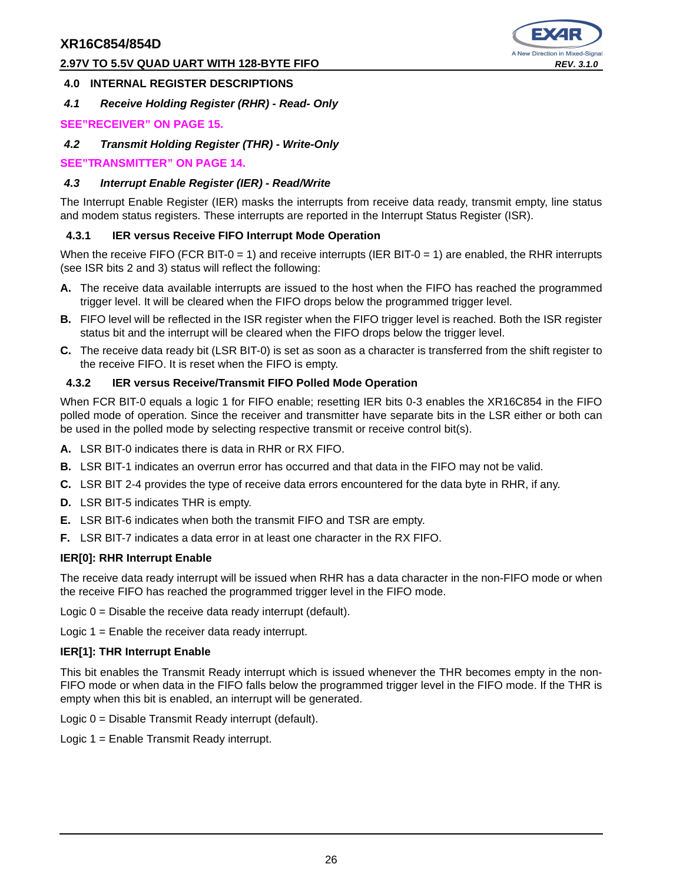## 4.0 INTERNAL REGISTER DESCRIPTIONS

### *4.1 Receive Holding Register (RHR) - Read- Only*

**SEE"RECEIVER" ON PAGE 15.**

### *4.2 Transmit Holding Register (THR) - Write-Only*

**SEE"TRANSMITTER" ON PAGE 14.**

### *4.3 Interrupt Enable Register (IER) - Read/Write*

The Interrupt Enable Register (IER) masks the interrupts from receive data ready, transmit empty, line status and modem status registers. These interrupts are reported in the Interrupt Status Register (ISR).

#### 4.3.1 IER versus Receive FIFO Interrupt Mode Operation

When the receive FIFO (FCR BIT-0 = 1) and receive interrupts (IER BIT-0 = 1) are enabled, the RHR interrupts (see ISR bits 2 and 3) status will reflect the following:

**A.** The receive data available interrupts are issued to the host when the FIFO has reached the programmed trigger level. It will be cleared when the FIFO drops below the programmed trigger level.

**B.** FIFO level will be reflected in the ISR register when the FIFO trigger level is reached. Both the ISR register status bit and the interrupt will be cleared when the FIFO drops below the trigger level.

**C.** The receive data ready bit (LSR BIT-0) is set as soon as a character is transferred from the shift register to the receive FIFO. It is reset when the FIFO is empty.

#### 4.3.2 IER versus Receive/Transmit FIFO Polled Mode Operation

When FCR BIT-0 equals a logic 1 for FIFO enable; resetting IER bits 0-3 enables the XR16C854 in the FIFO polled mode of operation. Since the receiver and transmitter have separate bits in the LSR either or both can be used in the polled mode by selecting respective transmit or receive control bit(s).

**A.** LSR BIT-0 indicates there is data in RHR or RX FIFO.

**B.** LSR BIT-1 indicates an overrun error has occurred and that data in the FIFO may not be valid.

**C.** LSR BIT 2-4 provides the type of receive data errors encountered for the data byte in RHR, if any.

**D.** LSR BIT-5 indicates THR is empty.

**E.** LSR BIT-6 indicates when both the transmit FIFO and TSR are empty.

**F.** LSR BIT-7 indicates a data error in at least one character in the RX FIFO.

**IER[0]: RHR Interrupt Enable**

The receive data ready interrupt will be issued when RHR has a data character in the non-FIFO mode or when the receive FIFO has reached the programmed trigger level in the FIFO mode.

Logic 0 = Disable the receive data ready interrupt (default).

Logic 1 = Enable the receiver data ready interrupt.

**IER[1]: THR Interrupt Enable**

This bit enables the Transmit Ready interrupt which is issued whenever the THR becomes empty in the non-FIFO mode or when data in the FIFO falls below the programmed trigger level in the FIFO mode. If the THR is empty when this bit is enabled, an interrupt will be generated.

Logic 0 = Disable Transmit Ready interrupt (default).

Logic 1 = Enable Transmit Ready interrupt.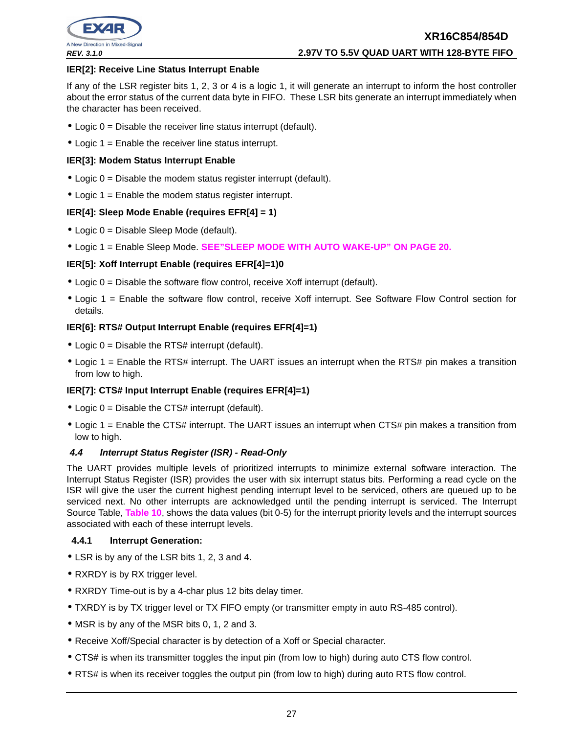#### IER[2]: Receive Line Status Interrupt Enable

If any of the LSR register bits 1, 2, 3 or 4 is a logic 1, it will generate an interrupt to inform the host controller about the error status of the current data byte in FIFO. These LSR bits generate an interrupt immediately when the character has been received.

- Logic 0 = Disable the receiver line status interrupt (default).
- Logic 1 = Enable the receiver line status interrupt.

#### IER[3]: Modem Status Interrupt Enable

- Logic 0 = Disable the modem status register interrupt (default).
- Logic 1 = Enable the modem status register interrupt.

#### IER[4]: Sleep Mode Enable (requires EFR[4] = 1)

- Logic 0 = Disable Sleep Mode (default).
- Logic 1 = Enable Sleep Mode. **SEE"SLEEP MODE WITH AUTO WAKE-UP" ON PAGE 20.**

#### IER[5]: Xoff Interrupt Enable (requires EFR[4]=1)0

- Logic 0 = Disable the software flow control, receive Xoff interrupt (default).
- Logic 1 = Enable the software flow control, receive Xoff interrupt. See Software Flow Control section for details.

#### IER[6]: RTS# Output Interrupt Enable (requires EFR[4]=1)

- Logic 0 = Disable the RTS# interrupt (default).
- Logic 1 = Enable the RTS# interrupt. The UART issues an interrupt when the RTS# pin makes a transition from low to high.

#### IER[7]: CTS# Input Interrupt Enable (requires EFR[4]=1)

- Logic 0 = Disable the CTS# interrupt (default).
- Logic 1 = Enable the CTS# interrupt. The UART issues an interrupt when CTS# pin makes a transition from low to high.

## *4.4 Interrupt Status Register (ISR) - Read-Only*

The UART provides multiple levels of prioritized interrupts to minimize external software interaction. The Interrupt Status Register (ISR) provides the user with six interrupt status bits. Performing a read cycle on the ISR will give the user the current highest pending interrupt level to be serviced, others are queued up to be serviced next. No other interrupts are acknowledged until the pending interrupt is serviced. The Interrupt Source Table, **Table 10**, shows the data values (bit 0-5) for the interrupt priority levels and the interrupt sources associated with each of these interrupt levels.

### 4.4.1 Interrupt Generation:

- LSR is by any of the LSR bits 1, 2, 3 and 4.
- RXRDY is by RX trigger level.
- RXRDY Time-out is by a 4-char plus 12 bits delay timer.
- TXRDY is by TX trigger level or TX FIFO empty (or transmitter empty in auto RS-485 control).
- MSR is by any of the MSR bits 0, 1, 2 and 3.
- Receive Xoff/Special character is by detection of a Xoff or Special character.
- CTS# is when its transmitter toggles the input pin (from low to high) during auto CTS flow control.
- RTS# is when its receiver toggles the output pin (from low to high) during auto RTS flow control.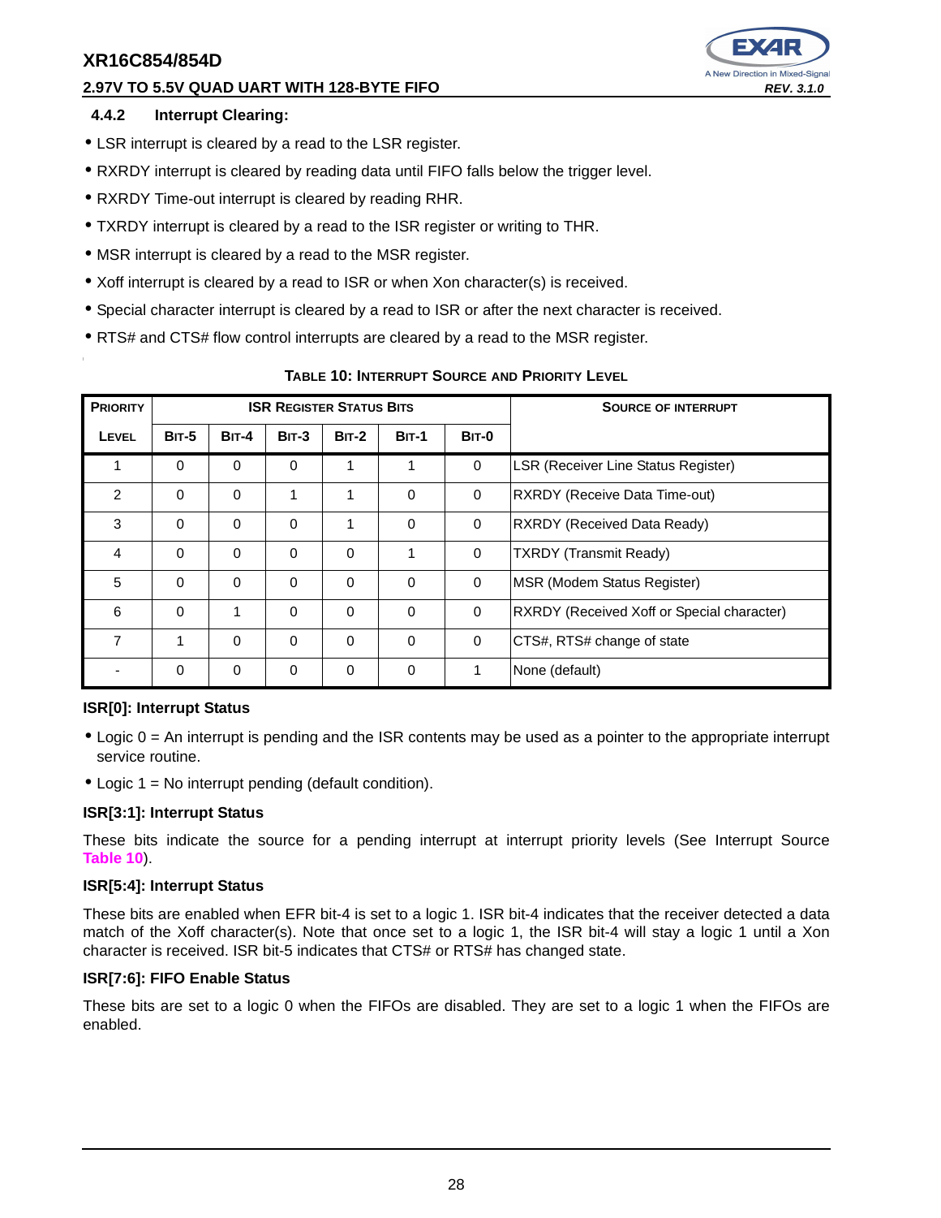### 4.4.2 Interrupt Clearing:

- LSR interrupt is cleared by a read to the LSR register.
- RXRDY interrupt is cleared by reading data until FIFO falls below the trigger level.
- RXRDY Time-out interrupt is cleared by reading RHR.
- TXRDY interrupt is cleared by a read to the ISR register or writing to THR.
- MSR interrupt is cleared by a read to the MSR register.
- Xoff interrupt is cleared by a read to ISR or when Xon character(s) is received.
- Special character interrupt is cleared by a read to ISR or after the next character is received.
- RTS# and CTS# flow control interrupts are cleared by a read to the MSR register.

**TABLE 10: INTERRUPT SOURCE AND PRIORITY LEVEL**

| PRIORITY | ISR REGISTER STATUS BITS | | | | | | SOURCE OF INTERRUPT |
|---|---|---|---|---|---|---|---|
| LEVEL | BIT-5 | BIT-4 | BIT-3 | BIT-2 | BIT-1 | BIT-0 | |
| 1 | 0 | 0 | 0 | 1 | 1 | 0 | LSR (Receiver Line Status Register) |
| 2 | 0 | 0 | 1 | 1 | 0 | 0 | RXRDY (Receive Data Time-out) |
| 3 | 0 | 0 | 0 | 1 | 0 | 0 | RXRDY (Received Data Ready) |
| 4 | 0 | 0 | 0 | 0 | 1 | 0 | TXRDY (Transmit Ready) |
| 5 | 0 | 0 | 0 | 0 | 0 | 0 | MSR (Modem Status Register) |
| 6 | 0 | 1 | 0 | 0 | 0 | 0 | RXRDY (Received Xoff or Special character) |
| 7 | 1 | 0 | 0 | 0 | 0 | 0 | CTS#, RTS# change of state |
| - | 0 | 0 | 0 | 0 | 0 | 1 | None (default) |

**ISR[0]: Interrupt Status**

- Logic 0 = An interrupt is pending and the ISR contents may be used as a pointer to the appropriate interrupt service routine.
- Logic 1 = No interrupt pending (default condition).

**ISR[3:1]: Interrupt Status**

These bits indicate the source for a pending interrupt at interrupt priority levels (See Interrupt Source Table 10).

**ISR[5:4]: Interrupt Status**

These bits are enabled when EFR bit-4 is set to a logic 1. ISR bit-4 indicates that the receiver detected a data match of the Xoff character(s). Note that once set to a logic 1, the ISR bit-4 will stay a logic 1 until a Xon character is received. ISR bit-5 indicates that CTS# or RTS# has changed state.

**ISR[7:6]: FIFO Enable Status**

These bits are set to a logic 0 when the FIFOs are disabled. They are set to a logic 1 when the FIFOs are enabled.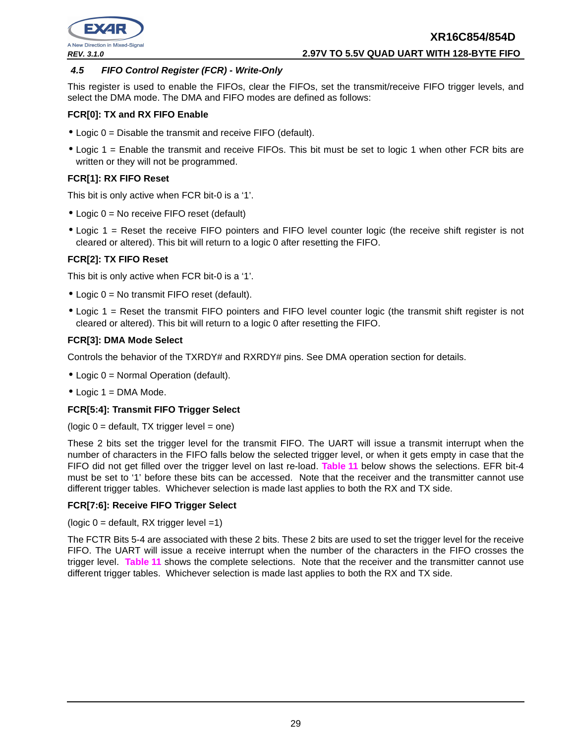### 4.5 FIFO Control Register (FCR) - Write-Only

This register is used to enable the FIFOs, clear the FIFOs, set the transmit/receive FIFO trigger levels, and select the DMA mode. The DMA and FIFO modes are defined as follows:

**FCR[0]: TX and RX FIFO Enable**

- Logic 0 = Disable the transmit and receive FIFO (default).
- Logic 1 = Enable the transmit and receive FIFOs. This bit must be set to logic 1 when other FCR bits are written or they will not be programmed.

**FCR[1]: RX FIFO Reset**

This bit is only active when FCR bit-0 is a '1'.

- Logic 0 = No receive FIFO reset (default)
- Logic 1 = Reset the receive FIFO pointers and FIFO level counter logic (the receive shift register is not cleared or altered). This bit will return to a logic 0 after resetting the FIFO.

**FCR[2]: TX FIFO Reset**

This bit is only active when FCR bit-0 is a '1'.

- Logic 0 = No transmit FIFO reset (default).
- Logic 1 = Reset the transmit FIFO pointers and FIFO level counter logic (the transmit shift register is not cleared or altered). This bit will return to a logic 0 after resetting the FIFO.

**FCR[3]: DMA Mode Select**

Controls the behavior of the TXRDY# and RXRDY# pins. See DMA operation section for details.

- Logic 0 = Normal Operation (default).
- Logic 1 = DMA Mode.

**FCR[5:4]: Transmit FIFO Trigger Select**

(logic 0 = default, TX trigger level = one)

These 2 bits set the trigger level for the transmit FIFO. The UART will issue a transmit interrupt when the number of characters in the FIFO falls below the selected trigger level, or when it gets empty in case that the FIFO did not get filled over the trigger level on last re-load. Table 11 below shows the selections. EFR bit-4 must be set to '1' before these bits can be accessed. Note that the receiver and the transmitter cannot use different trigger tables. Whichever selection is made last applies to both the RX and TX side.

**FCR[7:6]: Receive FIFO Trigger Select**

(logic 0 = default, RX trigger level =1)

The FCTR Bits 5-4 are associated with these 2 bits. These 2 bits are used to set the trigger level for the receive FIFO. The UART will issue a receive interrupt when the number of the characters in the FIFO crosses the trigger level. Table 11 shows the complete selections. Note that the receiver and the transmitter cannot use different trigger tables. Whichever selection is made last applies to both the RX and TX side.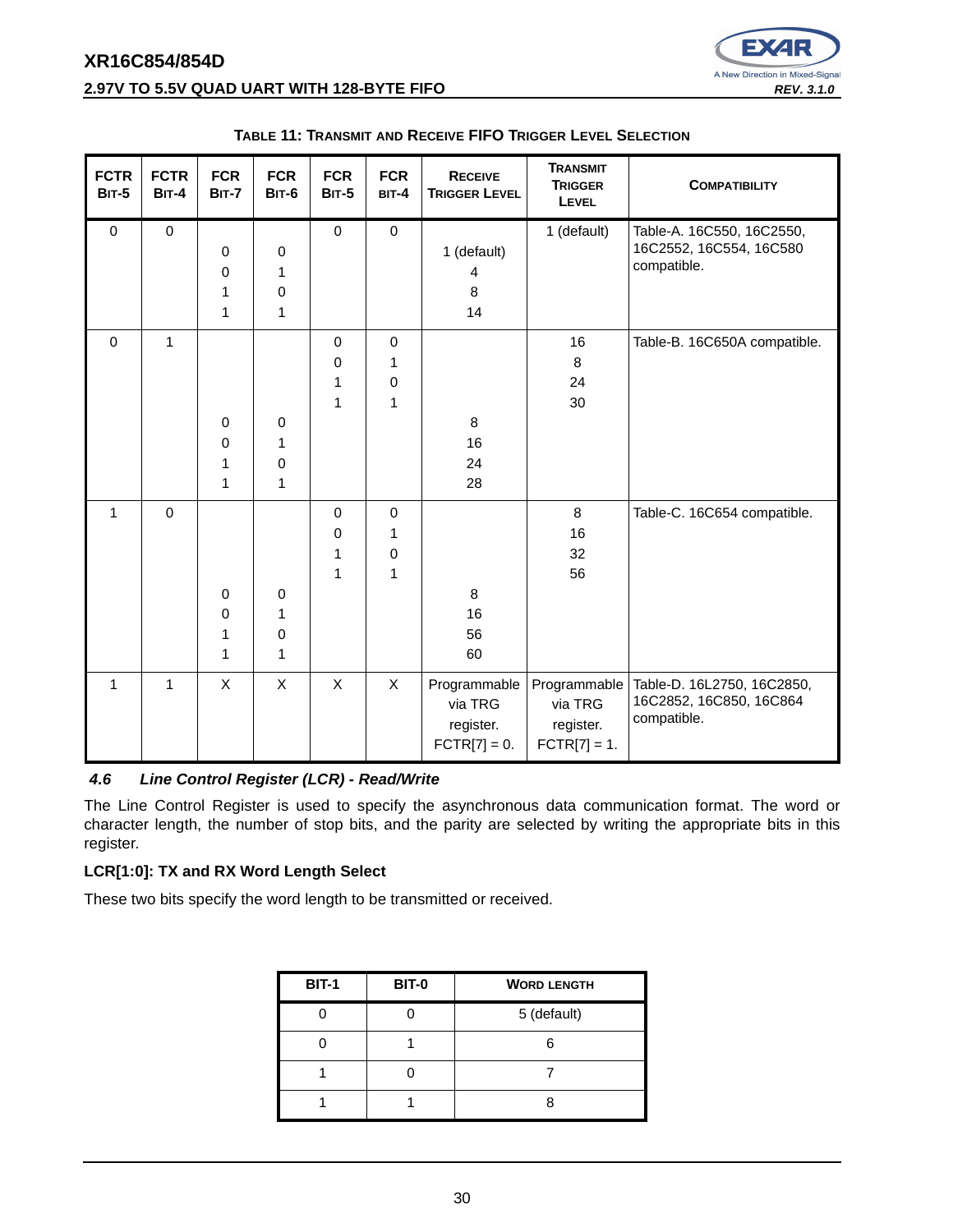**TABLE 11: TRANSMIT AND RECEIVE FIFO TRIGGER LEVEL SELECTION**

| FCTR BIT-5 | FCTR BIT-4 | FCR BIT-7 | FCR BIT-6 | FCR BIT-5 | FCR BIT-4 | RECEIVE TRIGGER LEVEL | TRANSMIT TRIGGER LEVEL | COMPATIBILITY |
|---|---|---|---|---|---|---|---|---|
| 0 | 0 | | | 0 | 0 | | 1 (default) | Table-A. 16C550, 16C2550, 16C2552, 16C554, 16C580 compatible. |
| | | 0 | 0 | | | 1 (default) | | |
| | | 0 | 1 | | | 4 | | |
| | | 1 | 0 | | | 8 | | |
| | | 1 | 1 | | | 14 | | |
| 0 | 1 | | | 0 | 0 | | 16 | Table-B. 16C650A compatible. |
| | | | | 0 | 1 | | 8 | |
| | | | | 1 | 0 | | 24 | |
| | | | | 1 | 1 | | 30 | |
| | | 0 | 0 | | | 8 | | |
| | | 0 | 1 | | | 16 | | |
| | | 1 | 0 | | | 24 | | |
| | | 1 | 1 | | | 28 | | |
| 1 | 0 | | | 0 | 0 | | 8 | Table-C. 16C654 compatible. |
| | | | | 0 | 1 | | 16 | |
| | | | | 1 | 0 | | 32 | |
| | | | | 1 | 1 | | 56 | |
| | | 0 | 0 | | | 8 | | |
| | | 0 | 1 | | | 16 | | |
| | | 1 | 0 | | | 56 | | |
| | | 1 | 1 | | | 60 | | |
| 1 | 1 | X | X | X | X | Programmable via TRG register. FCTR[7] = 0. | Programmable via TRG register. FCTR[7] = 1. | Table-D. 16L2750, 16C2850, 16C2852, 16C850, 16C864 compatible. |

### *4.6 Line Control Register (LCR) - Read/Write*

The Line Control Register is used to specify the asynchronous data communication format. The word or character length, the number of stop bits, and the parity are selected by writing the appropriate bits in this register.

**LCR[1:0]: TX and RX Word Length Select**

These two bits specify the word length to be transmitted or received.

| BIT-1 | BIT-0 | WORD LENGTH |
|---|---|---|
| 0 | 0 | 5 (default) |
| 0 | 1 | 6 |
| 1 | 0 | 7 |
| 1 | 1 | 8 |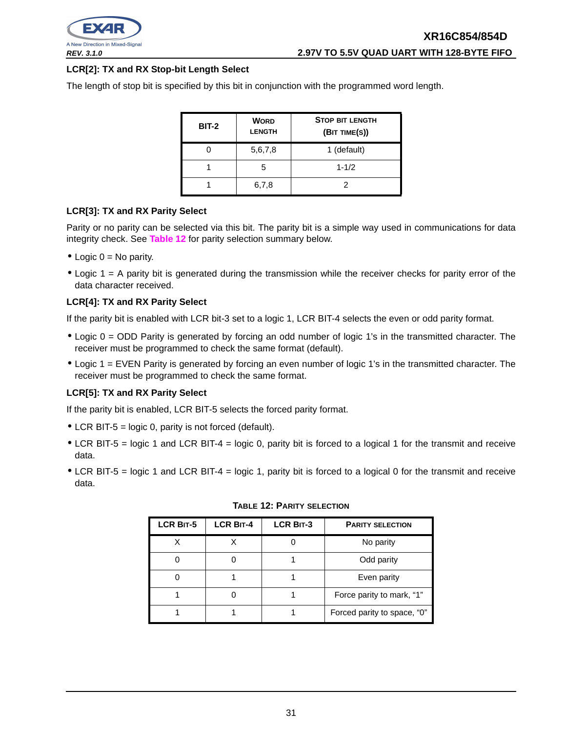### LCR[2]: TX and RX Stop-bit Length Select

The length of stop bit is specified by this bit in conjunction with the programmed word length.

| BIT-2 | WORD LENGTH | STOP BIT LENGTH (BIT TIME(S)) |
|---|---|---|
| 0 | 5,6,7,8 | 1 (default) |
| 1 | 5 | 1-1/2 |
| 1 | 6,7,8 | 2 |

### LCR[3]: TX and RX Parity Select

Parity or no parity can be selected via this bit. The parity bit is a simple way used in communications for data integrity check. See Table 12 for parity selection summary below.

- Logic 0 = No parity.
- Logic 1 = A parity bit is generated during the transmission while the receiver checks for parity error of the data character received.

### LCR[4]: TX and RX Parity Select

If the parity bit is enabled with LCR bit-3 set to a logic 1, LCR BIT-4 selects the even or odd parity format.

- Logic 0 = ODD Parity is generated by forcing an odd number of logic 1's in the transmitted character. The receiver must be programmed to check the same format (default).
- Logic 1 = EVEN Parity is generated by forcing an even number of logic 1's in the transmitted character. The receiver must be programmed to check the same format.

### LCR[5]: TX and RX Parity Select

If the parity bit is enabled, LCR BIT-5 selects the forced parity format.

- LCR BIT-5 = logic 0, parity is not forced (default).
- LCR BIT-5 = logic 1 and LCR BIT-4 = logic 0, parity bit is forced to a logical 1 for the transmit and receive data.
- LCR BIT-5 = logic 1 and LCR BIT-4 = logic 1, parity bit is forced to a logical 0 for the transmit and receive data.

**TABLE 12: PARITY SELECTION**

| LCR BIT-5 | LCR BIT-4 | LCR BIT-3 | PARITY SELECTION |
|---|---|---|---|
| X | X | 0 | No parity |
| 0 | 0 | 1 | Odd parity |
| 0 | 1 | 1 | Even parity |
| 1 | 0 | 1 | Force parity to mark, "1" |
| 1 | 1 | 1 | Forced parity to space, "0" |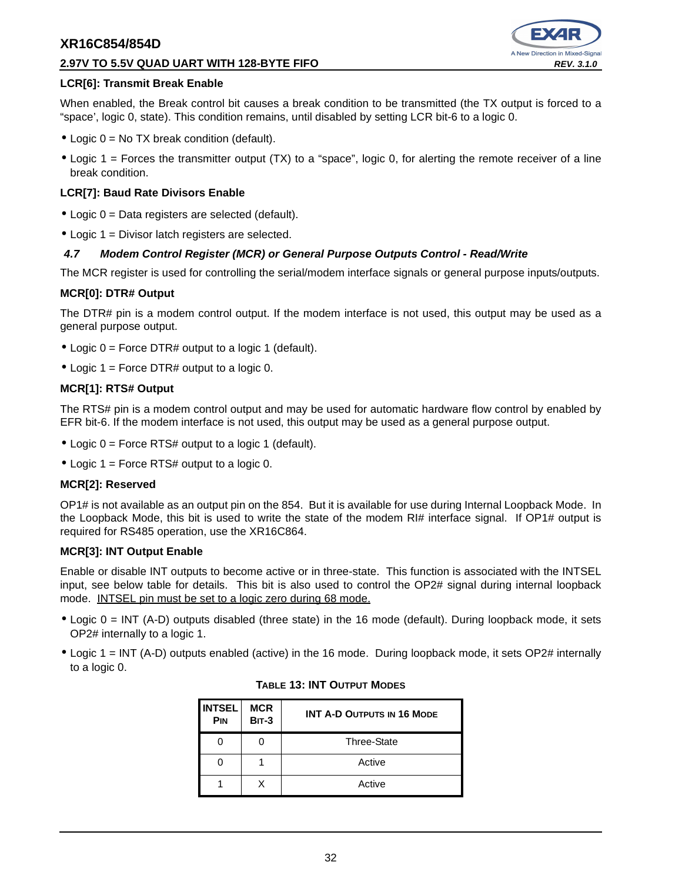**LCR[6]: Transmit Break Enable**

When enabled, the Break control bit causes a break condition to be transmitted (the TX output is forced to a “space’, logic 0, state). This condition remains, until disabled by setting LCR bit-6 to a logic 0.

- Logic 0 = No TX break condition (default).
- Logic 1 = Forces the transmitter output (TX) to a “space”, logic 0, for alerting the remote receiver of a line break condition.

**LCR[7]: Baud Rate Divisors Enable**

- Logic 0 = Data registers are selected (default).
- Logic 1 = Divisor latch registers are selected.

### *4.7 Modem Control Register (MCR) or General Purpose Outputs Control - Read/Write*

The MCR register is used for controlling the serial/modem interface signals or general purpose inputs/outputs.

**MCR[0]: DTR# Output**

The DTR# pin is a modem control output. If the modem interface is not used, this output may be used as a general purpose output.

- Logic 0 = Force DTR# output to a logic 1 (default).
- Logic 1 = Force DTR# output to a logic 0.

**MCR[1]: RTS# Output**

The RTS# pin is a modem control output and may be used for automatic hardware flow control by enabled by EFR bit-6. If the modem interface is not used, this output may be used as a general purpose output.

- Logic 0 = Force RTS# output to a logic 1 (default).
- Logic 1 = Force RTS# output to a logic 0.

**MCR[2]: Reserved**

OP1# is not available as an output pin on the 854. But it is available for use during Internal Loopback Mode. In the Loopback Mode, this bit is used to write the state of the modem RI# interface signal. If OP1# output is required for RS485 operation, use the XR16C864.

**MCR[3]: INT Output Enable**

Enable or disable INT outputs to become active or in three-state. This function is associated with the INTSEL input, see below table for details. This bit is also used to control the OP2# signal during internal loopback mode. INTSEL pin must be set to a logic zero during 68 mode.

- Logic 0 = INT (A-D) outputs disabled (three state) in the 16 mode (default). During loopback mode, it sets OP2# internally to a logic 1.
- Logic 1 = INT (A-D) outputs enabled (active) in the 16 mode. During loopback mode, it sets OP2# internally to a logic 0.

**TABLE 13: INT OUTPUT MODES**

| INTSEL PIN | MCR BIT-3 | INT A-D OUTPUTS IN 16 MODE |
|---|---|---|
| 0 | 0 | Three-State |
| 0 | 1 | Active |
| 1 | X | Active |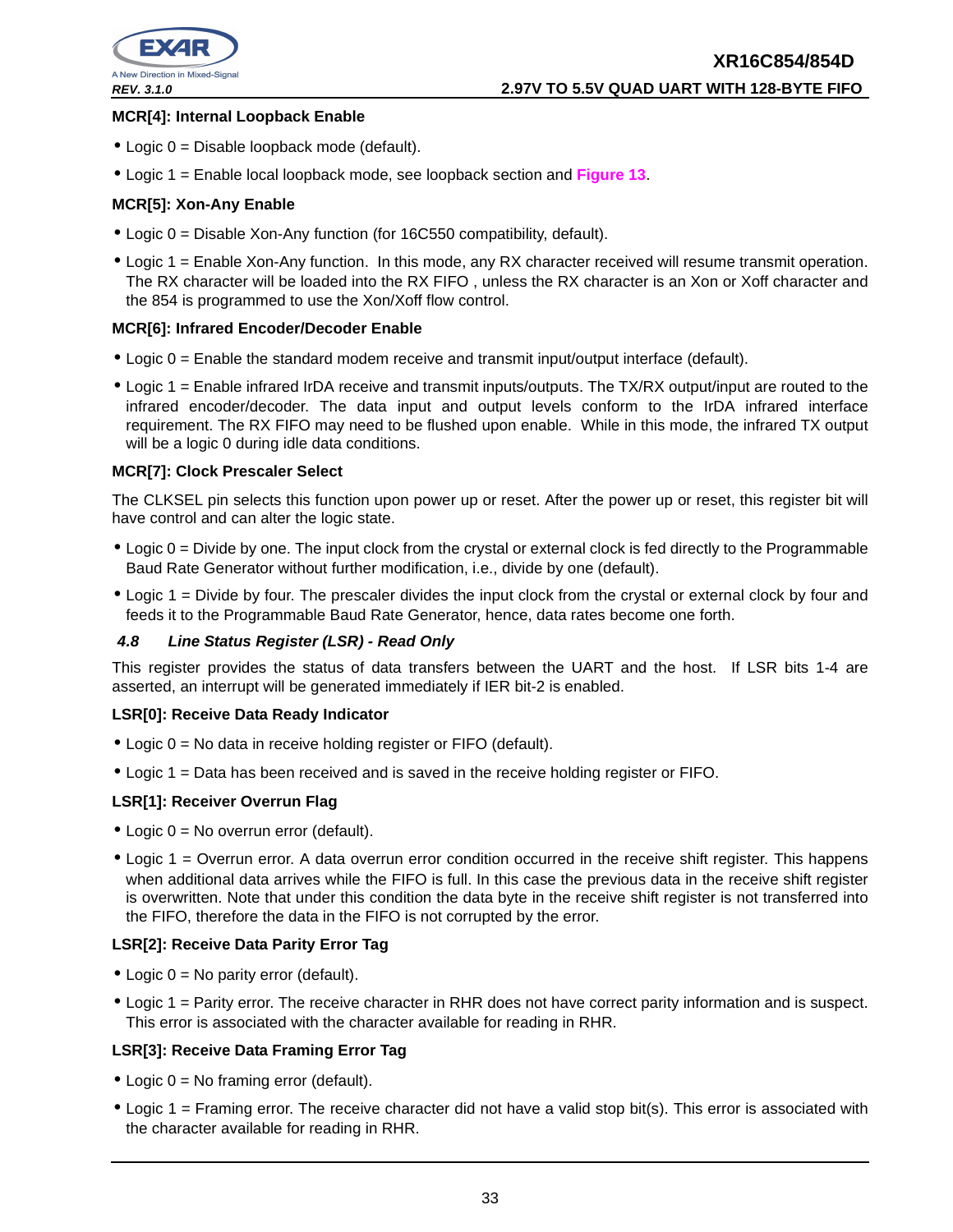**MCR[4]: Internal Loopback Enable**

- Logic 0 = Disable loopback mode (default).
- Logic 1 = Enable local loopback mode, see loopback section and Figure 13.

**MCR[5]: Xon-Any Enable**

- Logic 0 = Disable Xon-Any function (for 16C550 compatibility, default).
- Logic 1 = Enable Xon-Any function. In this mode, any RX character received will resume transmit operation. The RX character will be loaded into the RX FIFO , unless the RX character is an Xon or Xoff character and the 854 is programmed to use the Xon/Xoff flow control.

**MCR[6]: Infrared Encoder/Decoder Enable**

- Logic 0 = Enable the standard modem receive and transmit input/output interface (default).
- Logic 1 = Enable infrared IrDA receive and transmit inputs/outputs. The TX/RX output/input are routed to the infrared encoder/decoder. The data input and output levels conform to the IrDA infrared interface requirement. The RX FIFO may need to be flushed upon enable. While in this mode, the infrared TX output will be a logic 0 during idle data conditions.

**MCR[7]: Clock Prescaler Select**

The CLKSEL pin selects this function upon power up or reset. After the power up or reset, this register bit will have control and can alter the logic state.

- Logic 0 = Divide by one. The input clock from the crystal or external clock is fed directly to the Programmable Baud Rate Generator without further modification, i.e., divide by one (default).
- Logic 1 = Divide by four. The prescaler divides the input clock from the crystal or external clock by four and feeds it to the Programmable Baud Rate Generator, hence, data rates become one forth.

### *4.8 Line Status Register (LSR) - Read Only*

This register provides the status of data transfers between the UART and the host. If LSR bits 1-4 are asserted, an interrupt will be generated immediately if IER bit-2 is enabled.

**LSR[0]: Receive Data Ready Indicator**

- Logic 0 = No data in receive holding register or FIFO (default).
- Logic 1 = Data has been received and is saved in the receive holding register or FIFO.

**LSR[1]: Receiver Overrun Flag**

- Logic 0 = No overrun error (default).
- Logic 1 = Overrun error. A data overrun error condition occurred in the receive shift register. This happens when additional data arrives while the FIFO is full. In this case the previous data in the receive shift register is overwritten. Note that under this condition the data byte in the receive shift register is not transferred into the FIFO, therefore the data in the FIFO is not corrupted by the error.

**LSR[2]: Receive Data Parity Error Tag**

- Logic 0 = No parity error (default).
- Logic 1 = Parity error. The receive character in RHR does not have correct parity information and is suspect. This error is associated with the character available for reading in RHR.

**LSR[3]: Receive Data Framing Error Tag**

- Logic 0 = No framing error (default).
- Logic 1 = Framing error. The receive character did not have a valid stop bit(s). This error is associated with the character available for reading in RHR.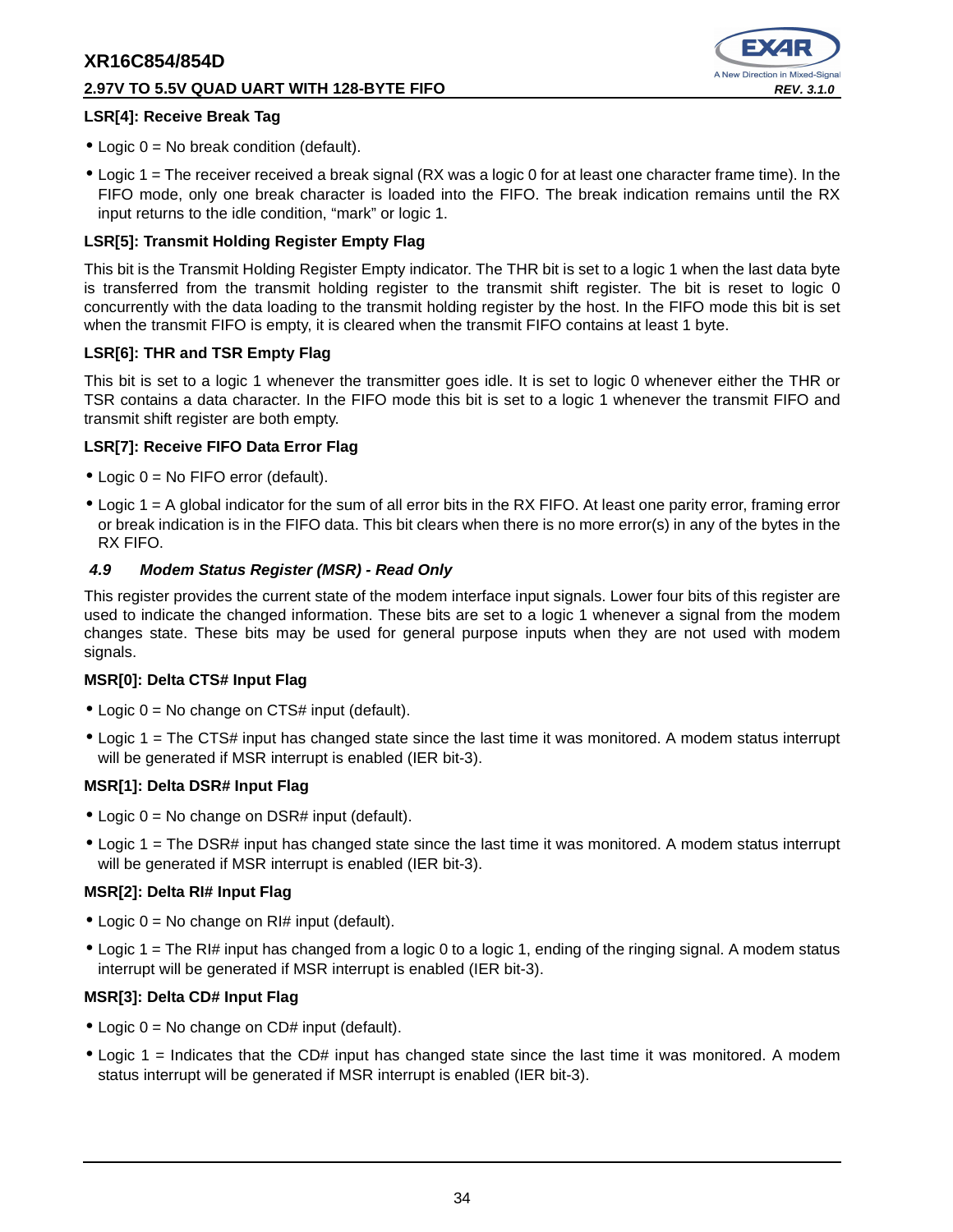#### LSR[4]: Receive Break Tag

- Logic 0 = No break condition (default).
- Logic 1 = The receiver received a break signal (RX was a logic 0 for at least one character frame time). In the FIFO mode, only one break character is loaded into the FIFO. The break indication remains until the RX input returns to the idle condition, “mark” or logic 1.

#### LSR[5]: Transmit Holding Register Empty Flag

This bit is the Transmit Holding Register Empty indicator. The THR bit is set to a logic 1 when the last data byte is transferred from the transmit holding register to the transmit shift register. The bit is reset to logic 0 concurrently with the data loading to the transmit holding register by the host. In the FIFO mode this bit is set when the transmit FIFO is empty, it is cleared when the transmit FIFO contains at least 1 byte.

#### LSR[6]: THR and TSR Empty Flag

This bit is set to a logic 1 whenever the transmitter goes idle. It is set to logic 0 whenever either the THR or TSR contains a data character. In the FIFO mode this bit is set to a logic 1 whenever the transmit FIFO and transmit shift register are both empty.

#### LSR[7]: Receive FIFO Data Error Flag

- Logic 0 = No FIFO error (default).
- Logic 1 = A global indicator for the sum of all error bits in the RX FIFO. At least one parity error, framing error or break indication is in the FIFO data. This bit clears when there is no more error(s) in any of the bytes in the RX FIFO.

### *4.9 Modem Status Register (MSR) - Read Only*

This register provides the current state of the modem interface input signals. Lower four bits of this register are used to indicate the changed information. These bits are set to a logic 1 whenever a signal from the modem changes state. These bits may be used for general purpose inputs when they are not used with modem signals.

#### MSR[0]: Delta CTS# Input Flag

- Logic 0 = No change on CTS# input (default).
- Logic 1 = The CTS# input has changed state since the last time it was monitored. A modem status interrupt will be generated if MSR interrupt is enabled (IER bit-3).

#### MSR[1]: Delta DSR# Input Flag

- Logic 0 = No change on DSR# input (default).
- Logic 1 = The DSR# input has changed state since the last time it was monitored. A modem status interrupt will be generated if MSR interrupt is enabled (IER bit-3).

#### MSR[2]: Delta RI# Input Flag

- Logic 0 = No change on RI# input (default).
- Logic 1 = The RI# input has changed from a logic 0 to a logic 1, ending of the ringing signal. A modem status interrupt will be generated if MSR interrupt is enabled (IER bit-3).

#### MSR[3]: Delta CD# Input Flag

- Logic 0 = No change on CD# input (default).
- Logic 1 = Indicates that the CD# input has changed state since the last time it was monitored. A modem status interrupt will be generated if MSR interrupt is enabled (IER bit-3).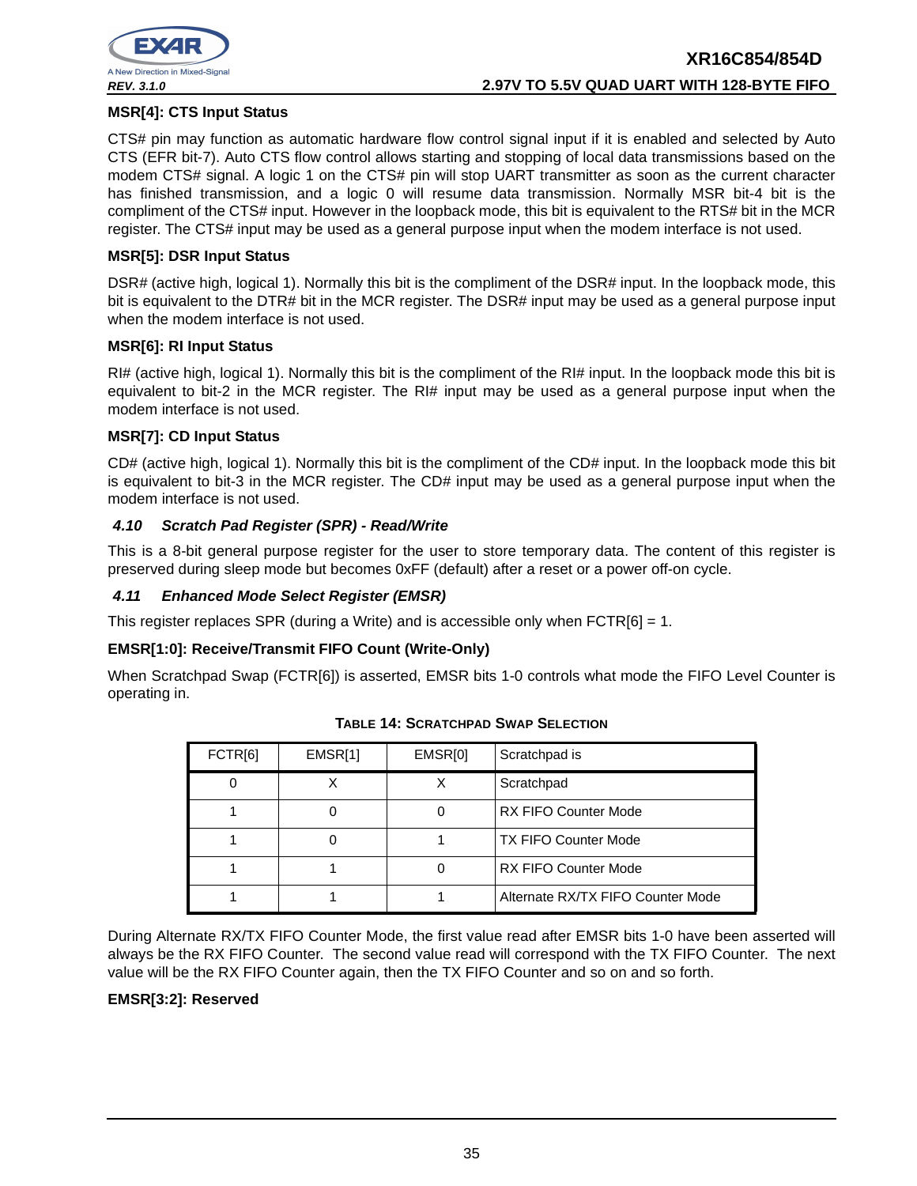#### MSR[4]: CTS Input Status

CTS# pin may function as automatic hardware flow control signal input if it is enabled and selected by Auto CTS (EFR bit-7). Auto CTS flow control allows starting and stopping of local data transmissions based on the modem CTS# signal. A logic 1 on the CTS# pin will stop UART transmitter as soon as the current character has finished transmission, and a logic 0 will resume data transmission. Normally MSR bit-4 bit is the compliment of the CTS# input. However in the loopback mode, this bit is equivalent to the RTS# bit in the MCR register. The CTS# input may be used as a general purpose input when the modem interface is not used.

#### MSR[5]: DSR Input Status

DSR# (active high, logical 1). Normally this bit is the compliment of the DSR# input. In the loopback mode, this bit is equivalent to the DTR# bit in the MCR register. The DSR# input may be used as a general purpose input when the modem interface is not used.

#### MSR[6]: RI Input Status

RI# (active high, logical 1). Normally this bit is the compliment of the RI# input. In the loopback mode this bit is equivalent to bit-2 in the MCR register. The RI# input may be used as a general purpose input when the modem interface is not used.

#### MSR[7]: CD Input Status

CD# (active high, logical 1). Normally this bit is the compliment of the CD# input. In the loopback mode this bit is equivalent to bit-3 in the MCR register. The CD# input may be used as a general purpose input when the modem interface is not used.

### *4.10 Scratch Pad Register (SPR) - Read/Write*

This is a 8-bit general purpose register for the user to store temporary data. The content of this register is preserved during sleep mode but becomes 0xFF (default) after a reset or a power off-on cycle.

### *4.11 Enhanced Mode Select Register (EMSR)*

This register replaces SPR (during a Write) and is accessible only when FCTR[6] = 1.

#### EMSR[1:0]: Receive/Transmit FIFO Count (Write-Only)

When Scratchpad Swap (FCTR[6]) is asserted, EMSR bits 1-0 controls what mode the FIFO Level Counter is operating in.

**TABLE 14: SCRATCHPAD SWAP SELECTION**

| FCTR[6] | EMSR[1] | EMSR[0] | Scratchpad is |
|---|---|---|---|
| 0 | X | X | Scratchpad |
| 1 | 0 | 0 | RX FIFO Counter Mode |
| 1 | 0 | 1 | TX FIFO Counter Mode |
| 1 | 1 | 0 | RX FIFO Counter Mode |
| 1 | 1 | 1 | Alternate RX/TX FIFO Counter Mode |

During Alternate RX/TX FIFO Counter Mode, the first value read after EMSR bits 1-0 have been asserted will always be the RX FIFO Counter. The second value read will correspond with the TX FIFO Counter. The next value will be the RX FIFO Counter again, then the TX FIFO Counter and so on and so forth.

#### EMSR[3:2]: Reserved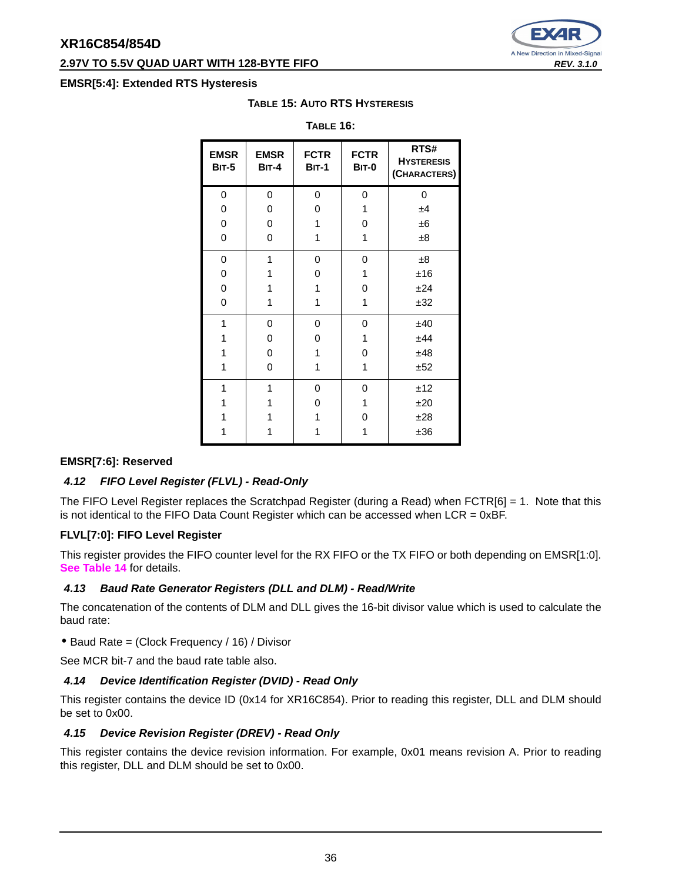**EMSR[5:4]: Extended RTS Hysteresis**

**TABLE 15: AUTO RTS HYSTERESIS**

**TABLE 16:**

| EMSR BIT-5 | EMSR BIT-4 | FCTR BIT-1 | FCTR BIT-0 | RTS# HYSTERESIS (CHARACTERS) |
|---|---|---|---|---|
| 0 | 0 | 0 | 0 | 0 |
| 0 | 0 | 0 | 1 | ±4 |
| 0 | 0 | 1 | 0 | ±6 |
| 0 | 0 | 1 | 1 | ±8 |
| 0 | 1 | 0 | 0 | ±8 |
| 0 | 1 | 0 | 1 | ±16 |
| 0 | 1 | 1 | 0 | ±24 |
| 0 | 1 | 1 | 1 | ±32 |
| 1 | 0 | 0 | 0 | ±40 |
| 1 | 0 | 0 | 1 | ±44 |
| 1 | 0 | 1 | 0 | ±48 |
| 1 | 0 | 1 | 1 | ±52 |
| 1 | 1 | 0 | 0 | ±12 |
| 1 | 1 | 0 | 1 | ±20 |
| 1 | 1 | 1 | 0 | ±28 |
| 1 | 1 | 1 | 1 | ±36 |

**EMSR[7:6]: Reserved**

### *4.12 FIFO Level Register (FLVL) - Read-Only*

The FIFO Level Register replaces the Scratchpad Register (during a Read) when FCTR[6] = 1. Note that this is not identical to the FIFO Data Count Register which can be accessed when LCR = 0xBF.

**FLVL[7:0]: FIFO Level Register**

This register provides the FIFO counter level for the RX FIFO or the TX FIFO or both depending on EMSR[1:0]. See Table 14 for details.

### *4.13 Baud Rate Generator Registers (DLL and DLM) - Read/Write*

The concatenation of the contents of DLM and DLL gives the 16-bit divisor value which is used to calculate the baud rate:

- Baud Rate = (Clock Frequency / 16) / Divisor

See MCR bit-7 and the baud rate table also.

### *4.14 Device Identification Register (DVID) - Read Only*

This register contains the device ID (0x14 for XR16C854). Prior to reading this register, DLL and DLM should be set to 0x00.

### *4.15 Device Revision Register (DREV) - Read Only*

This register contains the device revision information. For example, 0x01 means revision A. Prior to reading this register, DLL and DLM should be set to 0x00.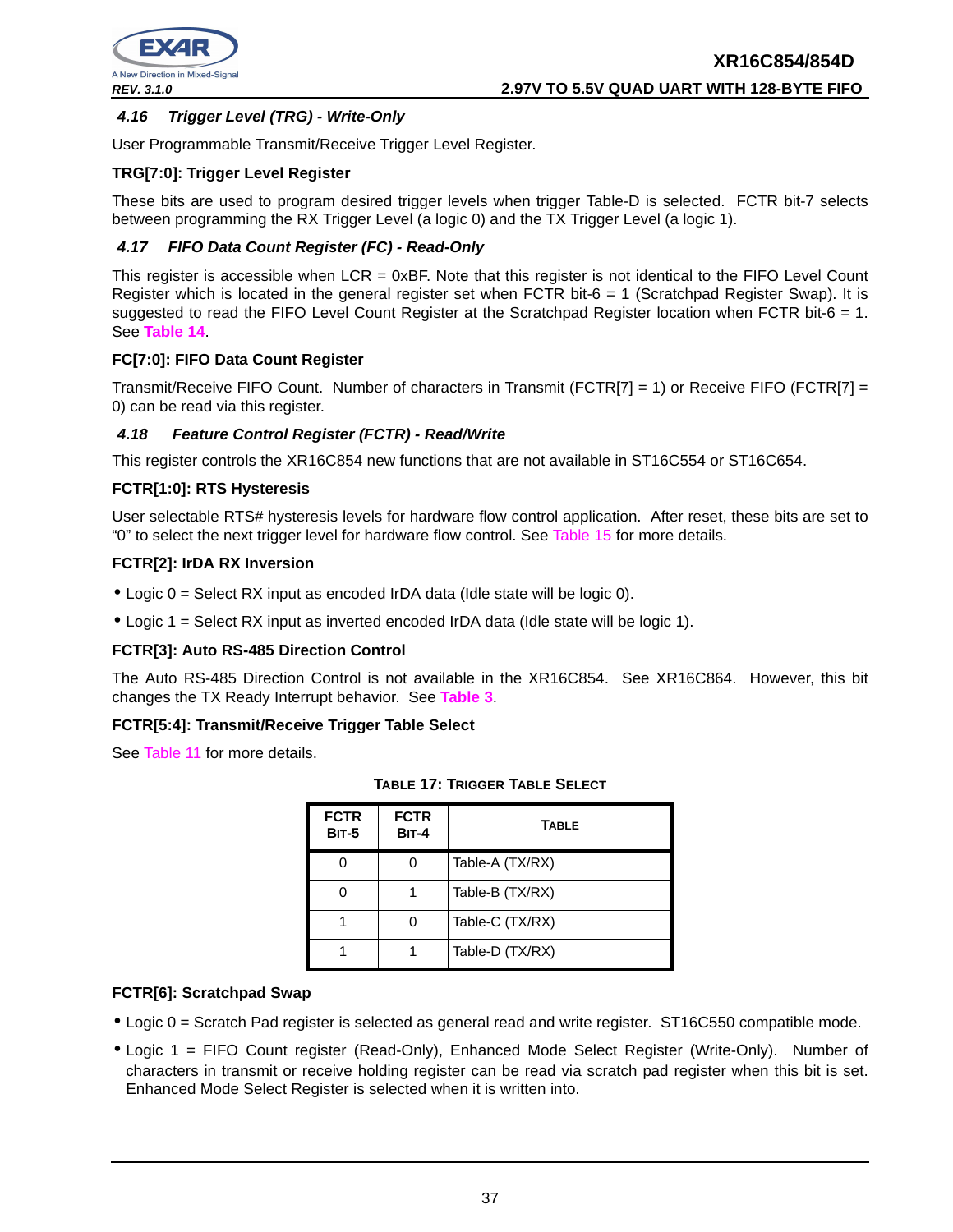### 4.16 Trigger Level (TRG) - Write-Only

User Programmable Transmit/Receive Trigger Level Register.

**TRG[7:0]: Trigger Level Register**

These bits are used to program desired trigger levels when trigger Table-D is selected. FCTR bit-7 selects between programming the RX Trigger Level (a logic 0) and the TX Trigger Level (a logic 1).

### 4.17 FIFO Data Count Register (FC) - Read-Only

This register is accessible when LCR = 0xBF. Note that this register is not identical to the FIFO Level Count Register which is located in the general register set when FCTR bit-6 = 1 (Scratchpad Register Swap). It is suggested to read the FIFO Level Count Register at the Scratchpad Register location when FCTR bit-6 = 1. See **Table 14**.

**FC[7:0]: FIFO Data Count Register**

Transmit/Receive FIFO Count. Number of characters in Transmit (FCTR[7] = 1) or Receive FIFO (FCTR[7] = 0) can be read via this register.

### 4.18 Feature Control Register (FCTR) - Read/Write

This register controls the XR16C854 new functions that are not available in ST16C554 or ST16C654.

**FCTR[1:0]: RTS Hysteresis**

User selectable RTS# hysteresis levels for hardware flow control application. After reset, these bits are set to "0" to select the next trigger level for hardware flow control. See Table 15 for more details.

**FCTR[2]: IrDA RX Inversion**

- Logic 0 = Select RX input as encoded IrDA data (Idle state will be logic 0).
- Logic 1 = Select RX input as inverted encoded IrDA data (Idle state will be logic 1).

**FCTR[3]: Auto RS-485 Direction Control**

The Auto RS-485 Direction Control is not available in the XR16C854. See XR16C864. However, this bit changes the TX Ready Interrupt behavior. See **Table 3**.

**FCTR[5:4]: Transmit/Receive Trigger Table Select**

See Table 11 for more details.

**TABLE 17: TRIGGER TABLE SELECT**

| FCTR BIT-5 | FCTR BIT-4 | TABLE |
|---|---|---|
| 0 | 0 | Table-A (TX/RX) |
| 0 | 1 | Table-B (TX/RX) |
| 1 | 0 | Table-C (TX/RX) |
| 1 | 1 | Table-D (TX/RX) |

**FCTR[6]: Scratchpad Swap**

- Logic 0 = Scratch Pad register is selected as general read and write register. ST16C550 compatible mode.
- Logic 1 = FIFO Count register (Read-Only), Enhanced Mode Select Register (Write-Only). Number of characters in transmit or receive holding register can be read via scratch pad register when this bit is set. Enhanced Mode Select Register is selected when it is written into.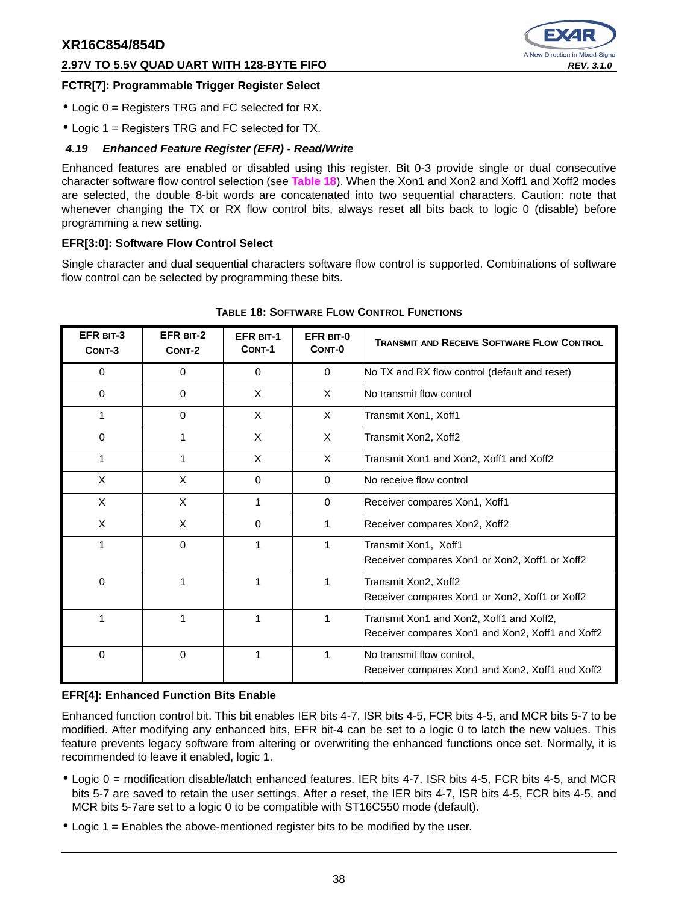### FCTR[7]: Programmable Trigger Register Select

- Logic 0 = Registers TRG and FC selected for RX.
- Logic 1 = Registers TRG and FC selected for TX.

## 4.19 *Enhanced Feature Register (EFR) - Read/Write*

Enhanced features are enabled or disabled using this register. Bit 0-3 provide single or dual consecutive character software flow control selection (see **Table 18**). When the Xon1 and Xon2 and Xoff1 and Xoff2 modes are selected, the double 8-bit words are concatenated into two sequential characters. Caution: note that whenever changing the TX or RX flow control bits, always reset all bits back to logic 0 (disable) before programming a new setting.

### EFR[3:0]: Software Flow Control Select

Single character and dual sequential characters software flow control is supported. Combinations of software flow control can be selected by programming these bits.

**TABLE 18: SOFTWARE FLOW CONTROL FUNCTIONS**

| EFR BIT-3 CONT-3 | EFR BIT-2 CONT-2 | EFR BIT-1 CONT-1 | EFR BIT-0 CONT-0 | TRANSMIT AND RECEIVE SOFTWARE FLOW CONTROL |
|---|---|---|---|---|
| 0 | 0 | 0 | 0 | No TX and RX flow control (default and reset) |
| 0 | 0 | X | X | No transmit flow control |
| 1 | 0 | X | X | Transmit Xon1, Xoff1 |
| 0 | 1 | X | X | Transmit Xon2, Xoff2 |
| 1 | 1 | X | X | Transmit Xon1 and Xon2, Xoff1 and Xoff2 |
| X | X | 0 | 0 | No receive flow control |
| X | X | 1 | 0 | Receiver compares Xon1, Xoff1 |
| X | X | 0 | 1 | Receiver compares Xon2, Xoff2 |
| 1 | 0 | 1 | 1 | Transmit Xon1, Xoff1<br>Receiver compares Xon1 or Xon2, Xoff1 or Xoff2 |
| 0 | 1 | 1 | 1 | Transmit Xon2, Xoff2<br>Receiver compares Xon1 or Xon2, Xoff1 or Xoff2 |
| 1 | 1 | 1 | 1 | Transmit Xon1 and Xon2, Xoff1 and Xoff2,<br>Receiver compares Xon1 and Xon2, Xoff1 and Xoff2 |
| 0 | 0 | 1 | 1 | No transmit flow control,<br>Receiver compares Xon1 and Xon2, Xoff1 and Xoff2 |

### EFR[4]: Enhanced Function Bits Enable

Enhanced function control bit. This bit enables IER bits 4-7, ISR bits 4-5, FCR bits 4-5, and MCR bits 5-7 to be modified. After modifying any enhanced bits, EFR bit-4 can be set to a logic 0 to latch the new values. This feature prevents legacy software from altering or overwriting the enhanced functions once set. Normally, it is recommended to leave it enabled, logic 1.

- Logic 0 = modification disable/latch enhanced features. IER bits 4-7, ISR bits 4-5, FCR bits 4-5, and MCR bits 5-7 are saved to retain the user settings. After a reset, the IER bits 4-7, ISR bits 4-5, FCR bits 4-5, and MCR bits 5-7are set to a logic 0 to be compatible with ST16C550 mode (default).
- Logic 1 = Enables the above-mentioned register bits to be modified by the user.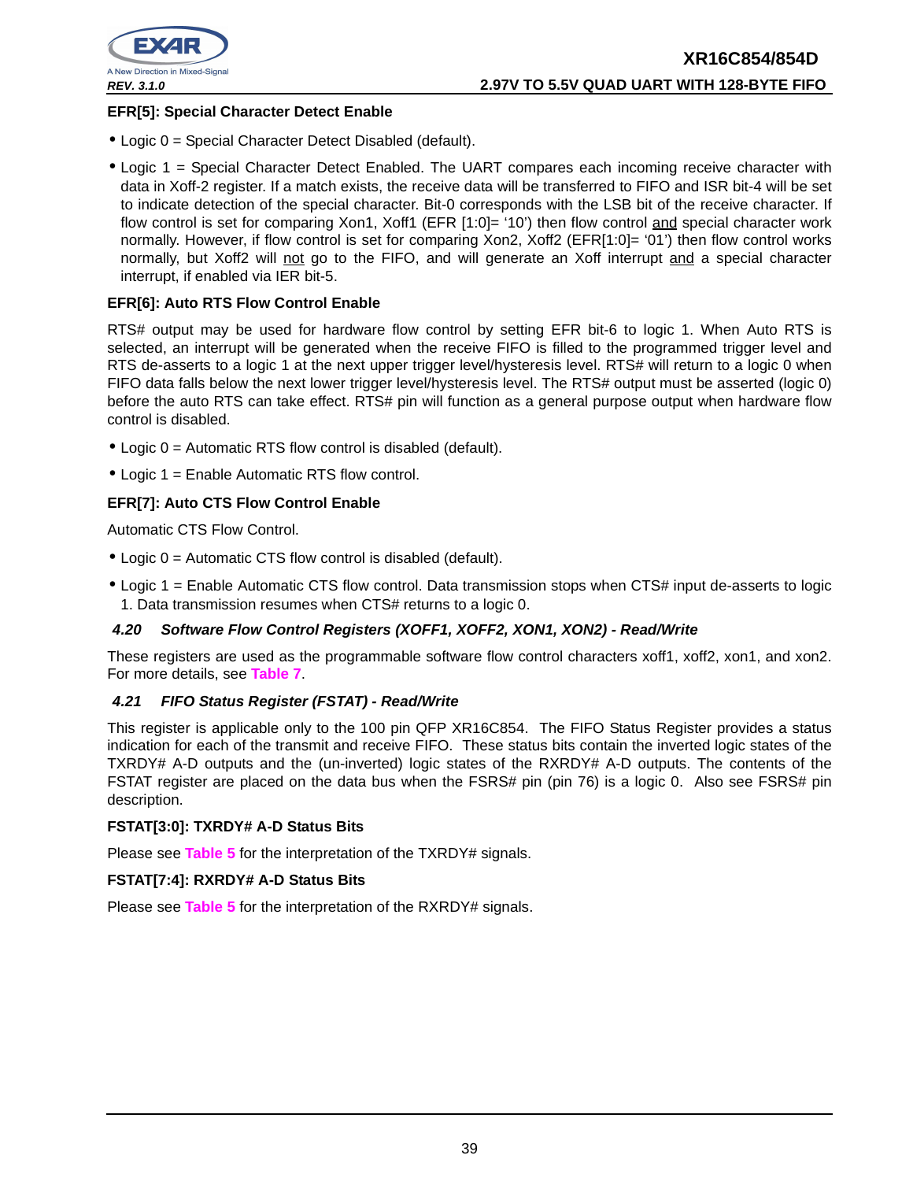#### EFR[5]: Special Character Detect Enable

- Logic 0 = Special Character Detect Disabled (default).
- Logic 1 = Special Character Detect Enabled. The UART compares each incoming receive character with data in Xoff-2 register. If a match exists, the receive data will be transferred to FIFO and ISR bit-4 will be set to indicate detection of the special character. Bit-0 corresponds with the LSB bit of the receive character. If flow control is set for comparing Xon1, Xoff1 (EFR [1:0]= '10') then flow control and special character work normally. However, if flow control is set for comparing Xon2, Xoff2 (EFR[1:0]= '01') then flow control works normally, but Xoff2 will not go to the FIFO, and will generate an Xoff interrupt and a special character interrupt, if enabled via IER bit-5.

#### EFR[6]: Auto RTS Flow Control Enable

RTS# output may be used for hardware flow control by setting EFR bit-6 to logic 1. When Auto RTS is selected, an interrupt will be generated when the receive FIFO is filled to the programmed trigger level and RTS de-asserts to a logic 1 at the next upper trigger level/hysteresis level. RTS# will return to a logic 0 when FIFO data falls below the next lower trigger level/hysteresis level. The RTS# output must be asserted (logic 0) before the auto RTS can take effect. RTS# pin will function as a general purpose output when hardware flow control is disabled.

- Logic 0 = Automatic RTS flow control is disabled (default).
- Logic 1 = Enable Automatic RTS flow control.

#### EFR[7]: Auto CTS Flow Control Enable

Automatic CTS Flow Control.

- Logic 0 = Automatic CTS flow control is disabled (default).
- Logic 1 = Enable Automatic CTS flow control. Data transmission stops when CTS# input de-asserts to logic 1. Data transmission resumes when CTS# returns to a logic 0.

### *4.20 Software Flow Control Registers (XOFF1, XOFF2, XON1, XON2) - Read/Write*

These registers are used as the programmable software flow control characters xoff1, xoff2, xon1, and xon2. For more details, see Table 7.

### *4.21 FIFO Status Register (FSTAT) - Read/Write*

This register is applicable only to the 100 pin QFP XR16C854. The FIFO Status Register provides a status indication for each of the transmit and receive FIFO. These status bits contain the inverted logic states of the TXRDY# A-D outputs and the (un-inverted) logic states of the RXRDY# A-D outputs. The contents of the FSTAT register are placed on the data bus when the FSRS# pin (pin 76) is a logic 0. Also see FSRS# pin description.

#### FSTAT[3:0]: TXRDY# A-D Status Bits

Please see Table 5 for the interpretation of the TXRDY# signals.

#### FSTAT[7:4]: RXRDY# A-D Status Bits

Please see Table 5 for the interpretation of the RXRDY# signals.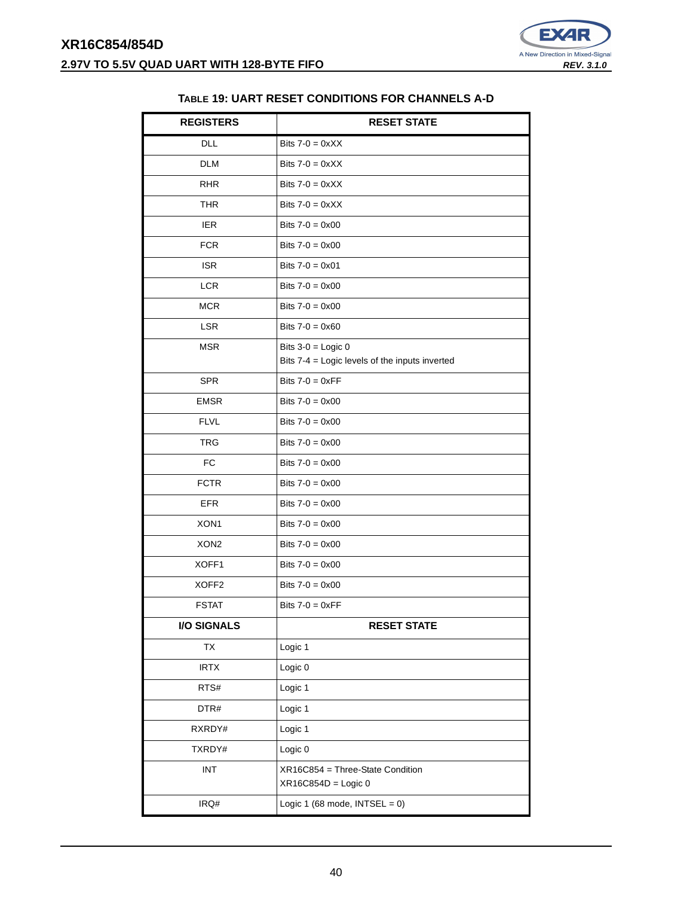**TABLE 19: UART RESET CONDITIONS FOR CHANNELS A-D**

| REGISTERS | RESET STATE |
|---|---|
| DLL | Bits 7-0 = 0xXX |
| DLM | Bits 7-0 = 0xXX |
| RHR | Bits 7-0 = 0xXX |
| THR | Bits 7-0 = 0xXX |
| IER | Bits 7-0 = 0x00 |
| FCR | Bits 7-0 = 0x00 |
| ISR | Bits 7-0 = 0x01 |
| LCR | Bits 7-0 = 0x00 |
| MCR | Bits 7-0 = 0x00 |
| LSR | Bits 7-0 = 0x60 |
| MSR | Bits 3-0 = Logic 0<br>Bits 7-4 = Logic levels of the inputs inverted |
| SPR | Bits 7-0 = 0xFF |
| EMSR | Bits 7-0 = 0x00 |
| FLVL | Bits 7-0 = 0x00 |
| TRG | Bits 7-0 = 0x00 |
| FC | Bits 7-0 = 0x00 |
| FCTR | Bits 7-0 = 0x00 |
| EFR | Bits 7-0 = 0x00 |
| XON1 | Bits 7-0 = 0x00 |
| XON2 | Bits 7-0 = 0x00 |
| XOFF1 | Bits 7-0 = 0x00 |
| XOFF2 | Bits 7-0 = 0x00 |
| FSTAT | Bits 7-0 = 0xFF |
| **I/O SIGNALS** | **RESET STATE** |
| TX | Logic 1 |
| IRTX | Logic 0 |
| RTS# | Logic 1 |
| DTR# | Logic 1 |
| RXRDY# | Logic 1 |
| TXRDY# | Logic 0 |
| INT | XR16C854 = Three-State Condition<br>XR16C854D = Logic 0 |
| IRQ# | Logic 1 (68 mode, INTSEL = 0) |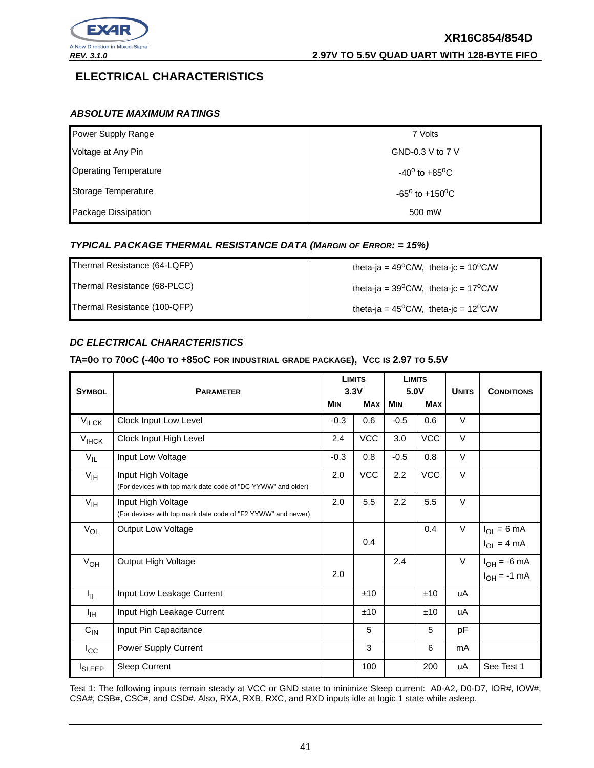# ELECTRICAL CHARACTERISTICS

### *ABSOLUTE MAXIMUM RATINGS*

| | |
|---|---|
| Power Supply Range | 7 Volts |
| Voltage at Any Pin | GND-0.3 V to 7 V |
| Operating Temperature | $-40^{o}$ to $+85^{o}C$ |
| Storage Temperature | $-65^{o}$ to $+150^{o}C$ |
| Package Dissipation | 500 mW |

### *TYPICAL PACKAGE THERMAL RESISTANCE DATA (MARGIN OF ERROR: = 15%)*

| | |
|---|---|
| Thermal Resistance (64-LQFP) | theta-ja = $49^{o}C/W$, theta-jc = $10^{o}C/W$ |
| Thermal Resistance (68-PLCC) | theta-ja = $39^{o}C/W$, theta-jc = $17^{o}C/W$ |
| Thermal Resistance (100-QFP) | theta-ja = $45^{o}C/W$, theta-jc = $12^{o}C/W$ |

### *DC ELECTRICAL CHARACTERISTICS*

**TA=0o TO 70oC (-40o TO +85oC FOR INDUSTRIAL GRADE PACKAGE), Vcc IS 2.97 TO 5.5V**

| SYMBOL | PARAMETER | LIMITS 3.3V | | LIMITS 5.0V | | UNITS | CONDITIONS |
|---|---|---|---|---|---|---|---|
| | | MIN | MAX | MIN | MAX | | |
| $V_{ILCK}$ | Clock Input Low Level | -0.3 | 0.6 | -0.5 | 0.6 | V | |
| $V_{IHCK}$ | Clock Input High Level | 2.4 | VCC | 3.0 | VCC | V | |
| $V_{IL}$ | Input Low Voltage | -0.3 | 0.8 | -0.5 | 0.8 | V | |
| $V_{IH}$ | Input High Voltage (For devices with top mark date code of "DC YYWW" and older) | 2.0 | VCC | 2.2 | VCC | V | |
| $V_{IH}$ | Input High Voltage (For devices with top mark date code of "F2 YYWW" and newer) | 2.0 | 5.5 | 2.2 | 5.5 | V | |
| $V_{OL}$ | Output Low Voltage | | 0.4 | | 0.4 | V | $I_{OL}$ = 6 mA (5.0V); $I_{OL}$ = 4 mA (3.3V) |
| $V_{OH}$ | Output High Voltage | 2.0 | | 2.4 | | V | $I_{OH}$ = -6 mA (5.0V); $I_{OH}$ = -1 mA (3.3V) |
| $I_{IL}$ | Input Low Leakage Current | | ±10 | | ±10 | uA | |
| $I_{IH}$ | Input High Leakage Current | | ±10 | | ±10 | uA | |
| $C_{IN}$ | Input Pin Capacitance | | 5 | | 5 | pF | |
| $I_{CC}$ | Power Supply Current | | 3 | | 6 | mA | |
| $I_{SLEEP}$ | Sleep Current | | 100 | | 200 | uA | See Test 1 |

Test 1: The following inputs remain steady at VCC or GND state to minimize Sleep current: A0-A2, D0-D7, IOR#, IOW#, CSA#, CSB#, CSC#, and CSD#. Also, RXA, RXB, RXC, and RXD inputs idle at logic 1 state while asleep.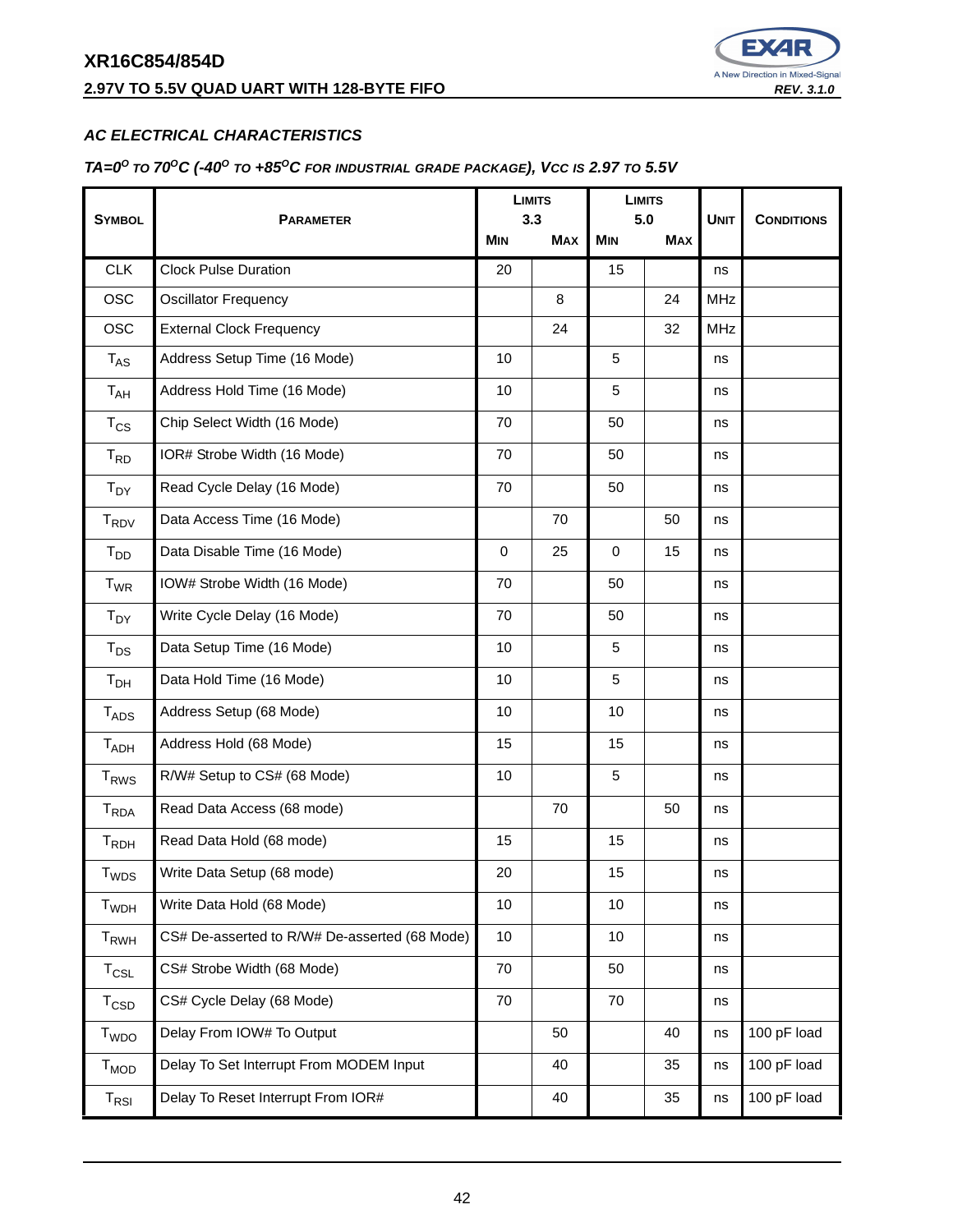### AC ELECTRICAL CHARACTERISTICS

### TA=0$^O$ TO 70$^O$C (-40$^O$ TO +85$^O$C FOR INDUSTRIAL GRADE PACKAGE), VCC IS 2.97 TO 5.5V

| Symbol | Parameter | Limits 3.3 Min | Limits 3.3 Max | Limits 5.0 Min | Limits 5.0 Max | Unit | Conditions |
|---|---|---|---|---|---|---|---|
| CLK | Clock Pulse Duration | 20 | | 15 | | ns | |
| OSC | Oscillator Frequency | | 8 | | 24 | MHz | |
| OSC | External Clock Frequency | | 24 | | 32 | MHz | |
| $T_{AS}$ | Address Setup Time (16 Mode) | 10 | | 5 | | ns | |
| $T_{AH}$ | Address Hold Time (16 Mode) | 10 | | 5 | | ns | |
| $T_{CS}$ | Chip Select Width (16 Mode) | 70 | | 50 | | ns | |
| $T_{RD}$ | IOR# Strobe Width (16 Mode) | 70 | | 50 | | ns | |
| $T_{DY}$ | Read Cycle Delay (16 Mode) | 70 | | 50 | | ns | |
| $T_{RDV}$ | Data Access Time (16 Mode) | | 70 | | 50 | ns | |
| $T_{DD}$ | Data Disable Time (16 Mode) | 0 | 25 | 0 | 15 | ns | |
| $T_{WR}$ | IOW# Strobe Width (16 Mode) | 70 | | 50 | | ns | |
| $T_{DY}$ | Write Cycle Delay (16 Mode) | 70 | | 50 | | ns | |
| $T_{DS}$ | Data Setup Time (16 Mode) | 10 | | 5 | | ns | |
| $T_{DH}$ | Data Hold Time (16 Mode) | 10 | | 5 | | ns | |
| $T_{ADS}$ | Address Setup (68 Mode) | 10 | | 10 | | ns | |
| $T_{ADH}$ | Address Hold (68 Mode) | 15 | | 15 | | ns | |
| $T_{RWS}$ | R/W# Setup to CS# (68 Mode) | 10 | | 5 | | ns | |
| $T_{RDA}$ | Read Data Access (68 mode) | | 70 | | 50 | ns | |
| $T_{RDH}$ | Read Data Hold (68 mode) | 15 | | 15 | | ns | |
| $T_{WDS}$ | Write Data Setup (68 mode) | 20 | | 15 | | ns | |
| $T_{WDH}$ | Write Data Hold (68 Mode) | 10 | | 10 | | ns | |
| $T_{RWH}$ | CS# De-asserted to R/W# De-asserted (68 Mode) | 10 | | 10 | | ns | |
| $T_{CSL}$ | CS# Strobe Width (68 Mode) | 70 | | 50 | | ns | |
| $T_{CSD}$ | CS# Cycle Delay (68 Mode) | 70 | | 70 | | ns | |
| $T_{WDO}$ | Delay From IOW# To Output | | 50 | | 40 | ns | 100 pF load |
| $T_{MOD}$ | Delay To Set Interrupt From MODEM Input | | 40 | | 35 | ns | 100 pF load |
| $T_{RSI}$ | Delay To Reset Interrupt From IOR# | | 40 | | 35 | ns | 100 pF load |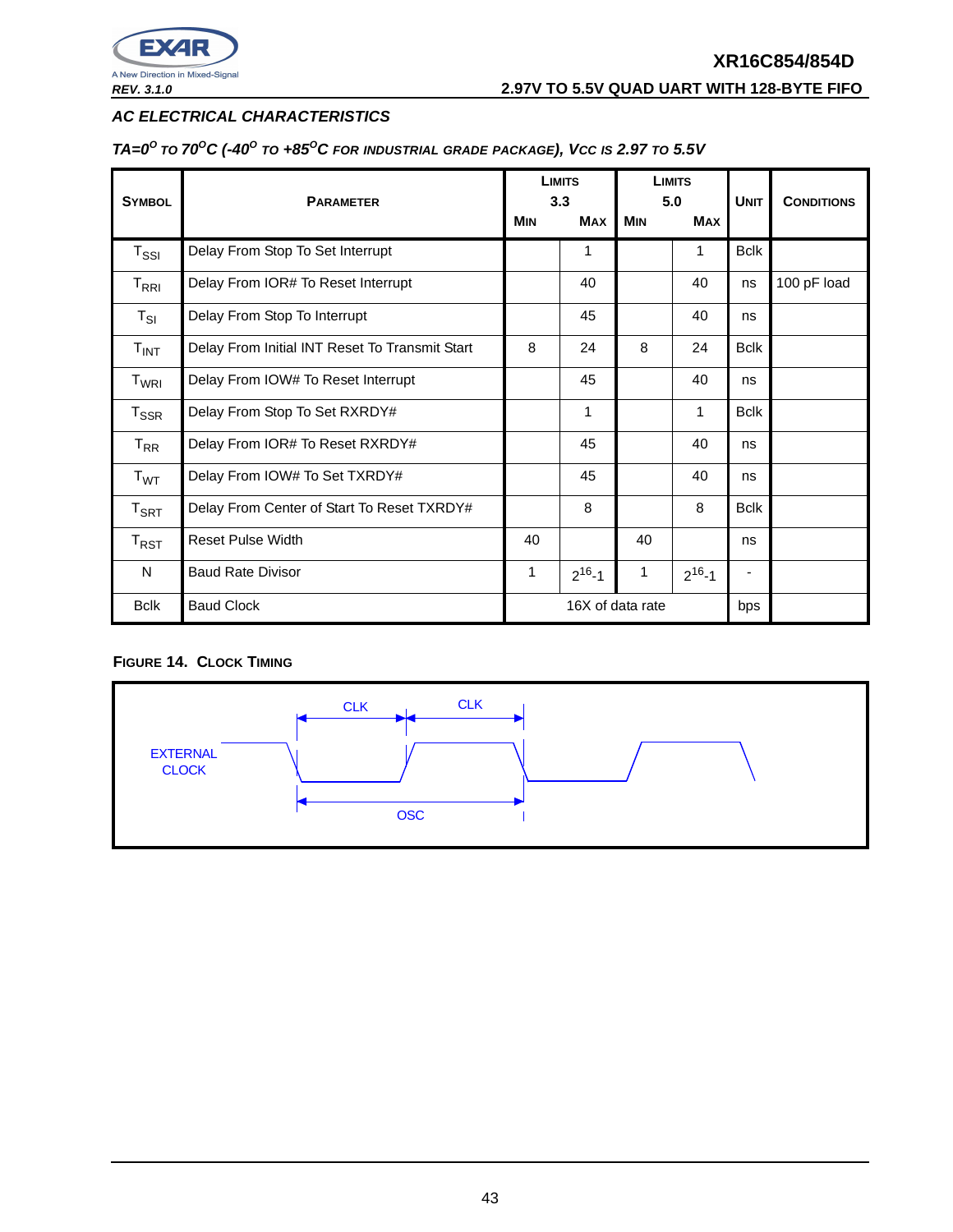## AC ELECTRICAL CHARACTERISTICS

### TA=0° TO 70°C (-40° TO +85°C FOR INDUSTRIAL GRADE PACKAGE), VCC IS 2.97 TO 5.5V

| SYMBOL | PARAMETER | LIMITS 3.3 MIN | LIMITS 3.3 MAX | LIMITS 5.0 MIN | LIMITS 5.0 MAX | UNIT | CONDITIONS |
|---|---|---|---|---|---|---|---|
| $T_{SSI}$ | Delay From Stop To Set Interrupt | | 1 | | 1 | Bclk | |
| $T_{RRI}$ | Delay From IOR# To Reset Interrupt | | 40 | | 40 | ns | 100 pF load |
| $T_{SI}$ | Delay From Stop To Interrupt | | 45 | | 40 | ns | |
| $T_{INT}$ | Delay From Initial INT Reset To Transmit Start | 8 | 24 | 8 | 24 | Bclk | |
| $T_{WRI}$ | Delay From IOW# To Reset Interrupt | | 45 | | 40 | ns | |
| $T_{SSR}$ | Delay From Stop To Set RXRDY# | | 1 | | 1 | Bclk | |
| $T_{RR}$ | Delay From IOR# To Reset RXRDY# | | 45 | | 40 | ns | |
| $T_{WT}$ | Delay From IOW# To Set TXRDY# | | 45 | | 40 | ns | |
| $T_{SRT}$ | Delay From Center of Start To Reset TXRDY# | | 8 | | 8 | Bclk | |
| $T_{RST}$ | Reset Pulse Width | 40 | | 40 | | ns | |
| N | Baud Rate Divisor | 1 | $2^{16}-1$ | 1 | $2^{16}-1$ | - | |
| Bclk | Baud Clock | 16X of data rate | | | | bps | |

FIGURE 14. CLOCK TIMING

EXTERNAL CLOCK

CLK CLK

OSC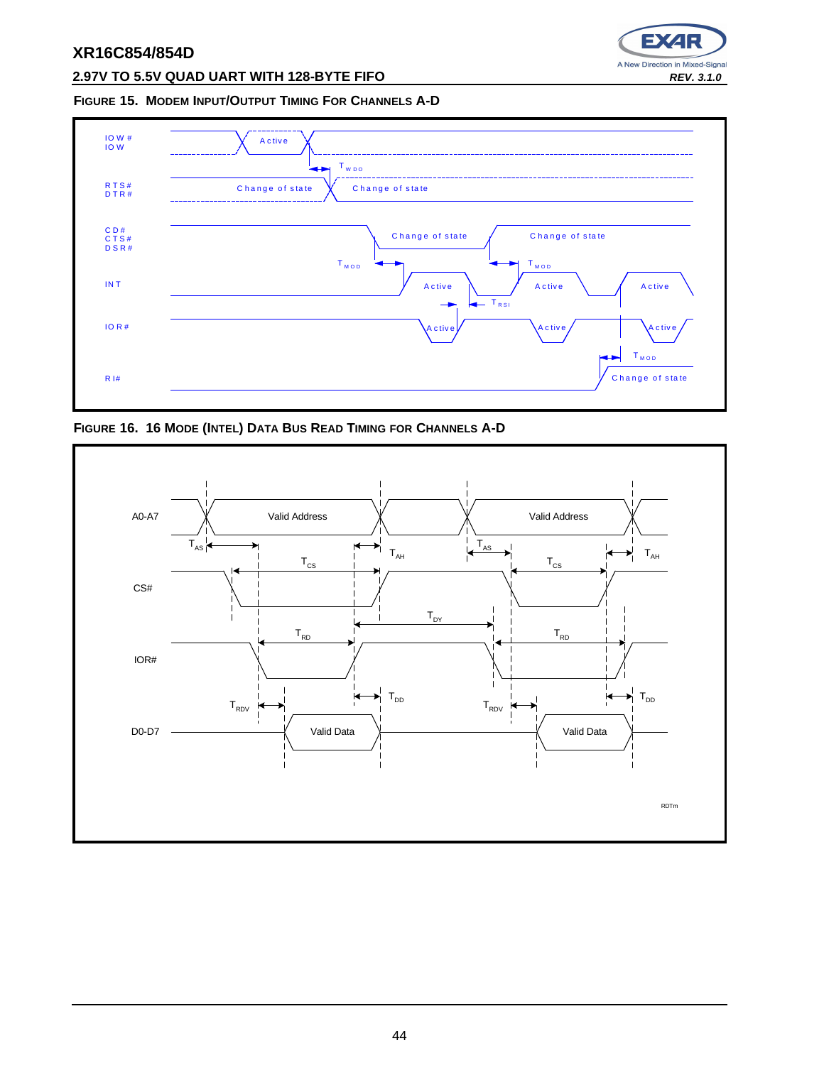**FIGURE 15. MODEM INPUT/OUTPUT TIMING FOR CHANNELS A-D**

**FIGURE 16. 16 MODE (INTEL) DATA BUS READ TIMING FOR CHANNELS A-D**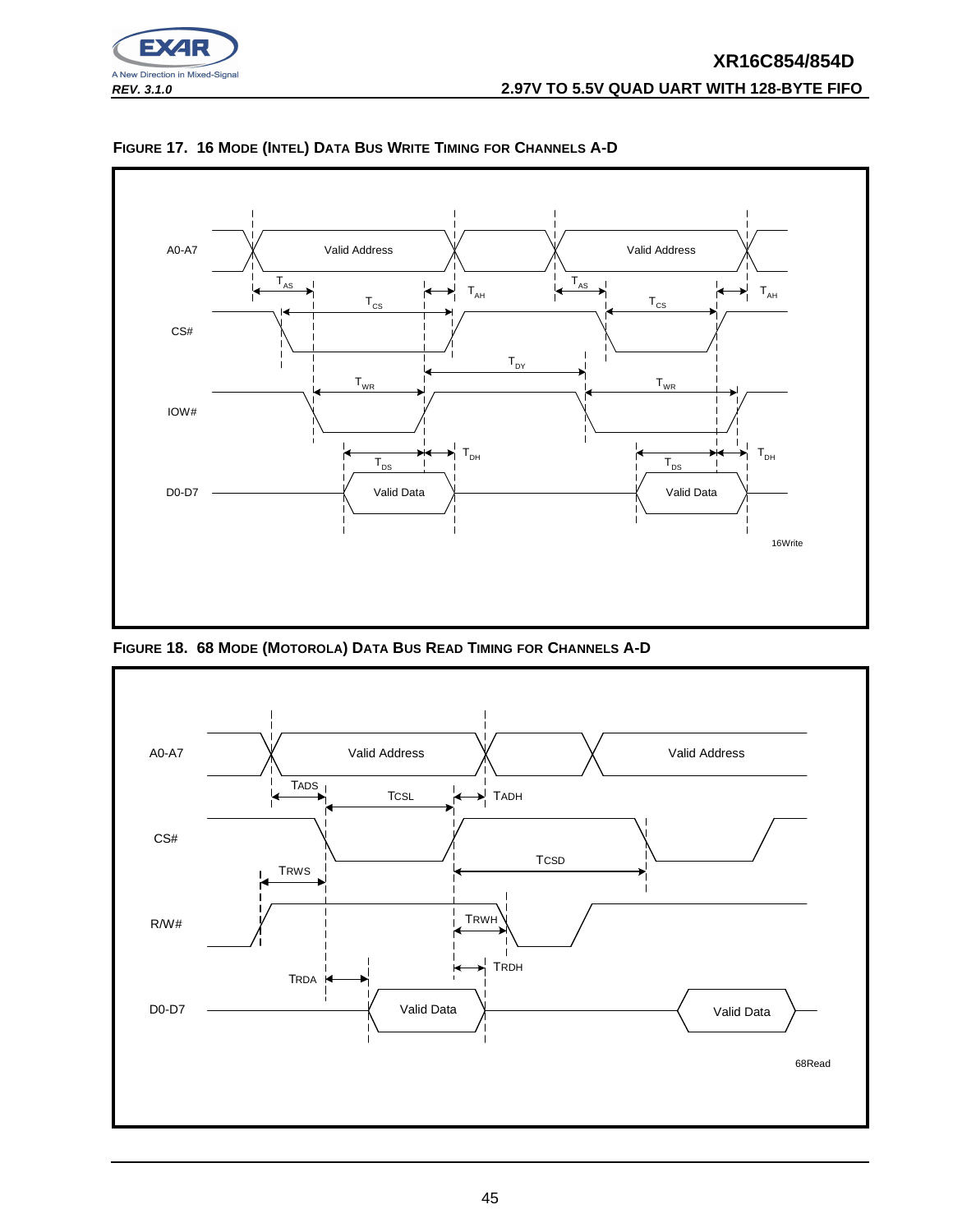### FIGURE 17. 16 MODE (INTEL) DATA BUS WRITE TIMING FOR CHANNELS A-D

### FIGURE 18. 68 MODE (MOTOROLA) DATA BUS READ TIMING FOR CHANNELS A-D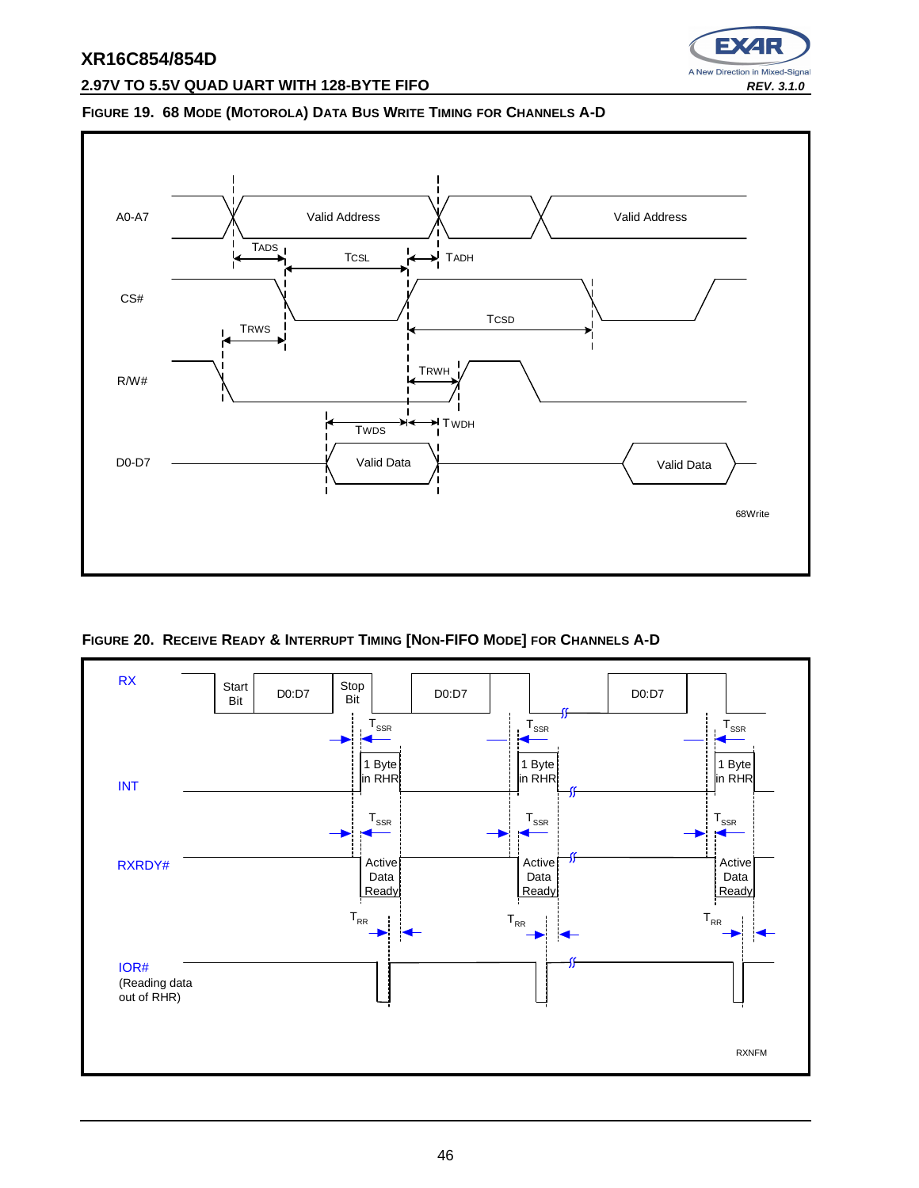**FIGURE 19. 68 MODE (MOTOROLA) DATA BUS WRITE TIMING FOR CHANNELS A-D**

A0-A7 — Valid Address — Valid Address

TADS — TCSL — TADH

CS#

TRWS — TCSD

R/W#

TRWH

TWDS — TWDH

D0-D7 — Valid Data — Valid Data

68Write

**FIGURE 20. RECEIVE READY & INTERRUPT TIMING [NON-FIFO MODE] FOR CHANNELS A-D**

RX — Start Bit — D0:D7 — Stop Bit — D0:D7 — D0:D7

$T_{SSR}$ — $T_{SSR}$ — $T_{SSR}$

INT — 1 Byte in RHR — 1 Byte in RHR — 1 Byte in RHR

$T_{SSR}$ — $T_{SSR}$ — $T_{SSR}$

RXRDY# — Active Data Ready — Active Data Ready — Active Data Ready

$T_{RR}$ — $T_{RR}$ — $T_{RR}$

IOR# (Reading data out of RHR)

RXNFM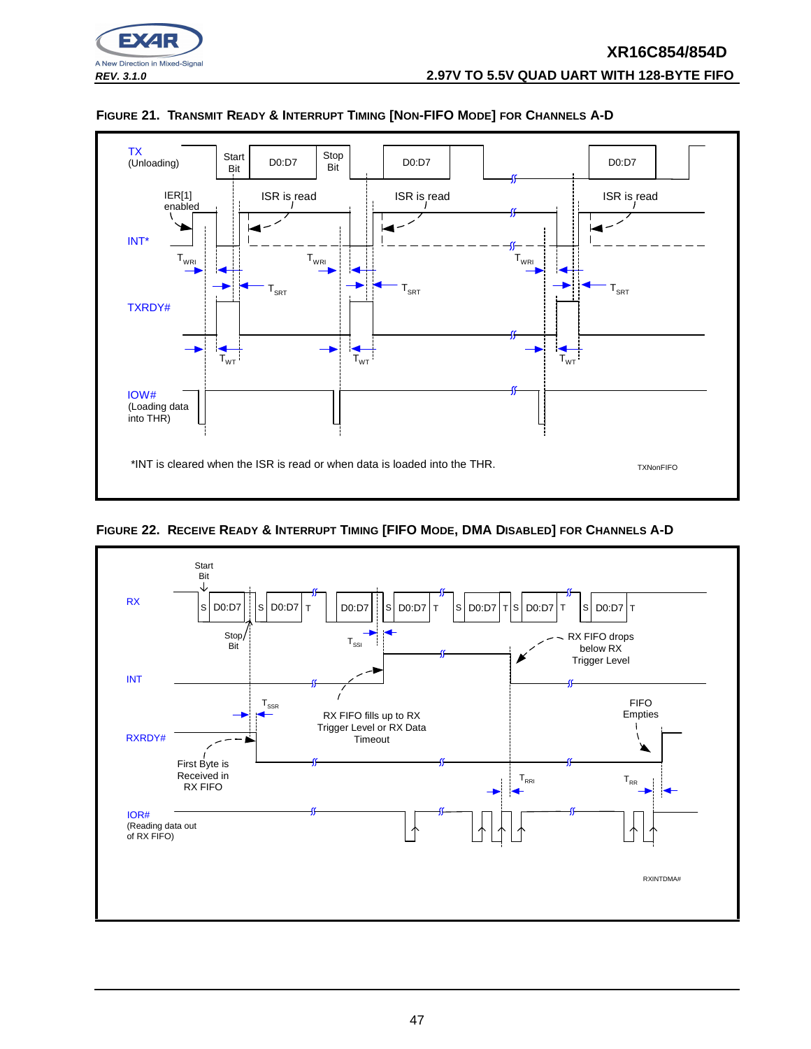### FIGURE 21. TRANSMIT READY & INTERRUPT TIMING [NON-FIFO MODE] FOR CHANNELS A-D

TX (Unloading) — Start Bit, D0:D7, Stop Bit, D0:D7, D0:D7

IER[1] enabled — ISR is read — ISR is read — ISR is read

INT*

$T_{WRI}$, $T_{SRT}$

TXRDY#

$T_{WT}$

IOW# (Loading data into THR)

*INT is cleared when the ISR is read or when data is loaded into the THR.

TXNonFIFO

### FIGURE 22. RECEIVE READY & INTERRUPT TIMING [FIFO MODE, DMA DISABLED] FOR CHANNELS A-D

RX — Start Bit, S D0:D7, Stop Bit, S D0:D7 T, D0:D7, S D0:D7 T, S D0:D7 T S D0:D7 T, S D0:D7 T

$T_{SSI}$

RX FIFO drops below RX Trigger Level

INT

$T_{SSR}$

RX FIFO fills up to RX Trigger Level or RX Data Timeout

FIFO Empties

RXRDY#

First Byte is Received in RX FIFO

$T_{RRI}$, $T_{RR}$

IOR# (Reading data out of RX FIFO)

RXINTDMA#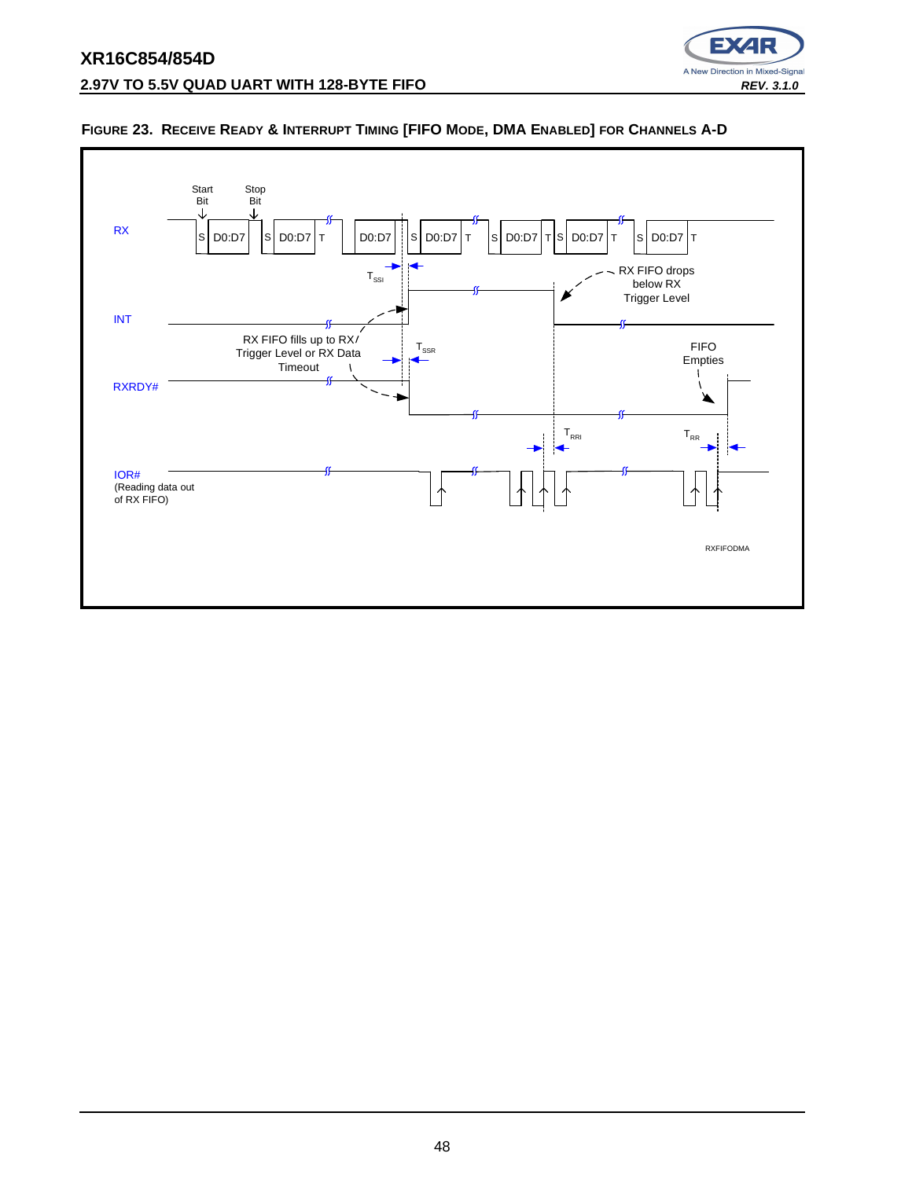**FIGURE 23. RECEIVE READY & INTERRUPT TIMING [FIFO MODE, DMA ENABLED] FOR CHANNELS A-D**

RX | Start Bit | Stop Bit | S D0:D7 | S D0:D7 T | D0:D7 | S D0:D7 T | S D0:D7 T | S D0:D7 T | S D0:D7 T

$T_{SSI}$

RX FIFO drops below RX Trigger Level

INT

RX FIFO fills up to RX Trigger Level or RX Data Timeout

$T_{SSR}$

FIFO Empties

RXRDY#

$T_{RRI}$

$T_{RR}$

IOR# (Reading data out of RX FIFO)

RXFIFODMA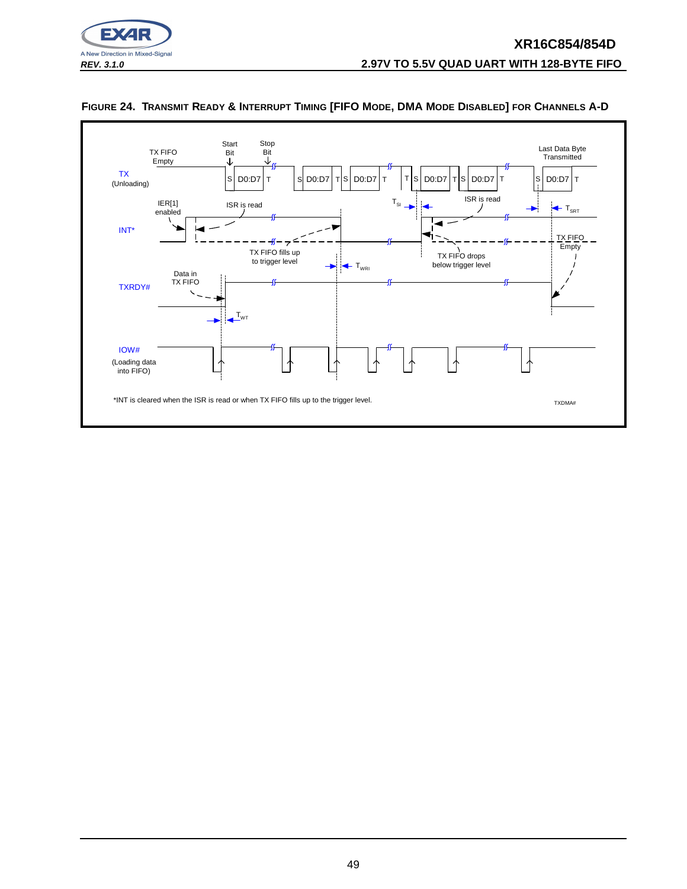**FIGURE 24. TRANSMIT READY & INTERRUPT TIMING [FIFO MODE, DMA MODE DISABLED] FOR CHANNELS A-D**

*INT is cleared when the ISR is read or when TX FIFO fills up to the trigger level.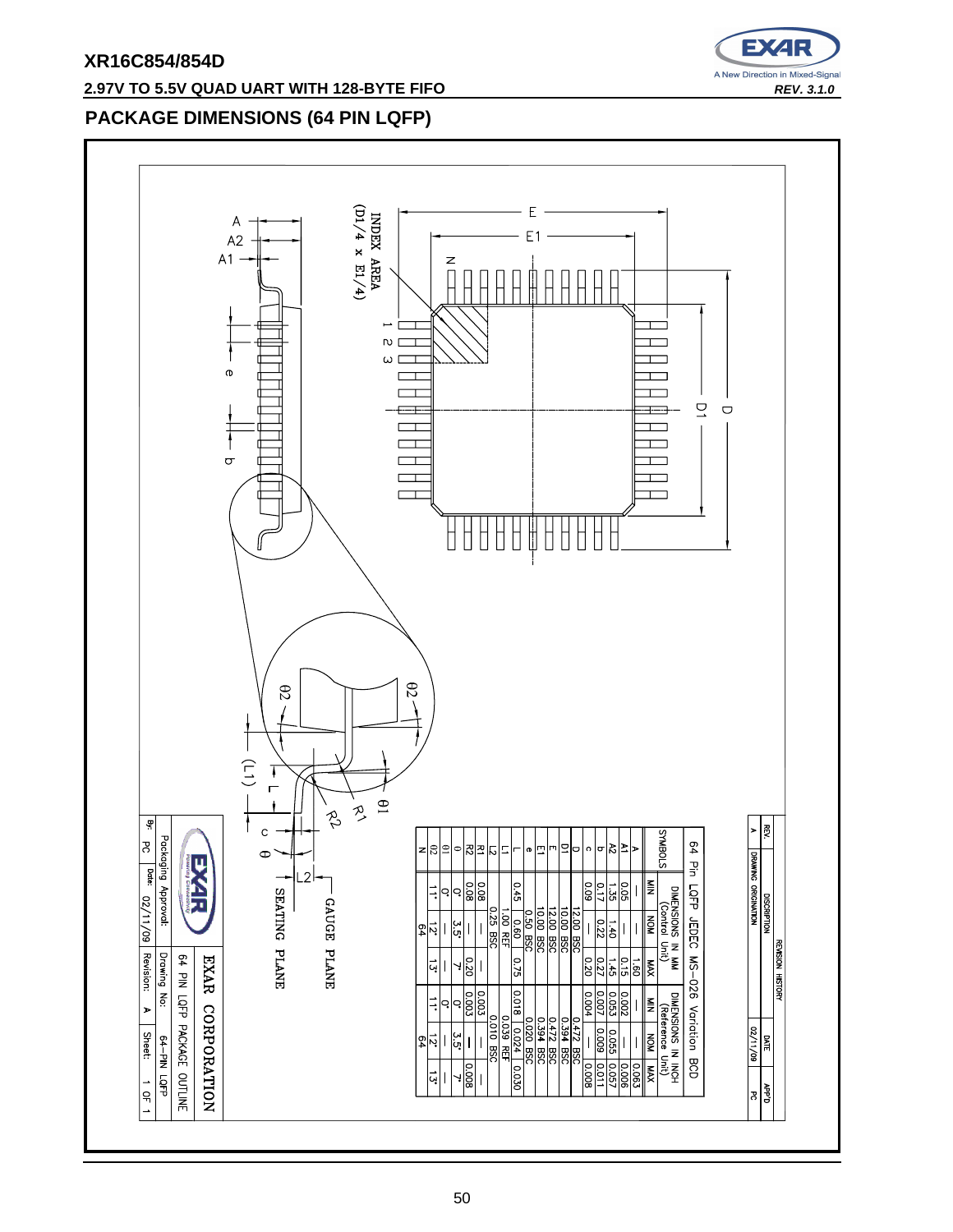## PACKAGE DIMENSIONS (64 PIN LQFP)

64 Pin LQFP JEDEC MS-026 Variation BCD

| SYMBOLS | DIMENSIONS IN MM (Control Unit) | | | DIMENSIONS IN INCH (Reference Unit) | | |
|---|---|---|---|---|---|---|
| | MIN | NOM | MAX | MIN | NOM | MAX |
| A | — | — | 1.60 | — | — | 0.063 |
| A1 | 0.05 | — | 0.15 | 0.002 | — | 0.006 |
| A2 | 1.35 | 1.40 | 1.45 | 0.053 | 0.055 | 0.057 |
| b | 0.17 | 0.22 | 0.27 | 0.007 | 0.009 | 0.011 |
| c | 0.09 | — | 0.20 | 0.004 | — | 0.008 |
| D | 12.00 BSC | | | 0.472 BSC | | |
| D1 | 10.00 BSC | | | 0.394 BSC | | |
| E | 12.00 BSC | | | 0.472 BSC | | |
| E1 | 10.00 BSC | | | 0.394 BSC | | |
| e | 0.50 BSC | | | 0.020 BSC | | |
| L | 0.45 | 0.60 | 0.75 | 0.018 | 0.024 | 0.030 |
| L1 | 1.00 REF | | | 0.039 REF | | |
| L2 | 0.25 BSC | | | 0.010 BSC | | |
| R1 | 0.08 | — | — | 0.003 | — | — |
| R2 | 0.08 | — | 0.20 | 0.003 | — | 0.008 |
| θ | 0° | 3.5° | 7° | 0° | 3.5° | 7° |
| θ1 | 0° | — | — | 0° | — | — |
| θ2 | 11° | 12° | 13° | 11° | 12° | 13° |
| N | 64 | | | 64 | | |

REVISION HISTORY

| REV. | DISCRIPTION | DATE | APP'D |
|---|---|---|---|
| A | DRAWING ORIGINATION | 02/11/09 | PC |

INDEX AREA (D1/4 x E1/4)

GAUGE PLANE

SEATING PLANE

EXAR CORPORATION

64 PIN LQFP PACKAGE OUTLINE

Packaging Approval:

Drawing No: 64-PIN LQFP

By: PC Date: 02/11/09 Revision: A Sheet: 1 OF 1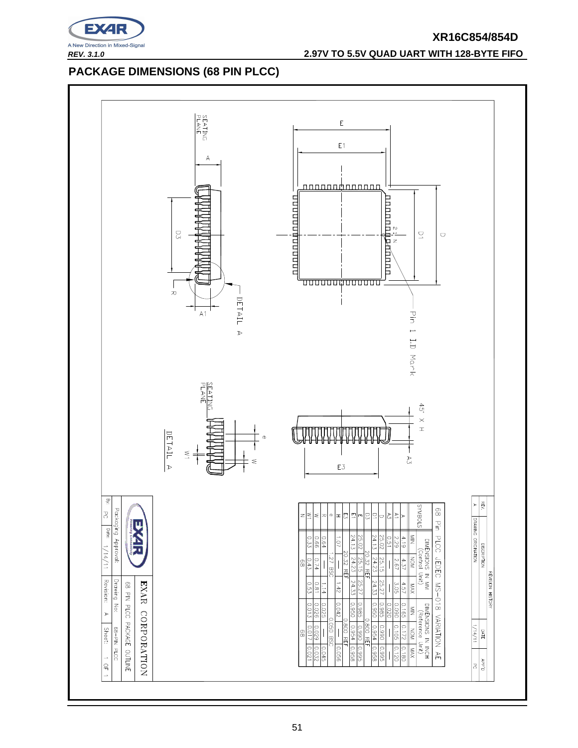## PACKAGE DIMENSIONS (68 PIN PLCC)

**68 Pin PLCC JEDEC MS-018 VARIATION AE**

| SYMBOLS | DIMENSIONS IN MM (Control Unit) | | | DIMENSIONS IN INCH (Reference Unit) | | |
|---|---|---|---|---|---|---|
| | MIN | NOM | MAX | MIN | NOM | MAX |
| A | 4.19 | 4.37 | 4.57 | 0.165 | 0.172 | 0.180 |
| A1 | 2.29 | 2.67 | 3.05 | 0.090 | 0.105 | 0.120 |
| A3 | 0.51 | — | — | 0.020 | — | — |
| D | 25.02 | 25.15 | 25.27 | 0.985 | 0.990 | 0.995 |
| D1 | 24.13 | 24.23 | 24.33 | 0.950 | 0.954 | 0.958 |
| D3 | 20.32 REF | | | 0.800 REF | | |
| E | 25.02 | 25.15 | 25.27 | 0.985 | 0.990 | 0.995 |
| E1 | 24.13 | 24.23 | 24.33 | 0.950 | 0.954 | 0.958 |
| E3 | 20.32 REF | | | 0.800 REF | | |
| H | 1.07 | — | 1.42 | 0.042 | — | 0.056 |
| e | 1.27 BSC | | | 0.050 BSC | | |
| R | 0.64 | — | 1.14 | 0.025 | — | 0.045 |
| W | 0.66 | 0.74 | 0.81 | 0.026 | 0.029 | 0.032 |
| W1 | 0.33 | 0.43 | 0.53 | 0.013 | 0.017 | 0.021 |
| N | 68 | | | 68 | | |

**REVISION HISTORY**

| REV. | DESCRIPTION | DATE | APP'D |
|---|---|---|---|
| A | DRAWING ORIGINATION | 1/14/11 | PC |

EXAR CORPORATION
68 PIN PLCC PACKAGE OUTLINE
Packaging Approval: | Drawing No: 68-PIN PLCC
By: PC | Date: 1/14/11 | Revision: A | Sheet: 1 OF 1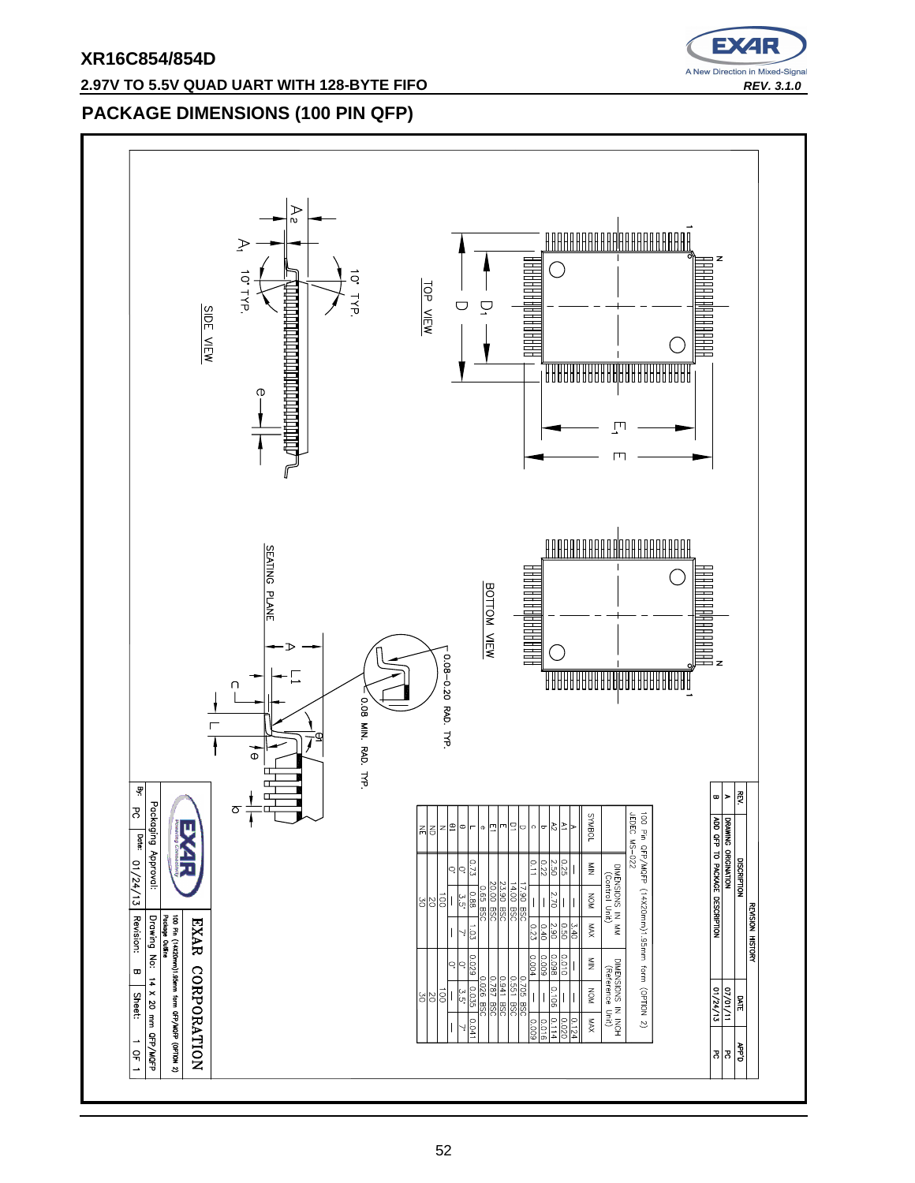## PACKAGE DIMENSIONS (100 PIN QFP)

TOP VIEW

BOTTOM VIEW

SIDE VIEW

SEATING PLANE

10° TYP.

0.08–0.20 RAD. TYP.

0.08 MIN. RAD. TYP.

100 Pin QFP/MQFP (14X20mm) .65mm form (OPTION 2)
JEDEC MS-022

| SYMBOL | DIMENSIONS IN MM (Control Unit) | | | DIMENSIONS IN INCH (Reference Unit) | | |
|---|---|---|---|---|---|---|
| | MIN | NOM | MAX | MIN | NOM | MAX |
| A | — | — | 3.40 | — | — | 0.124 |
| A1 | 0.25 | — | 0.50 | 0.010 | — | 0.020 |
| A2 | 2.50 | 2.70 | 2.90 | 0.098 | 0.106 | 0.114 |
| b | 0.22 | — | 0.40 | 0.009 | — | 0.016 |
| c | 0.11 | — | 0.23 | 0.004 | — | 0.009 |
| D | 17.90 BSC | | | 0.705 BSC | | |
| D1 | 14.00 BSC | | | 0.551 BSC | | |
| E | 23.90 BSC | | | 0.941 BSC | | |
| E1 | 20.00 BSC | | | 0.787 BSC | | |
| e | 0.65 BSC | | | 0.026 BSC | | |
| L | 0.73 | 0.88 | 1.03 | 0.029 | 0.035 | 0.041 |
| θ | 0° | 3.5° | 7° | 0° | 3.5° | 7° |
| θ1 | 0° | — | — | 0° | — | — |
| N | | 100 | | | 100 | |
| ND | | 20 | | | 20 | |
| NE | | 30 | | | 30 | |

REVISION HISTORY

| REV. | DESCRIPTION | DATE | APP'D |
|---|---|---|---|
| A | DRAWING ORIGINATION | 07/01/11 | |
| B | ADD QFP TO PACKAGE DESCRIPTION | 01/24/13 | PC |

EXAR CORPORATION

100 Pin (14x20mm) .65mm form QFP/MQFP (OPTION 2) Package Outline

Packaging Approval: | Drawing No: 14 X 20 mm QFP/MQFP

By: PC | Date: 01/24/13 | Revision: B | Sheet: 1 OF 1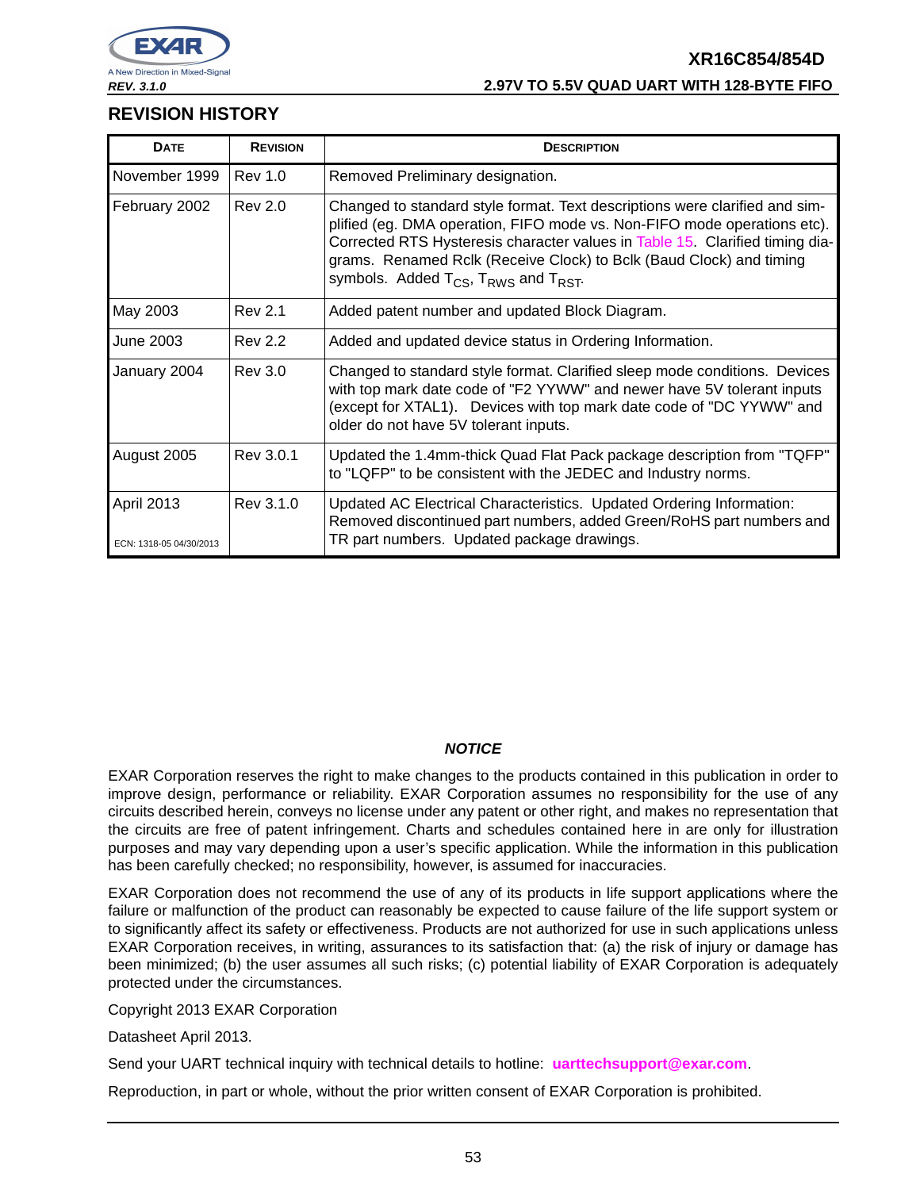## REVISION HISTORY

| DATE | REVISION | DESCRIPTION |
|---|---|---|
| November 1999 | Rev 1.0 | Removed Preliminary designation. |
| February 2002 | Rev 2.0 | Changed to standard style format. Text descriptions were clarified and simplified (eg. DMA operation, FIFO mode vs. Non-FIFO mode operations etc). Corrected RTS Hysteresis character values in Table 15. Clarified timing diagrams. Renamed Rclk (Receive Clock) to Bclk (Baud Clock) and timing symbols. Added $T_{CS}$, $T_{RWS}$ and $T_{RST}$. |
| May 2003 | Rev 2.1 | Added patent number and updated Block Diagram. |
| June 2003 | Rev 2.2 | Added and updated device status in Ordering Information. |
| January 2004 | Rev 3.0 | Changed to standard style format. Clarified sleep mode conditions. Devices with top mark date code of "F2 YYWW" and newer have 5V tolerant inputs (except for XTAL1). Devices with top mark date code of "DC YYWW" and older do not have 5V tolerant inputs. |
| August 2005 | Rev 3.0.1 | Updated the 1.4mm-thick Quad Flat Pack package description from "TQFP" to "LQFP" to be consistent with the JEDEC and Industry norms. |
| April 2013<br>ECN: 1318-05 04/30/2013 | Rev 3.1.0 | Updated AC Electrical Characteristics. Updated Ordering Information: Removed discontinued part numbers, added Green/RoHS part numbers and TR part numbers. Updated package drawings. |

***NOTICE***

EXAR Corporation reserves the right to make changes to the products contained in this publication in order to improve design, performance or reliability. EXAR Corporation assumes no responsibility for the use of any circuits described herein, conveys no license under any patent or other right, and makes no representation that the circuits are free of patent infringement. Charts and schedules contained here in are only for illustration purposes and may vary depending upon a user's specific application. While the information in this publication has been carefully checked; no responsibility, however, is assumed for inaccuracies.

EXAR Corporation does not recommend the use of any of its products in life support applications where the failure or malfunction of the product can reasonably be expected to cause failure of the life support system or to significantly affect its safety or effectiveness. Products are not authorized for use in such applications unless EXAR Corporation receives, in writing, assurances to its satisfaction that: (a) the risk of injury or damage has been minimized; (b) the user assumes all such risks; (c) potential liability of EXAR Corporation is adequately protected under the circumstances.

Copyright 2013 EXAR Corporation

Datasheet April 2013.

Send your UART technical inquiry with technical details to hotline: **uarttechsupport@exar.com**.

Reproduction, in part or whole, without the prior written consent of EXAR Corporation is prohibited.